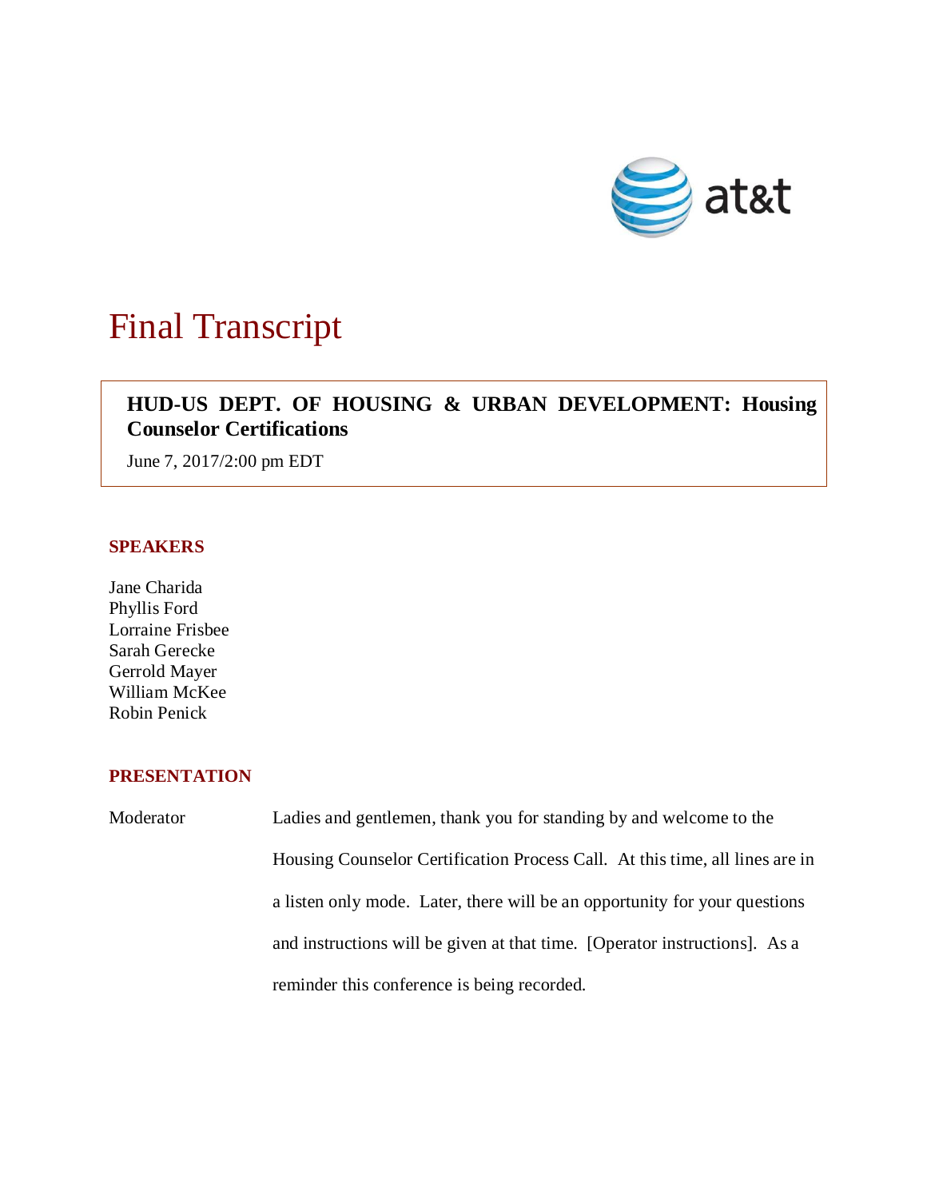# Final Transcript

**HUD-US DEPT. OF HOUSING & URBAN DEVELOPMENT: Housing Counselor Certifications**

June 7, 2017/2:00 pm EDT

## SPEAKERS

Jane Charida
Phyllis Ford
Lorraine Frisbee
Sarah Gerecke
Gerrold Mayer
William McKee
Robin Penick

## PRESENTATION

Moderator: Ladies and gentlemen, thank you for standing by and welcome to the Housing Counselor Certification Process Call. At this time, all lines are in a listen only mode. Later, there will be an opportunity for your questions and instructions will be given at that time. [Operator instructions]. As a reminder this conference is being recorded.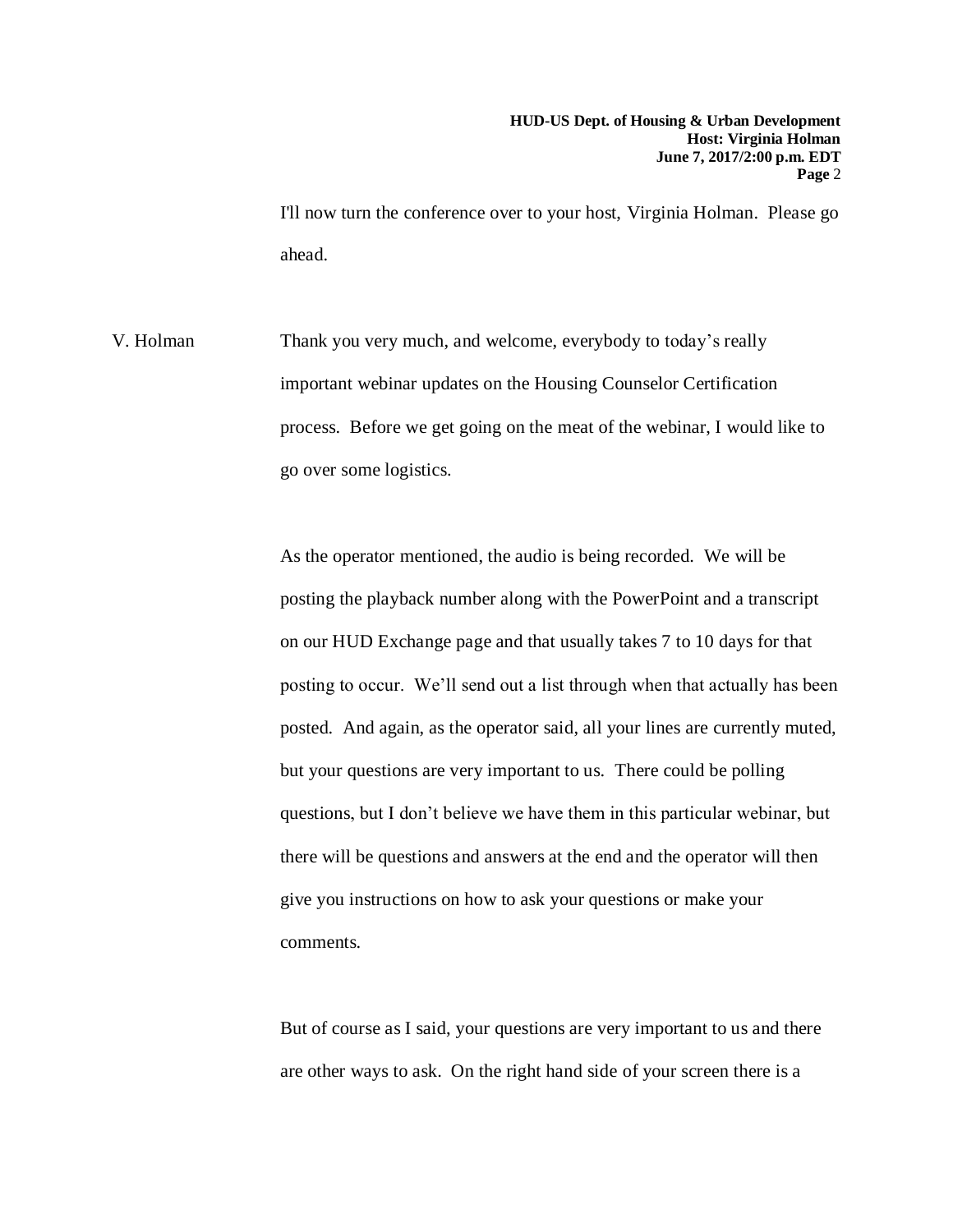I'll now turn the conference over to your host, Virginia Holman. Please go ahead.

V. Holman Thank you very much, and welcome, everybody to today's really important webinar updates on the Housing Counselor Certification process. Before we get going on the meat of the webinar, I would like to go over some logistics.

As the operator mentioned, the audio is being recorded. We will be posting the playback number along with the PowerPoint and a transcript on our HUD Exchange page and that usually takes 7 to 10 days for that posting to occur. We'll send out a list through when that actually has been posted. And again, as the operator said, all your lines are currently muted, but your questions are very important to us. There could be polling questions, but I don't believe we have them in this particular webinar, but there will be questions and answers at the end and the operator will then give you instructions on how to ask your questions or make your comments.

But of course as I said, your questions are very important to us and there are other ways to ask. On the right hand side of your screen there is a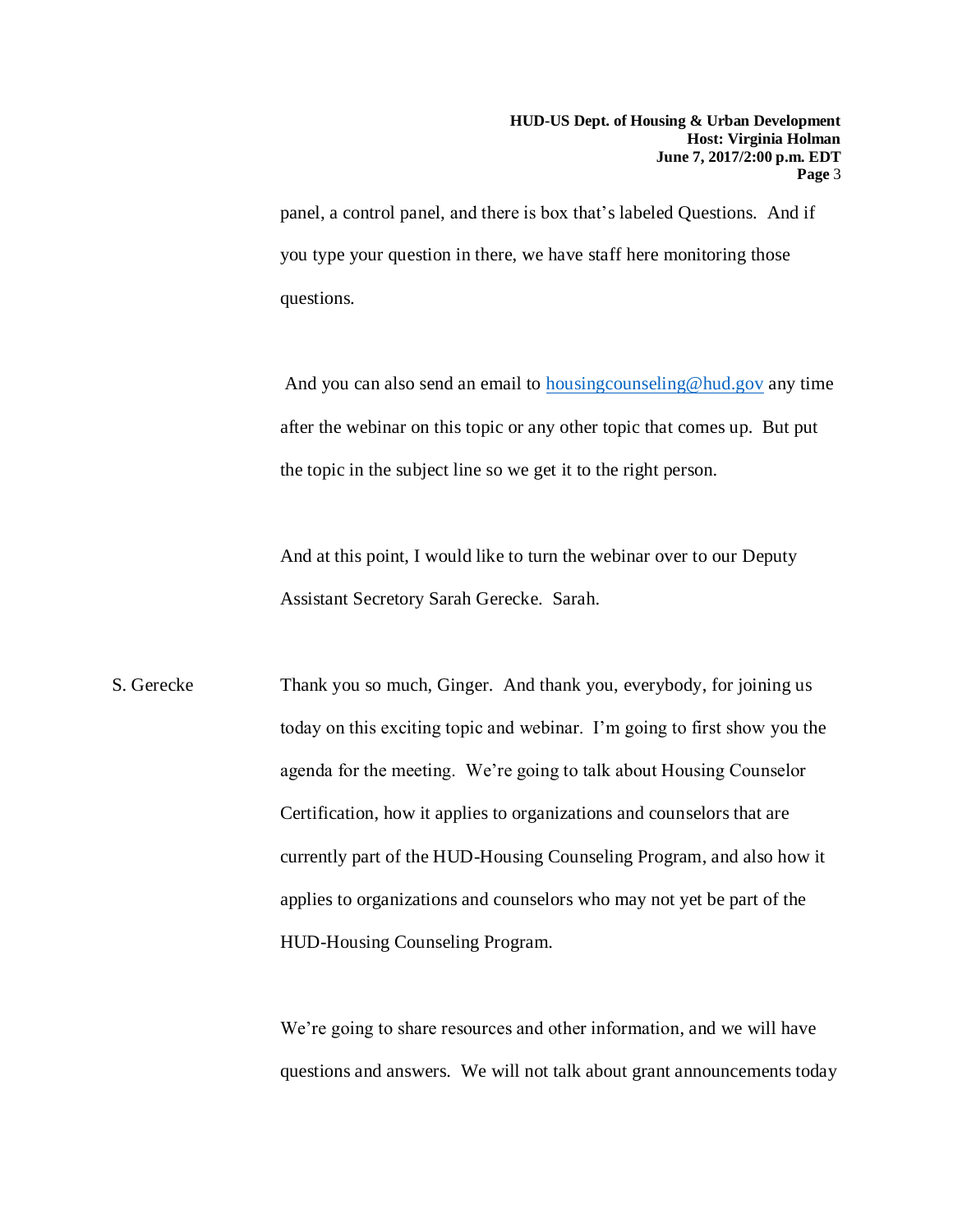panel, a control panel, and there is box that's labeled Questions. And if you type your question in there, we have staff here monitoring those questions.

And you can also send an email to housingcounseling@hud.gov any time after the webinar on this topic or any other topic that comes up. But put the topic in the subject line so we get it to the right person.

And at this point, I would like to turn the webinar over to our Deputy Assistant Secretary Sarah Gerecke. Sarah.

S. Gerecke Thank you so much, Ginger. And thank you, everybody, for joining us today on this exciting topic and webinar. I'm going to first show you the agenda for the meeting. We're going to talk about Housing Counselor Certification, how it applies to organizations and counselors that are currently part of the HUD-Housing Counseling Program, and also how it applies to organizations and counselors who may not yet be part of the HUD-Housing Counseling Program.

We're going to share resources and other information, and we will have questions and answers. We will not talk about grant announcements today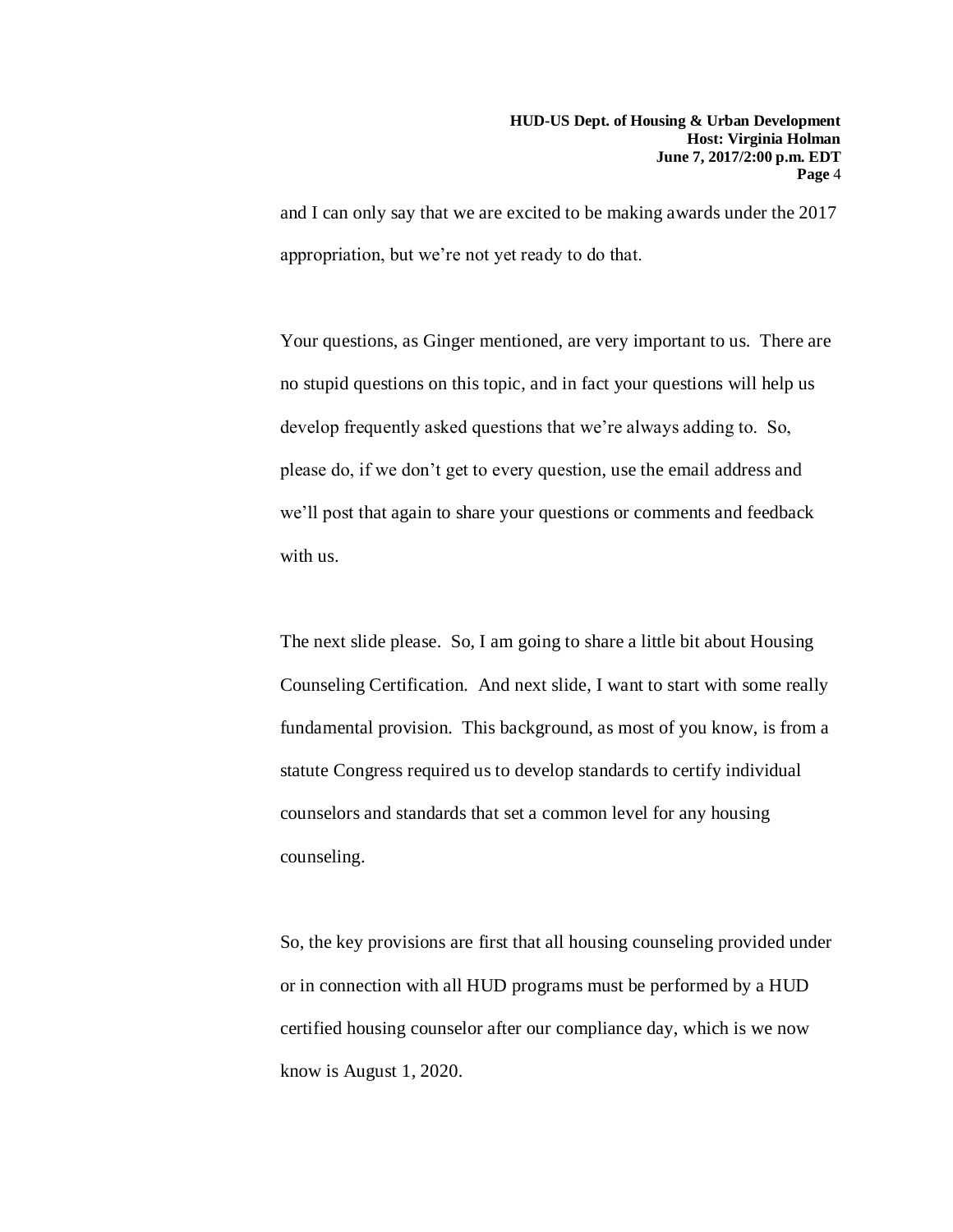and I can only say that we are excited to be making awards under the 2017 appropriation, but we're not yet ready to do that.

Your questions, as Ginger mentioned, are very important to us. There are no stupid questions on this topic, and in fact your questions will help us develop frequently asked questions that we're always adding to. So, please do, if we don't get to every question, use the email address and we'll post that again to share your questions or comments and feedback with us.

The next slide please. So, I am going to share a little bit about Housing Counseling Certification. And next slide, I want to start with some really fundamental provision. This background, as most of you know, is from a statute Congress required us to develop standards to certify individual counselors and standards that set a common level for any housing counseling.

So, the key provisions are first that all housing counseling provided under or in connection with all HUD programs must be performed by a HUD certified housing counselor after our compliance day, which is we now know is August 1, 2020.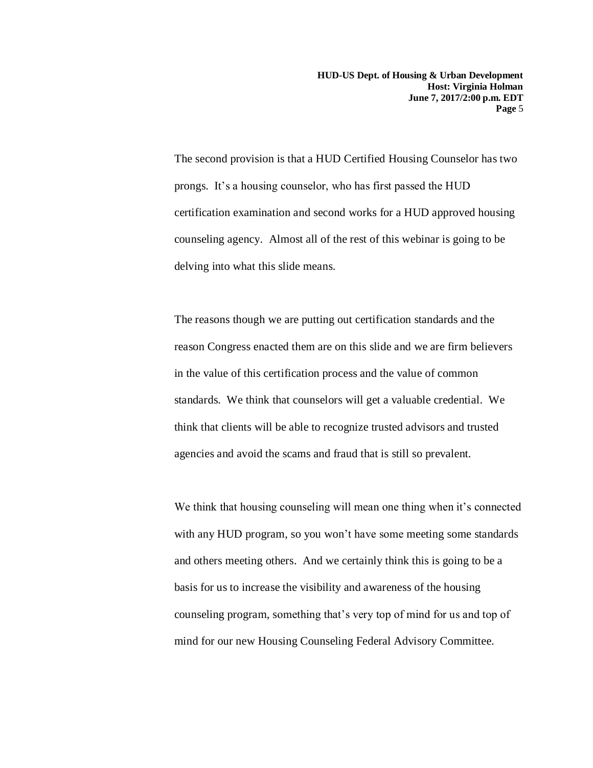The second provision is that a HUD Certified Housing Counselor has two prongs. It's a housing counselor, who has first passed the HUD certification examination and second works for a HUD approved housing counseling agency. Almost all of the rest of this webinar is going to be delving into what this slide means.

The reasons though we are putting out certification standards and the reason Congress enacted them are on this slide and we are firm believers in the value of this certification process and the value of common standards. We think that counselors will get a valuable credential. We think that clients will be able to recognize trusted advisors and trusted agencies and avoid the scams and fraud that is still so prevalent.

We think that housing counseling will mean one thing when it's connected with any HUD program, so you won't have some meeting some standards and others meeting others. And we certainly think this is going to be a basis for us to increase the visibility and awareness of the housing counseling program, something that's very top of mind for us and top of mind for our new Housing Counseling Federal Advisory Committee.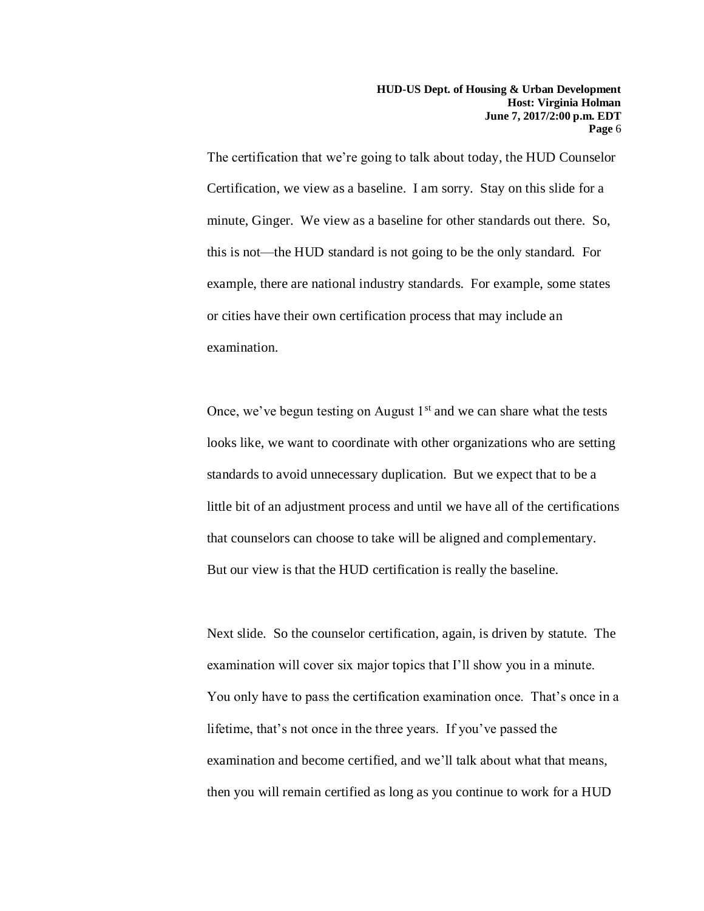The certification that we're going to talk about today, the HUD Counselor Certification, we view as a baseline. I am sorry. Stay on this slide for a minute, Ginger. We view as a baseline for other standards out there. So, this is not—the HUD standard is not going to be the only standard. For example, there are national industry standards. For example, some states or cities have their own certification process that may include an examination.

Once, we've begun testing on August 1st and we can share what the tests looks like, we want to coordinate with other organizations who are setting standards to avoid unnecessary duplication. But we expect that to be a little bit of an adjustment process and until we have all of the certifications that counselors can choose to take will be aligned and complementary. But our view is that the HUD certification is really the baseline.

Next slide. So the counselor certification, again, is driven by statute. The examination will cover six major topics that I'll show you in a minute. You only have to pass the certification examination once. That's once in a lifetime, that's not once in the three years. If you've passed the examination and become certified, and we'll talk about what that means, then you will remain certified as long as you continue to work for a HUD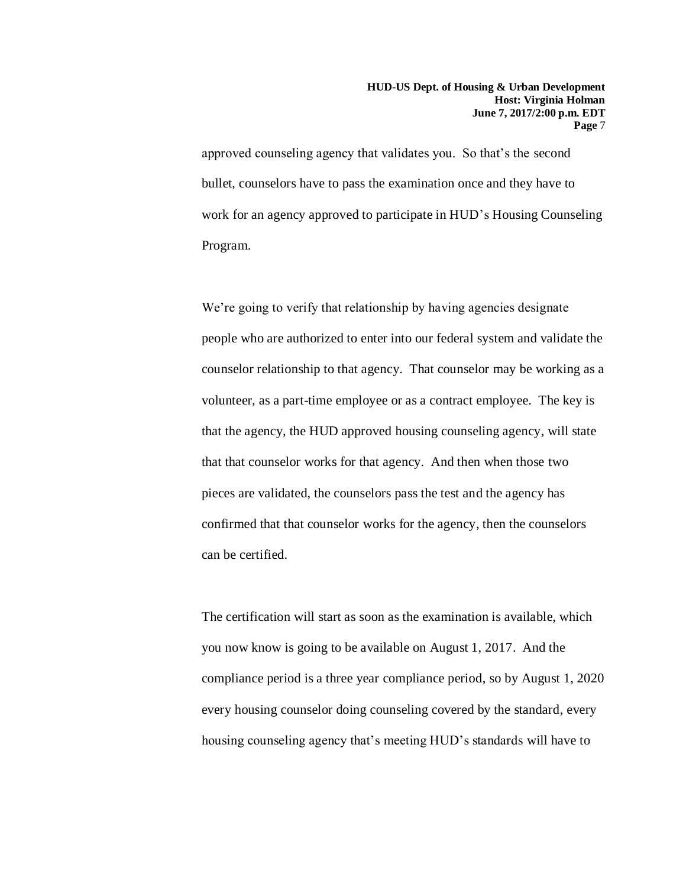approved counseling agency that validates you. So that's the second bullet, counselors have to pass the examination once and they have to work for an agency approved to participate in HUD's Housing Counseling Program.

We're going to verify that relationship by having agencies designate people who are authorized to enter into our federal system and validate the counselor relationship to that agency. That counselor may be working as a volunteer, as a part-time employee or as a contract employee. The key is that the agency, the HUD approved housing counseling agency, will state that that counselor works for that agency. And then when those two pieces are validated, the counselors pass the test and the agency has confirmed that that counselor works for the agency, then the counselors can be certified.

The certification will start as soon as the examination is available, which you now know is going to be available on August 1, 2017. And the compliance period is a three year compliance period, so by August 1, 2020 every housing counselor doing counseling covered by the standard, every housing counseling agency that's meeting HUD's standards will have to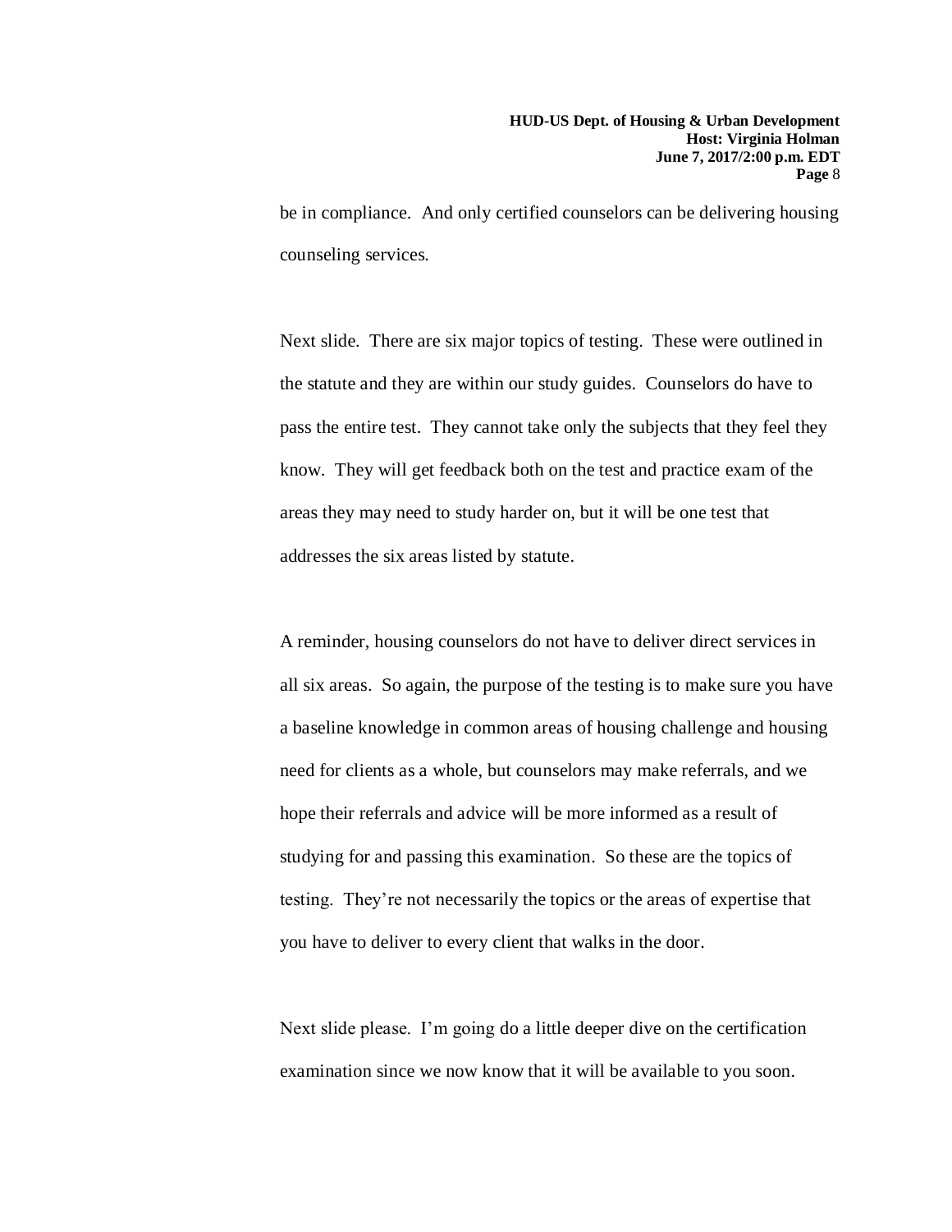be in compliance. And only certified counselors can be delivering housing counseling services.

Next slide. There are six major topics of testing. These were outlined in the statute and they are within our study guides. Counselors do have to pass the entire test. They cannot take only the subjects that they feel they know. They will get feedback both on the test and practice exam of the areas they may need to study harder on, but it will be one test that addresses the six areas listed by statute.

A reminder, housing counselors do not have to deliver direct services in all six areas. So again, the purpose of the testing is to make sure you have a baseline knowledge in common areas of housing challenge and housing need for clients as a whole, but counselors may make referrals, and we hope their referrals and advice will be more informed as a result of studying for and passing this examination. So these are the topics of testing. They're not necessarily the topics or the areas of expertise that you have to deliver to every client that walks in the door.

Next slide please. I'm going do a little deeper dive on the certification examination since we now know that it will be available to you soon.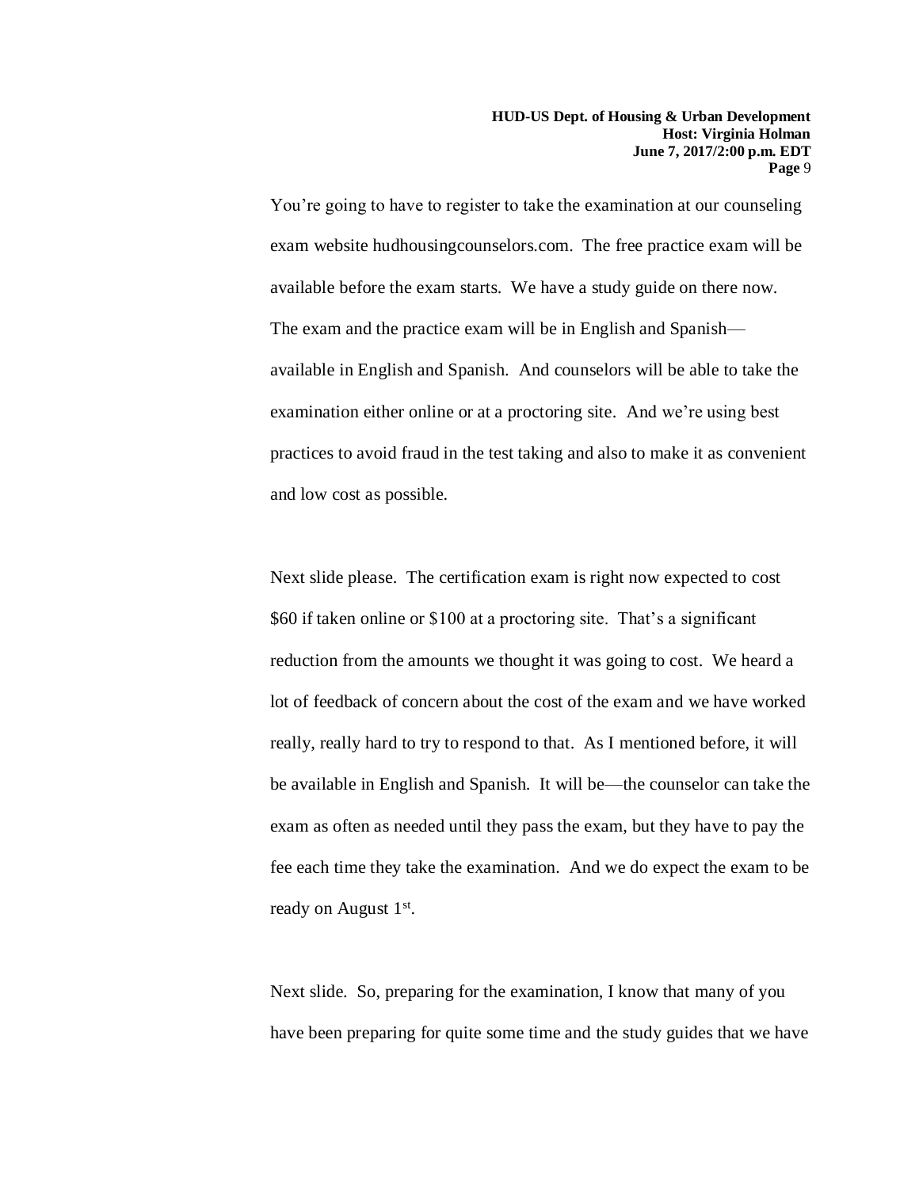You're going to have to register to take the examination at our counseling exam website hudhousingcounselors.com. The free practice exam will be available before the exam starts. We have a study guide on there now. The exam and the practice exam will be in English and Spanish—available in English and Spanish. And counselors will be able to take the examination either online or at a proctoring site. And we're using best practices to avoid fraud in the test taking and also to make it as convenient and low cost as possible.

Next slide please. The certification exam is right now expected to cost $60 if taken online or $100 at a proctoring site. That's a significant reduction from the amounts we thought it was going to cost. We heard a lot of feedback of concern about the cost of the exam and we have worked really, really hard to try to respond to that. As I mentioned before, it will be available in English and Spanish. It will be—the counselor can take the exam as often as needed until they pass the exam, but they have to pay the fee each time they take the examination. And we do expect the exam to be ready on August 1st.

Next slide. So, preparing for the examination, I know that many of you have been preparing for quite some time and the study guides that we have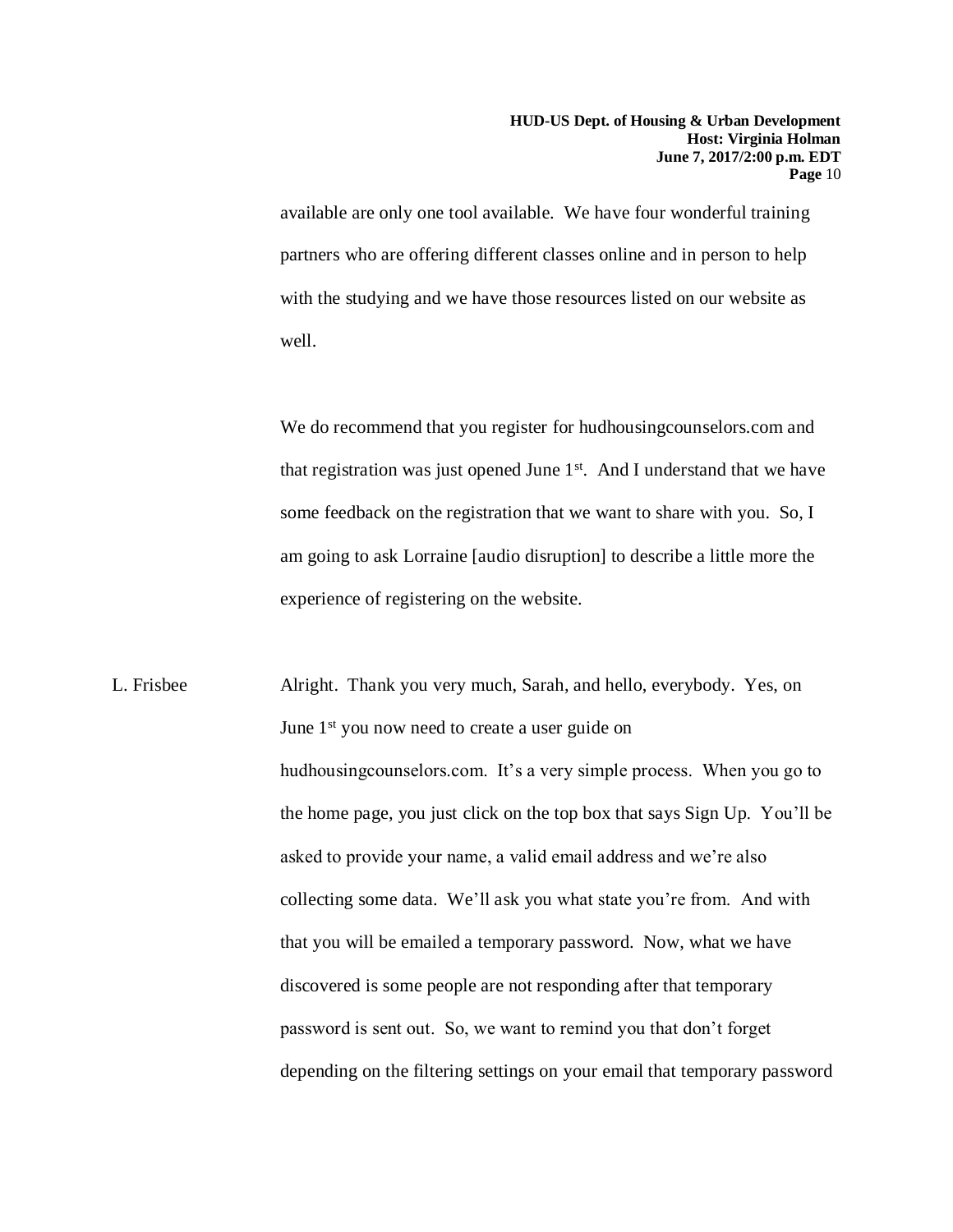available are only one tool available. We have four wonderful training partners who are offering different classes online and in person to help with the studying and we have those resources listed on our website as well.

We do recommend that you register for hudhousingcounselors.com and that registration was just opened June 1st. And I understand that we have some feedback on the registration that we want to share with you. So, I am going to ask Lorraine [audio disruption] to describe a little more the experience of registering on the website.

L. Frisbee Alright. Thank you very much, Sarah, and hello, everybody. Yes, on June 1st you now need to create a user guide on hudhousingcounselors.com. It's a very simple process. When you go to the home page, you just click on the top box that says Sign Up. You'll be asked to provide your name, a valid email address and we're also collecting some data. We'll ask you what state you're from. And with that you will be emailed a temporary password. Now, what we have discovered is some people are not responding after that temporary password is sent out. So, we want to remind you that don't forget depending on the filtering settings on your email that temporary password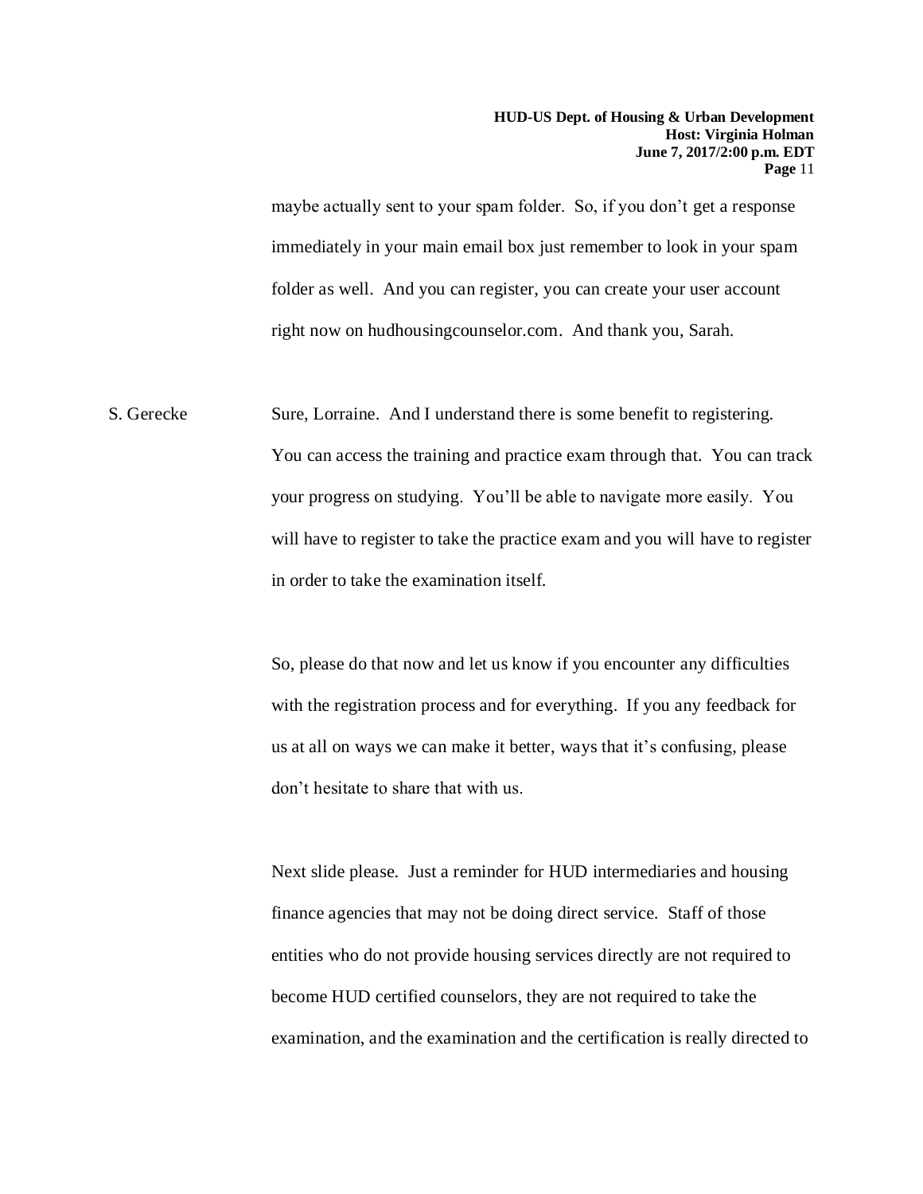maybe actually sent to your spam folder. So, if you don't get a response immediately in your main email box just remember to look in your spam folder as well. And you can register, you can create your user account right now on hudhousingcounselor.com. And thank you, Sarah.

S. Gerecke Sure, Lorraine. And I understand there is some benefit to registering. You can access the training and practice exam through that. You can track your progress on studying. You'll be able to navigate more easily. You will have to register to take the practice exam and you will have to register in order to take the examination itself.

So, please do that now and let us know if you encounter any difficulties with the registration process and for everything. If you any feedback for us at all on ways we can make it better, ways that it's confusing, please don't hesitate to share that with us.

Next slide please. Just a reminder for HUD intermediaries and housing finance agencies that may not be doing direct service. Staff of those entities who do not provide housing services directly are not required to become HUD certified counselors, they are not required to take the examination, and the examination and the certification is really directed to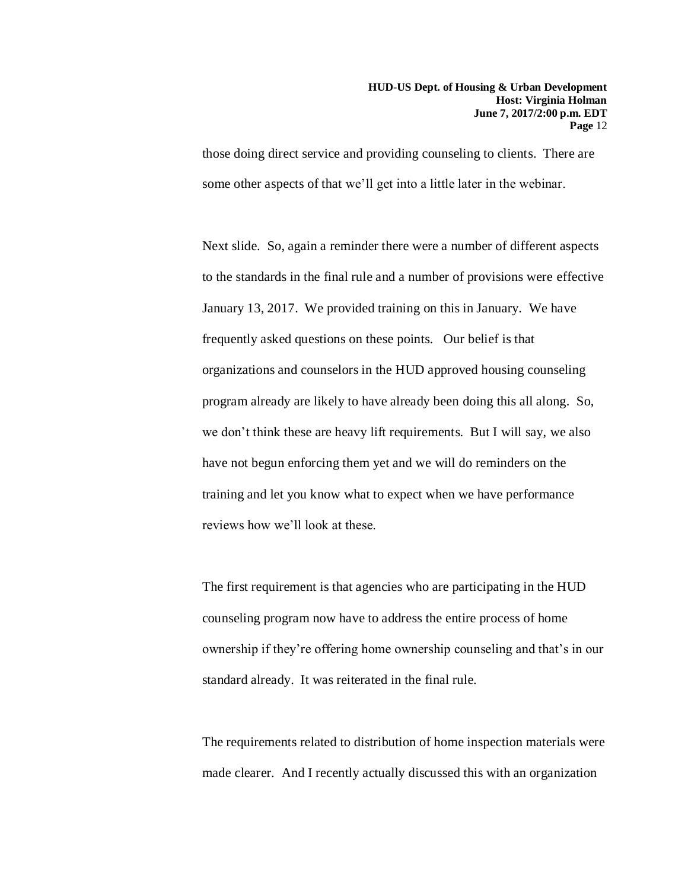those doing direct service and providing counseling to clients. There are some other aspects of that we'll get into a little later in the webinar.

Next slide. So, again a reminder there were a number of different aspects to the standards in the final rule and a number of provisions were effective January 13, 2017. We provided training on this in January. We have frequently asked questions on these points. Our belief is that organizations and counselors in the HUD approved housing counseling program already are likely to have already been doing this all along. So, we don't think these are heavy lift requirements. But I will say, we also have not begun enforcing them yet and we will do reminders on the training and let you know what to expect when we have performance reviews how we'll look at these.

The first requirement is that agencies who are participating in the HUD counseling program now have to address the entire process of home ownership if they're offering home ownership counseling and that's in our standard already. It was reiterated in the final rule.

The requirements related to distribution of home inspection materials were made clearer. And I recently actually discussed this with an organization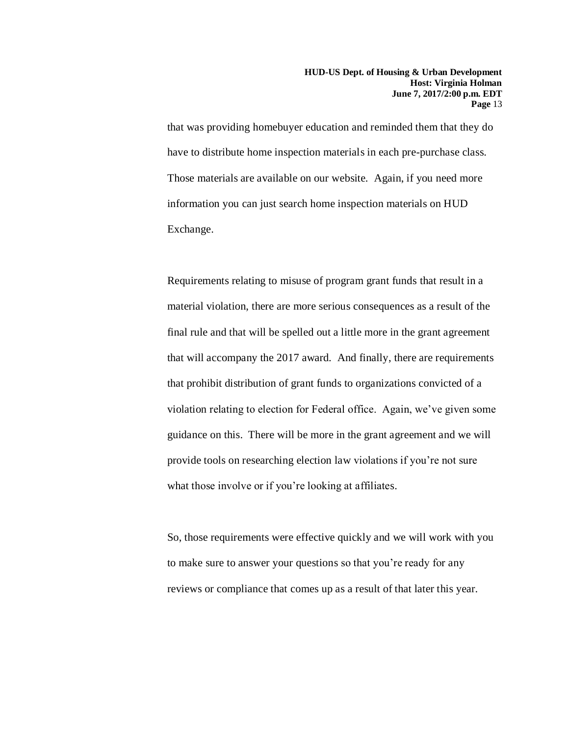that was providing homebuyer education and reminded them that they do have to distribute home inspection materials in each pre-purchase class. Those materials are available on our website. Again, if you need more information you can just search home inspection materials on HUD Exchange.

Requirements relating to misuse of program grant funds that result in a material violation, there are more serious consequences as a result of the final rule and that will be spelled out a little more in the grant agreement that will accompany the 2017 award. And finally, there are requirements that prohibit distribution of grant funds to organizations convicted of a violation relating to election for Federal office. Again, we've given some guidance on this. There will be more in the grant agreement and we will provide tools on researching election law violations if you're not sure what those involve or if you're looking at affiliates.

So, those requirements were effective quickly and we will work with you to make sure to answer your questions so that you're ready for any reviews or compliance that comes up as a result of that later this year.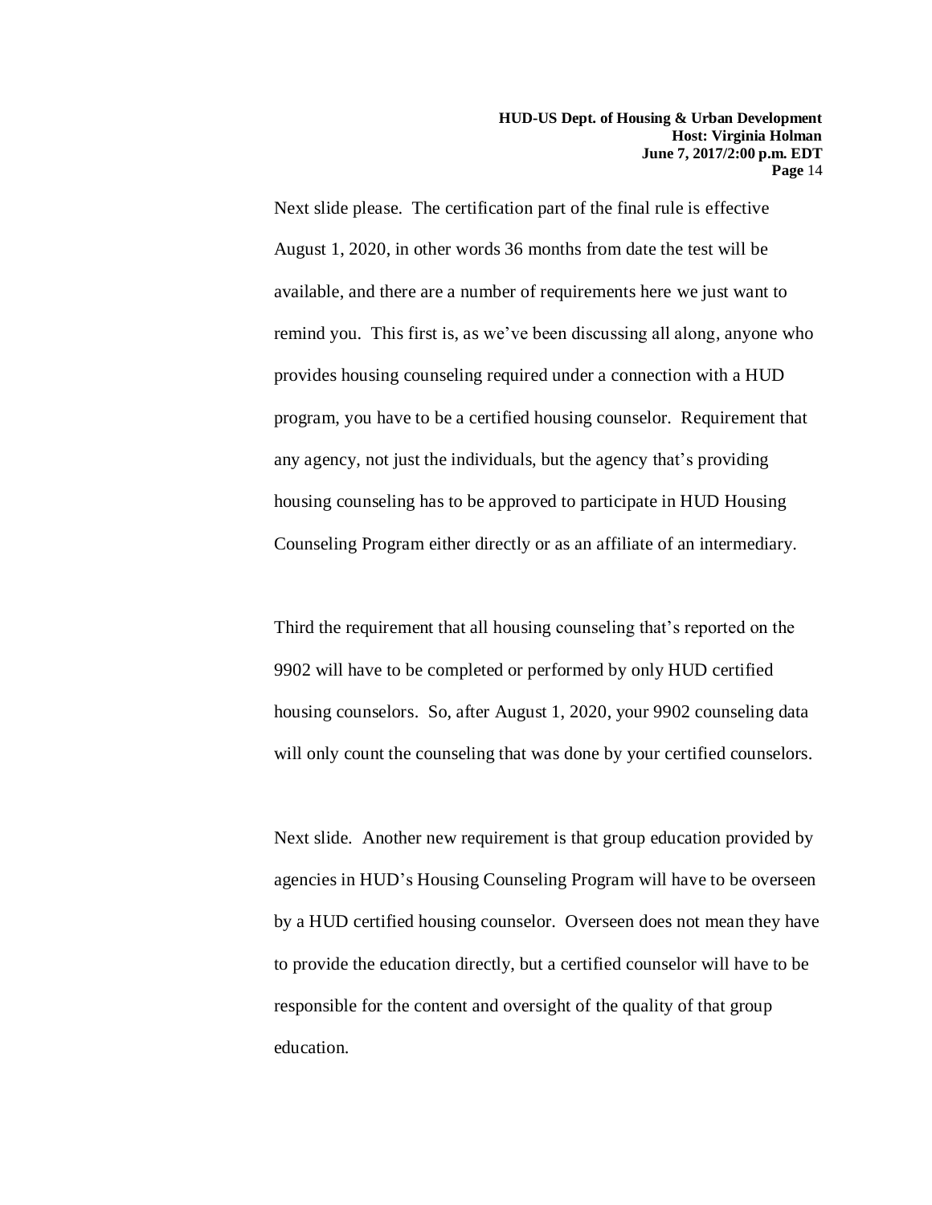Next slide please. The certification part of the final rule is effective August 1, 2020, in other words 36 months from date the test will be available, and there are a number of requirements here we just want to remind you. This first is, as we've been discussing all along, anyone who provides housing counseling required under a connection with a HUD program, you have to be a certified housing counselor. Requirement that any agency, not just the individuals, but the agency that's providing housing counseling has to be approved to participate in HUD Housing Counseling Program either directly or as an affiliate of an intermediary.

Third the requirement that all housing counseling that's reported on the 9902 will have to be completed or performed by only HUD certified housing counselors. So, after August 1, 2020, your 9902 counseling data will only count the counseling that was done by your certified counselors.

Next slide. Another new requirement is that group education provided by agencies in HUD's Housing Counseling Program will have to be overseen by a HUD certified housing counselor. Overseen does not mean they have to provide the education directly, but a certified counselor will have to be responsible for the content and oversight of the quality of that group education.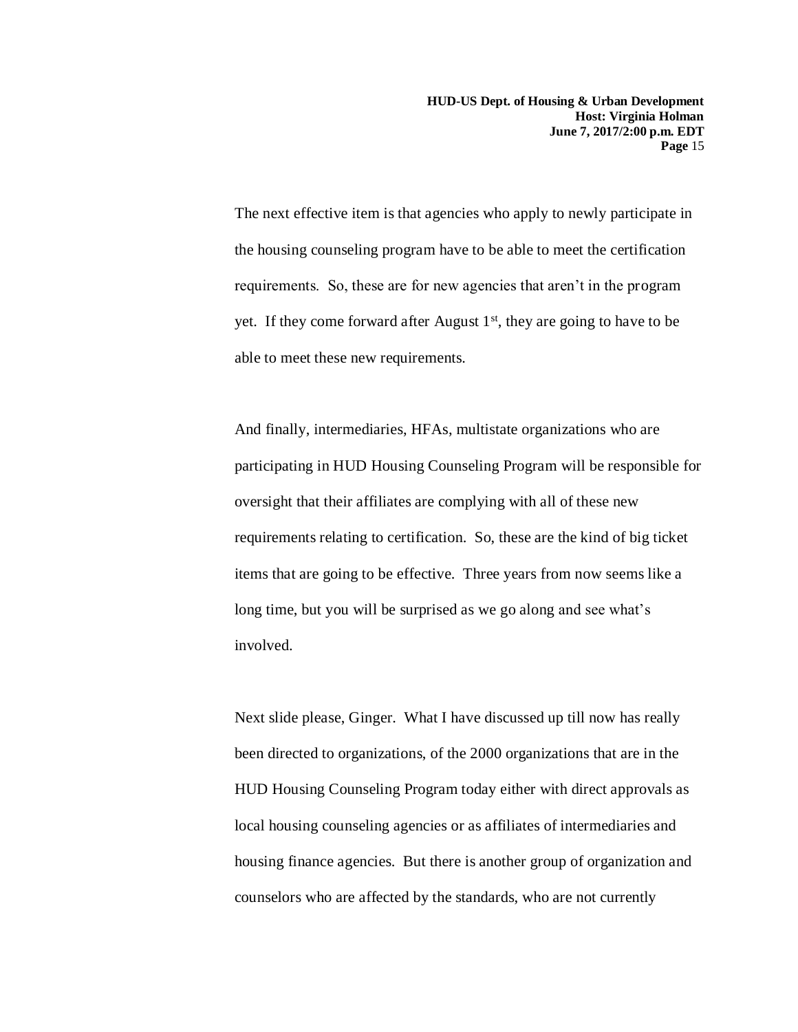The next effective item is that agencies who apply to newly participate in the housing counseling program have to be able to meet the certification requirements. So, these are for new agencies that aren't in the program yet. If they come forward after August 1st, they are going to have to be able to meet these new requirements.

And finally, intermediaries, HFAs, multistate organizations who are participating in HUD Housing Counseling Program will be responsible for oversight that their affiliates are complying with all of these new requirements relating to certification. So, these are the kind of big ticket items that are going to be effective. Three years from now seems like a long time, but you will be surprised as we go along and see what's involved.

Next slide please, Ginger. What I have discussed up till now has really been directed to organizations, of the 2000 organizations that are in the HUD Housing Counseling Program today either with direct approvals as local housing counseling agencies or as affiliates of intermediaries and housing finance agencies. But there is another group of organization and counselors who are affected by the standards, who are not currently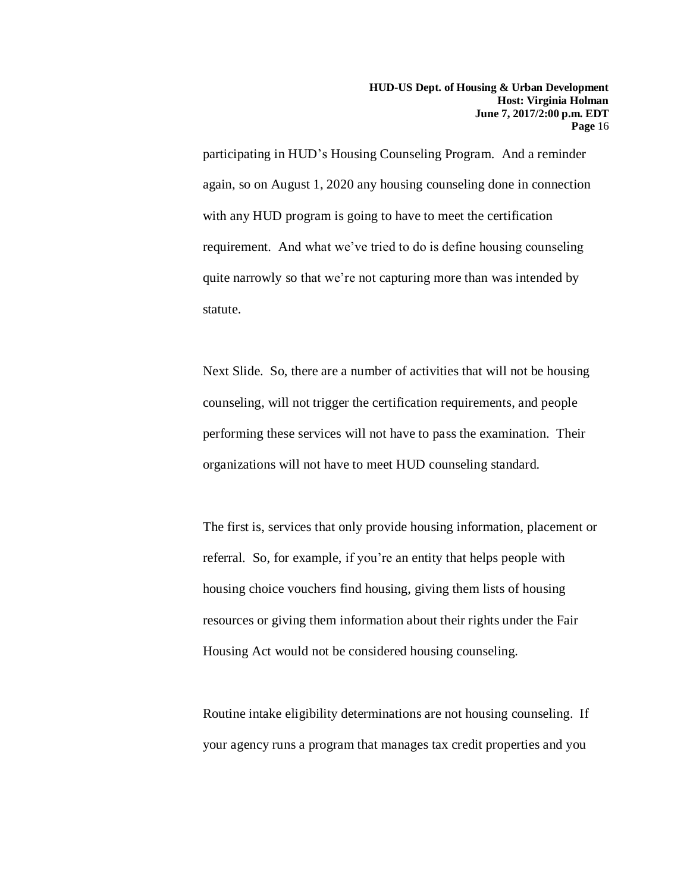participating in HUD's Housing Counseling Program. And a reminder again, so on August 1, 2020 any housing counseling done in connection with any HUD program is going to have to meet the certification requirement. And what we've tried to do is define housing counseling quite narrowly so that we're not capturing more than was intended by statute.

Next Slide. So, there are a number of activities that will not be housing counseling, will not trigger the certification requirements, and people performing these services will not have to pass the examination. Their organizations will not have to meet HUD counseling standard.

The first is, services that only provide housing information, placement or referral. So, for example, if you're an entity that helps people with housing choice vouchers find housing, giving them lists of housing resources or giving them information about their rights under the Fair Housing Act would not be considered housing counseling.

Routine intake eligibility determinations are not housing counseling. If your agency runs a program that manages tax credit properties and you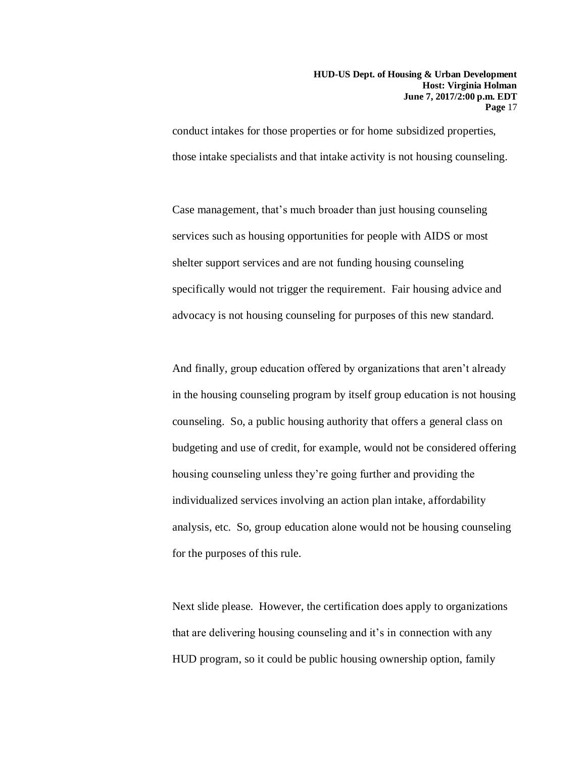conduct intakes for those properties or for home subsidized properties, those intake specialists and that intake activity is not housing counseling.

Case management, that's much broader than just housing counseling services such as housing opportunities for people with AIDS or most shelter support services and are not funding housing counseling specifically would not trigger the requirement. Fair housing advice and advocacy is not housing counseling for purposes of this new standard.

And finally, group education offered by organizations that aren't already in the housing counseling program by itself group education is not housing counseling. So, a public housing authority that offers a general class on budgeting and use of credit, for example, would not be considered offering housing counseling unless they're going further and providing the individualized services involving an action plan intake, affordability analysis, etc. So, group education alone would not be housing counseling for the purposes of this rule.

Next slide please. However, the certification does apply to organizations that are delivering housing counseling and it's in connection with any HUD program, so it could be public housing ownership option, family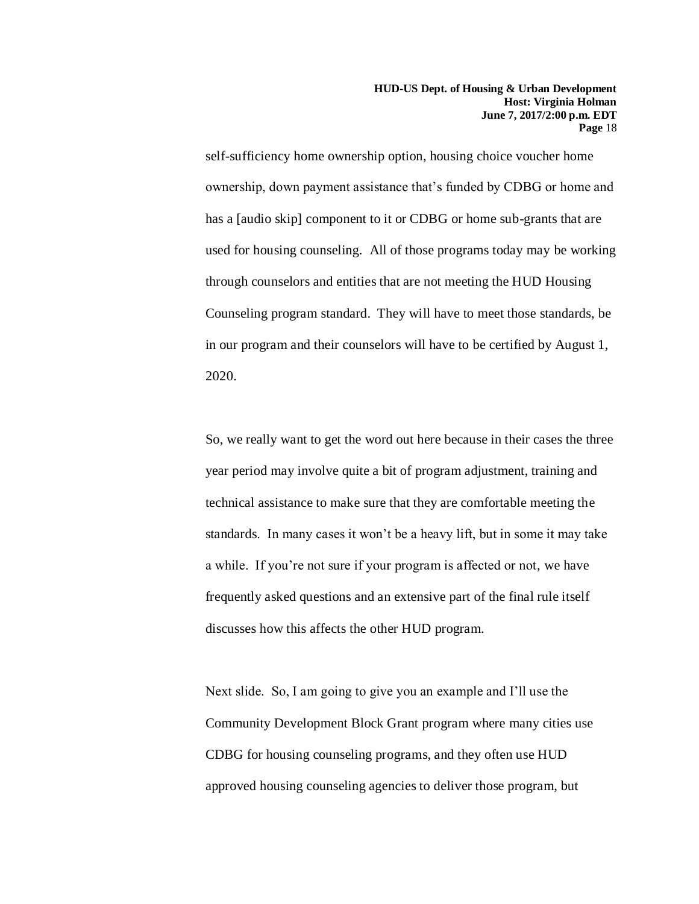self-sufficiency home ownership option, housing choice voucher home ownership, down payment assistance that's funded by CDBG or home and has a [audio skip] component to it or CDBG or home sub-grants that are used for housing counseling. All of those programs today may be working through counselors and entities that are not meeting the HUD Housing Counseling program standard. They will have to meet those standards, be in our program and their counselors will have to be certified by August 1, 2020.

So, we really want to get the word out here because in their cases the three year period may involve quite a bit of program adjustment, training and technical assistance to make sure that they are comfortable meeting the standards. In many cases it won't be a heavy lift, but in some it may take a while. If you're not sure if your program is affected or not, we have frequently asked questions and an extensive part of the final rule itself discusses how this affects the other HUD program.

Next slide. So, I am going to give you an example and I'll use the Community Development Block Grant program where many cities use CDBG for housing counseling programs, and they often use HUD approved housing counseling agencies to deliver those program, but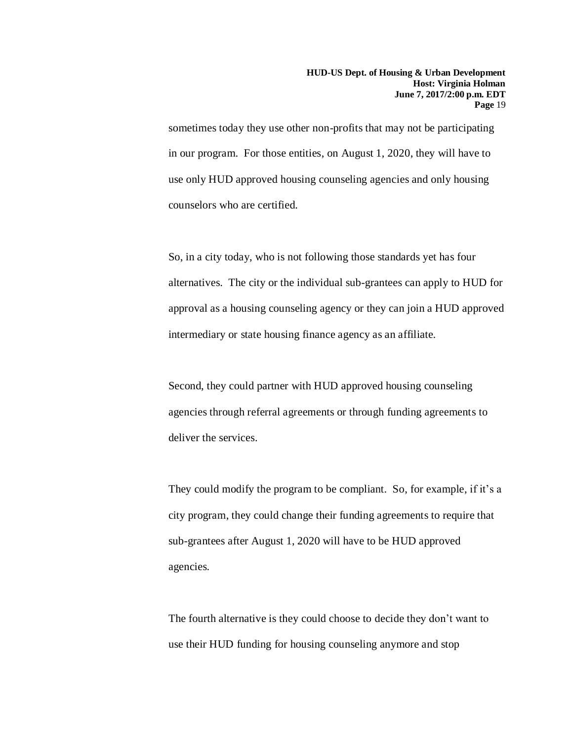sometimes today they use other non-profits that may not be participating in our program. For those entities, on August 1, 2020, they will have to use only HUD approved housing counseling agencies and only housing counselors who are certified.

So, in a city today, who is not following those standards yet has four alternatives. The city or the individual sub-grantees can apply to HUD for approval as a housing counseling agency or they can join a HUD approved intermediary or state housing finance agency as an affiliate.

Second, they could partner with HUD approved housing counseling agencies through referral agreements or through funding agreements to deliver the services.

They could modify the program to be compliant. So, for example, if it's a city program, they could change their funding agreements to require that sub-grantees after August 1, 2020 will have to be HUD approved agencies.

The fourth alternative is they could choose to decide they don't want to use their HUD funding for housing counseling anymore and stop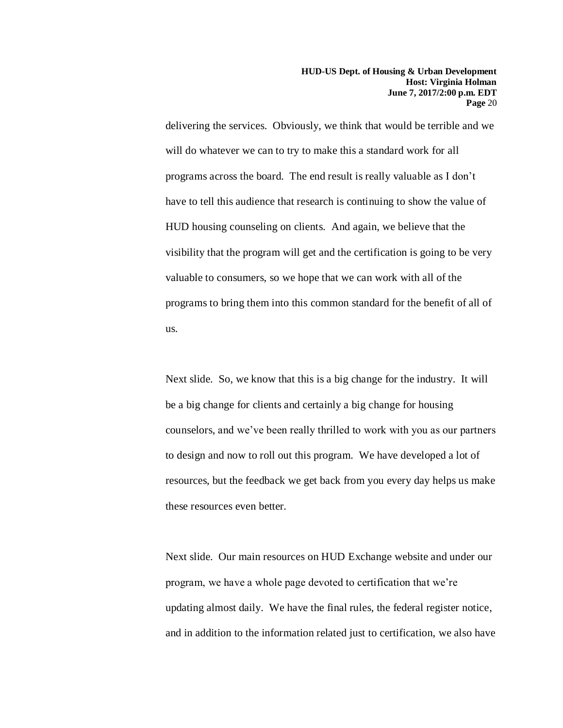delivering the services. Obviously, we think that would be terrible and we will do whatever we can to try to make this a standard work for all programs across the board. The end result is really valuable as I don't have to tell this audience that research is continuing to show the value of HUD housing counseling on clients. And again, we believe that the visibility that the program will get and the certification is going to be very valuable to consumers, so we hope that we can work with all of the programs to bring them into this common standard for the benefit of all of us.

Next slide. So, we know that this is a big change for the industry. It will be a big change for clients and certainly a big change for housing counselors, and we've been really thrilled to work with you as our partners to design and now to roll out this program. We have developed a lot of resources, but the feedback we get back from you every day helps us make these resources even better.

Next slide. Our main resources on HUD Exchange website and under our program, we have a whole page devoted to certification that we're updating almost daily. We have the final rules, the federal register notice, and in addition to the information related just to certification, we also have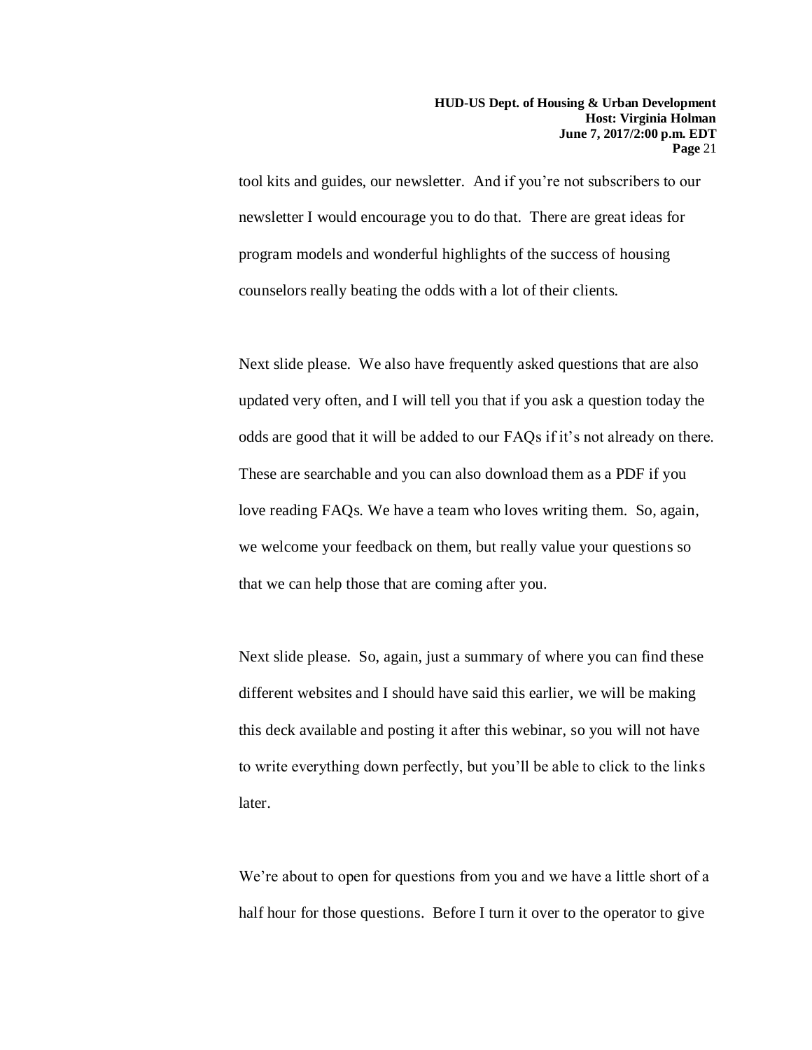tool kits and guides, our newsletter. And if you're not subscribers to our newsletter I would encourage you to do that. There are great ideas for program models and wonderful highlights of the success of housing counselors really beating the odds with a lot of their clients.

Next slide please. We also have frequently asked questions that are also updated very often, and I will tell you that if you ask a question today the odds are good that it will be added to our FAQs if it's not already on there. These are searchable and you can also download them as a PDF if you love reading FAQs. We have a team who loves writing them. So, again, we welcome your feedback on them, but really value your questions so that we can help those that are coming after you.

Next slide please. So, again, just a summary of where you can find these different websites and I should have said this earlier, we will be making this deck available and posting it after this webinar, so you will not have to write everything down perfectly, but you'll be able to click to the links later.

We're about to open for questions from you and we have a little short of a half hour for those questions. Before I turn it over to the operator to give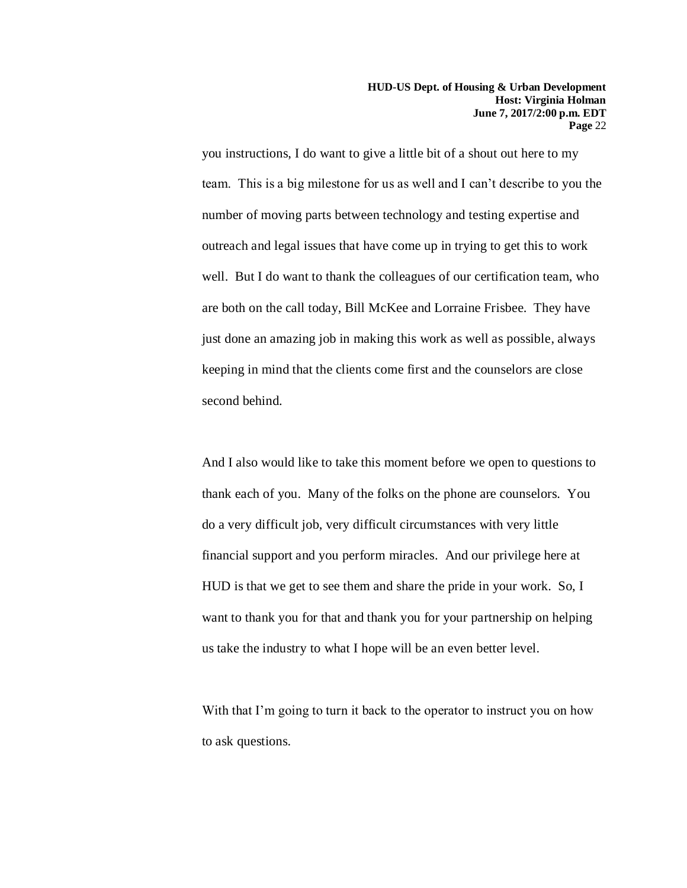you instructions, I do want to give a little bit of a shout out here to my team. This is a big milestone for us as well and I can't describe to you the number of moving parts between technology and testing expertise and outreach and legal issues that have come up in trying to get this to work well. But I do want to thank the colleagues of our certification team, who are both on the call today, Bill McKee and Lorraine Frisbee. They have just done an amazing job in making this work as well as possible, always keeping in mind that the clients come first and the counselors are close second behind.

And I also would like to take this moment before we open to questions to thank each of you. Many of the folks on the phone are counselors. You do a very difficult job, very difficult circumstances with very little financial support and you perform miracles. And our privilege here at HUD is that we get to see them and share the pride in your work. So, I want to thank you for that and thank you for your partnership on helping us take the industry to what I hope will be an even better level.

With that I'm going to turn it back to the operator to instruct you on how to ask questions.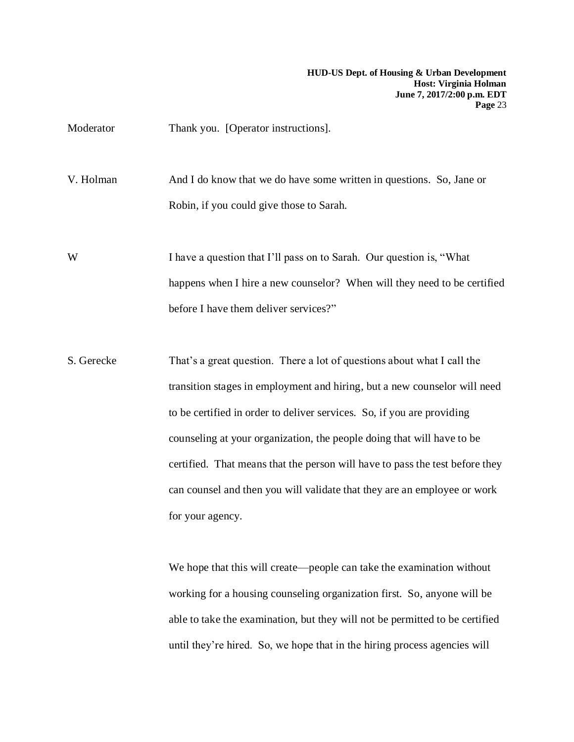Moderator Thank you. [Operator instructions].

V. Holman And I do know that we do have some written in questions. So, Jane or Robin, if you could give those to Sarah.

W I have a question that I'll pass on to Sarah. Our question is, "What happens when I hire a new counselor? When will they need to be certified before I have them deliver services?"

S. Gerecke That's a great question. There a lot of questions about what I call the transition stages in employment and hiring, but a new counselor will need to be certified in order to deliver services. So, if you are providing counseling at your organization, the people doing that will have to be certified. That means that the person will have to pass the test before they can counsel and then you will validate that they are an employee or work for your agency.

We hope that this will create—people can take the examination without working for a housing counseling organization first. So, anyone will be able to take the examination, but they will not be permitted to be certified until they're hired. So, we hope that in the hiring process agencies will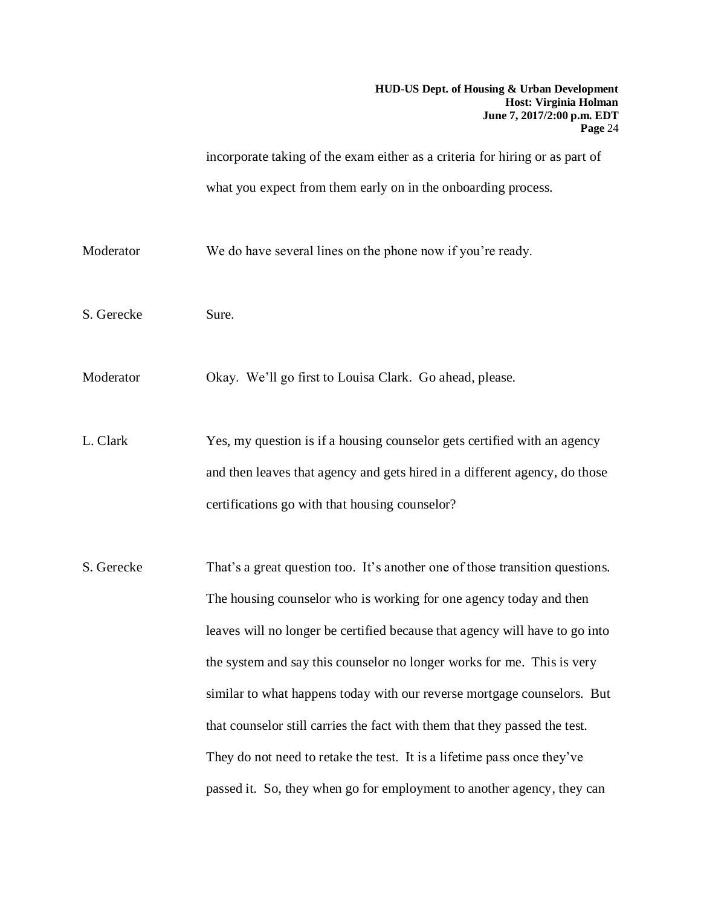incorporate taking of the exam either as a criteria for hiring or as part of what you expect from them early on in the onboarding process.

Moderator: We do have several lines on the phone now if you're ready.

S. Gerecke: Sure.

Moderator: Okay. We'll go first to Louisa Clark. Go ahead, please.

L. Clark: Yes, my question is if a housing counselor gets certified with an agency and then leaves that agency and gets hired in a different agency, do those certifications go with that housing counselor?

S. Gerecke: That's a great question too. It's another one of those transition questions. The housing counselor who is working for one agency today and then leaves will no longer be certified because that agency will have to go into the system and say this counselor no longer works for me. This is very similar to what happens today with our reverse mortgage counselors. But that counselor still carries the fact with them that they passed the test. They do not need to retake the test. It is a lifetime pass once they've passed it. So, they when go for employment to another agency, they can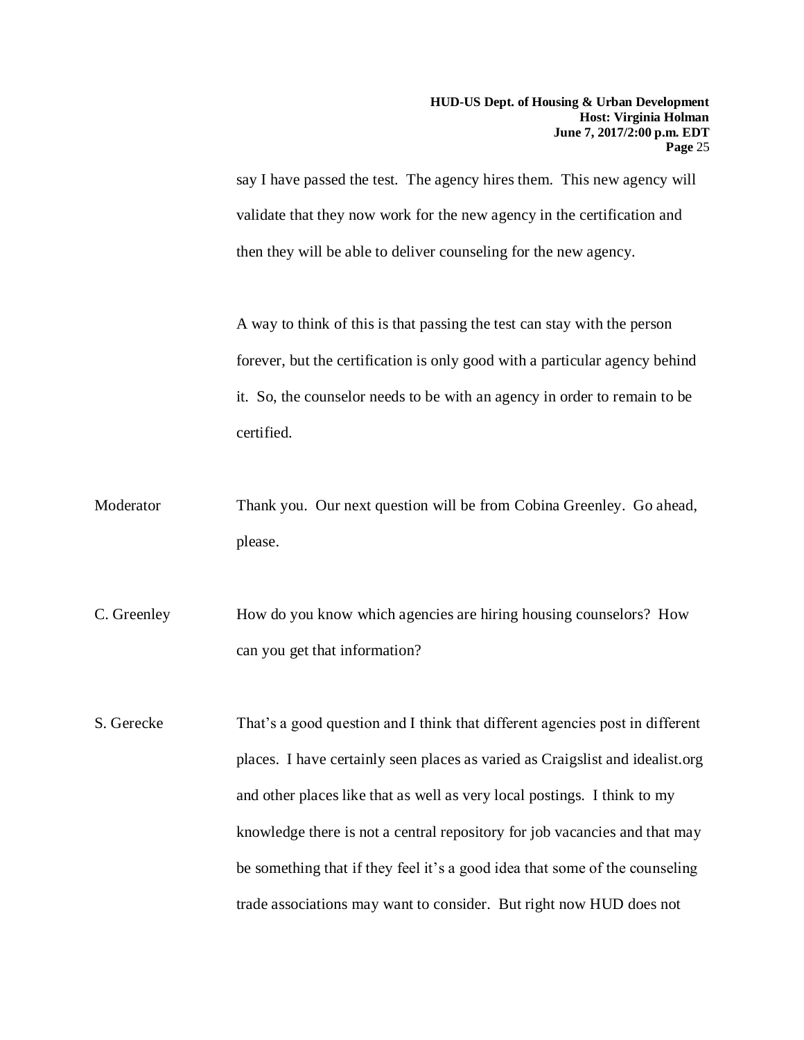say I have passed the test. The agency hires them. This new agency will validate that they now work for the new agency in the certification and then they will be able to deliver counseling for the new agency.

A way to think of this is that passing the test can stay with the person forever, but the certification is only good with a particular agency behind it. So, the counselor needs to be with an agency in order to remain to be certified.

Moderator: Thank you. Our next question will be from Cobina Greenley. Go ahead, please.

C. Greenley: How do you know which agencies are hiring housing counselors? How can you get that information?

S. Gerecke: That's a good question and I think that different agencies post in different places. I have certainly seen places as varied as Craigslist and idealist.org and other places like that as well as very local postings. I think to my knowledge there is not a central repository for job vacancies and that may be something that if they feel it's a good idea that some of the counseling trade associations may want to consider. But right now HUD does not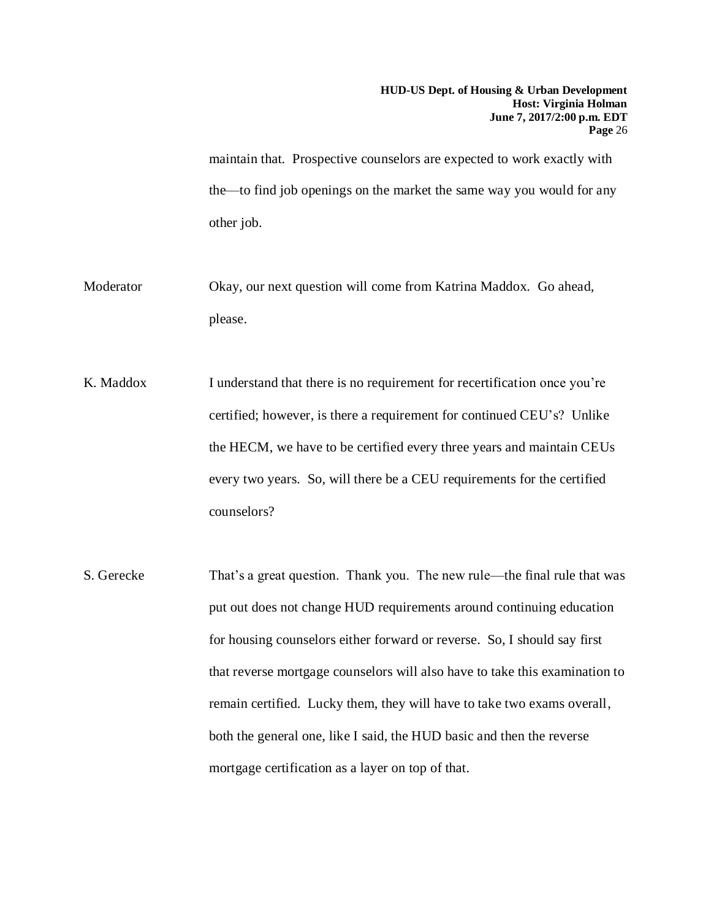maintain that. Prospective counselors are expected to work exactly with the—to find job openings on the market the same way you would for any other job.

Moderator Okay, our next question will come from Katrina Maddox. Go ahead, please.

K. Maddox I understand that there is no requirement for recertification once you're certified; however, is there a requirement for continued CEU's? Unlike the HECM, we have to be certified every three years and maintain CEUs every two years. So, will there be a CEU requirements for the certified counselors?

S. Gerecke That's a great question. Thank you. The new rule—the final rule that was put out does not change HUD requirements around continuing education for housing counselors either forward or reverse. So, I should say first that reverse mortgage counselors will also have to take this examination to remain certified. Lucky them, they will have to take two exams overall, both the general one, like I said, the HUD basic and then the reverse mortgage certification as a layer on top of that.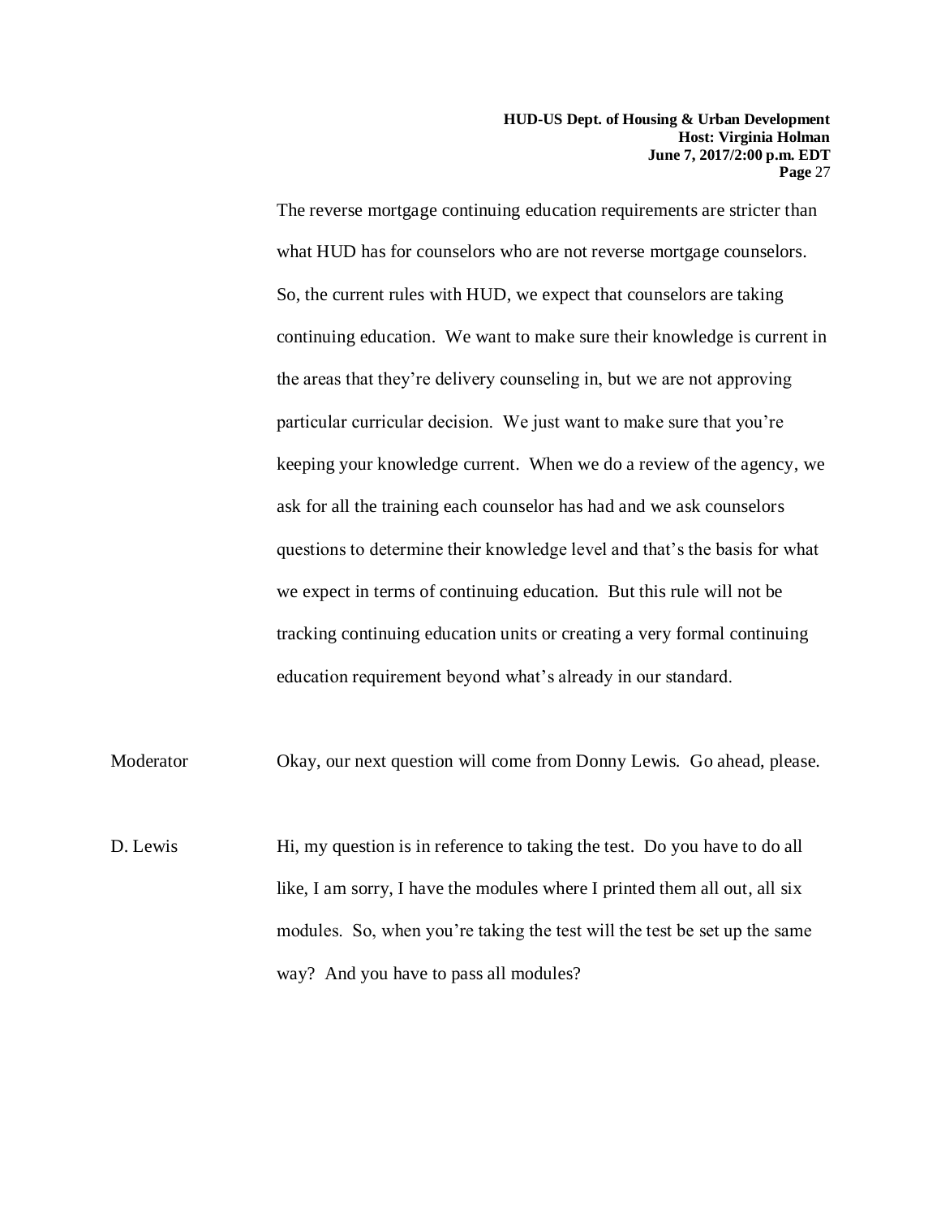The reverse mortgage continuing education requirements are stricter than what HUD has for counselors who are not reverse mortgage counselors. So, the current rules with HUD, we expect that counselors are taking continuing education. We want to make sure their knowledge is current in the areas that they're delivery counseling in, but we are not approving particular curricular decision. We just want to make sure that you're keeping your knowledge current. When we do a review of the agency, we ask for all the training each counselor has had and we ask counselors questions to determine their knowledge level and that's the basis for what we expect in terms of continuing education. But this rule will not be tracking continuing education units or creating a very formal continuing education requirement beyond what's already in our standard.

Moderator Okay, our next question will come from Donny Lewis. Go ahead, please.

D. Lewis Hi, my question is in reference to taking the test. Do you have to do all like, I am sorry, I have the modules where I printed them all out, all six modules. So, when you're taking the test will the test be set up the same way? And you have to pass all modules?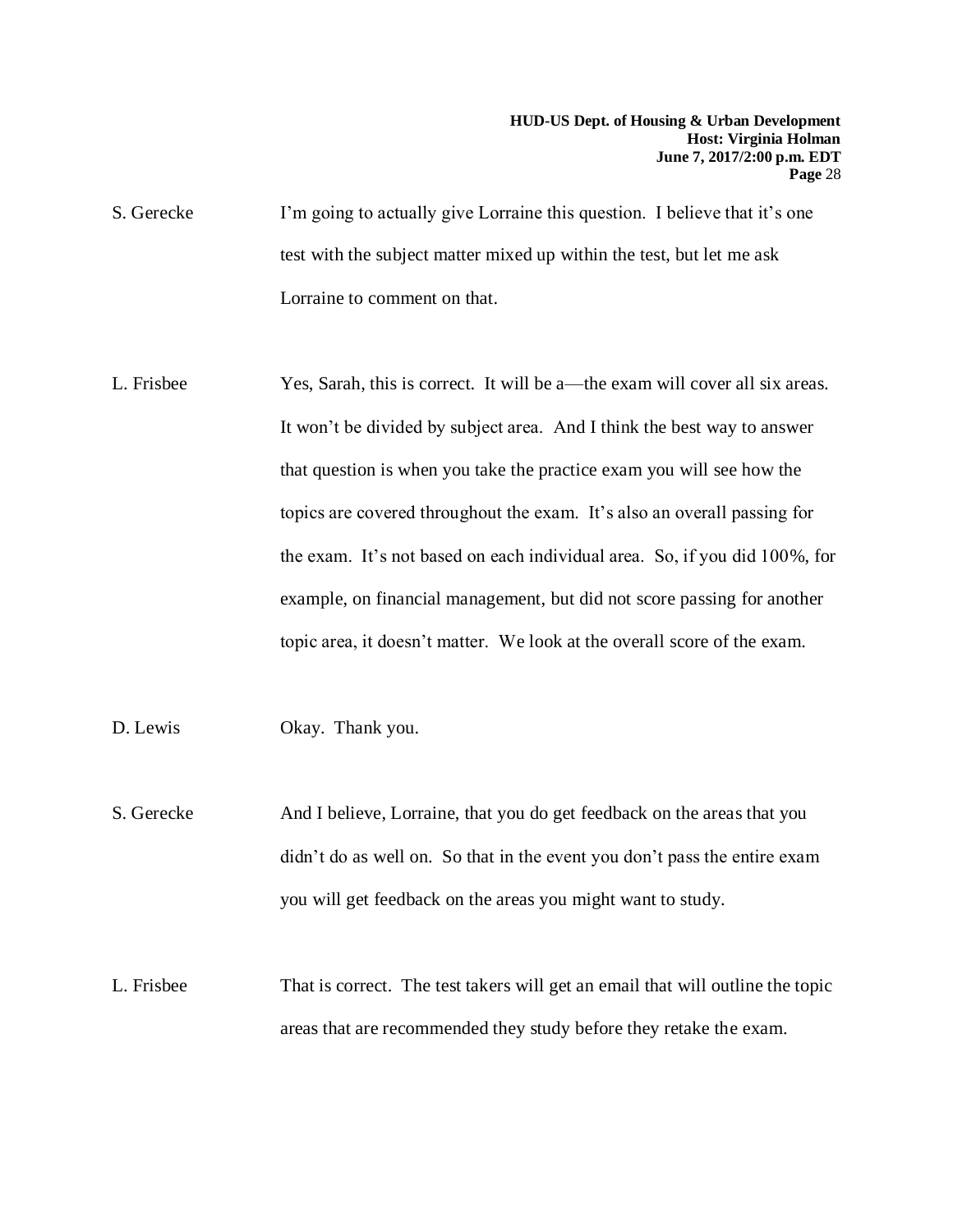S. Gerecke I'm going to actually give Lorraine this question. I believe that it's one test with the subject matter mixed up within the test, but let me ask Lorraine to comment on that.

L. Frisbee Yes, Sarah, this is correct. It will be a—the exam will cover all six areas. It won't be divided by subject area. And I think the best way to answer that question is when you take the practice exam you will see how the topics are covered throughout the exam. It's also an overall passing for the exam. It's not based on each individual area. So, if you did 100%, for example, on financial management, but did not score passing for another topic area, it doesn't matter. We look at the overall score of the exam.

D. Lewis Okay. Thank you.

S. Gerecke And I believe, Lorraine, that you do get feedback on the areas that you didn't do as well on. So that in the event you don't pass the entire exam you will get feedback on the areas you might want to study.

L. Frisbee That is correct. The test takers will get an email that will outline the topic areas that are recommended they study before they retake the exam.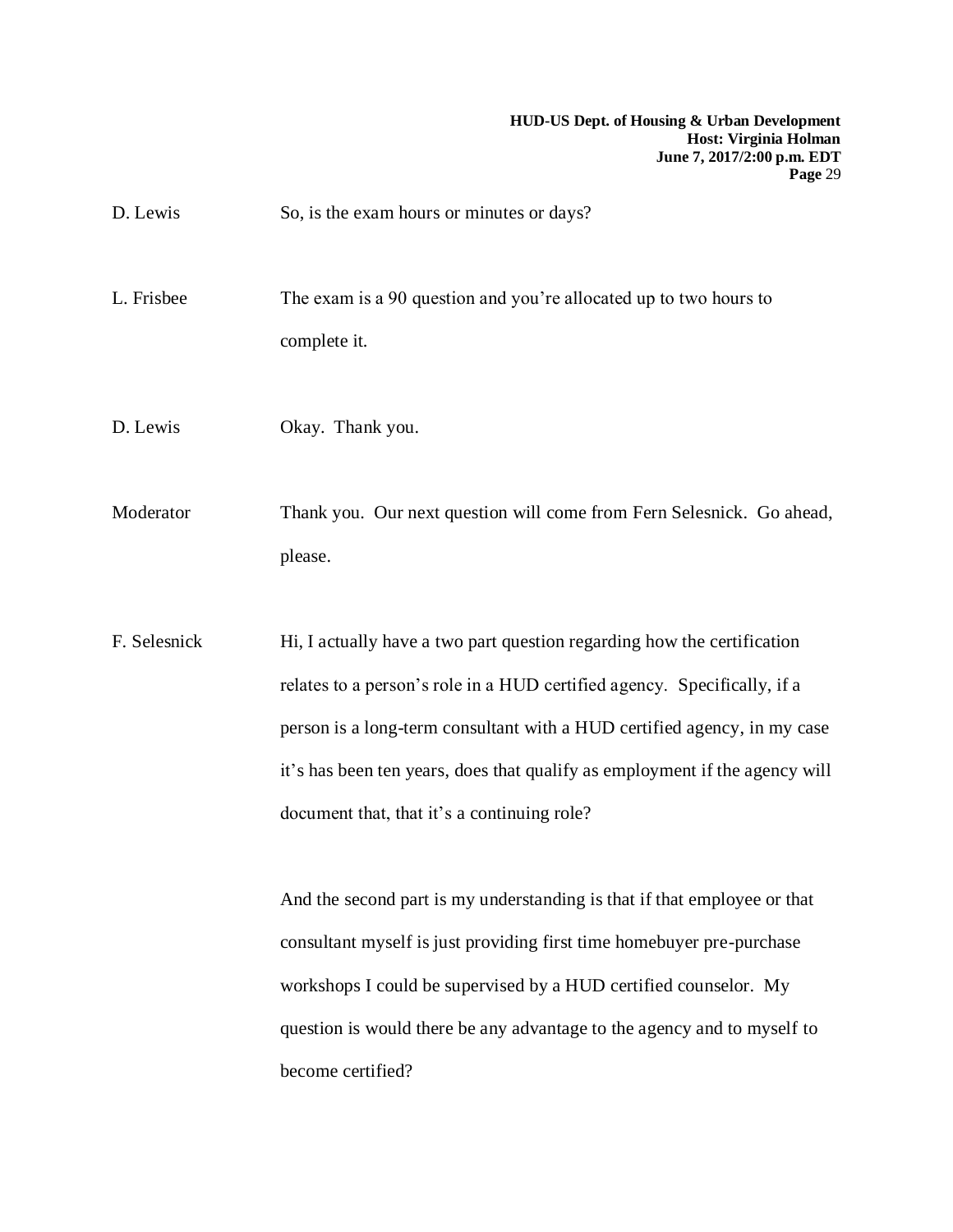D. Lewis So, is the exam hours or minutes or days?

L. Frisbee The exam is a 90 question and you're allocated up to two hours to complete it.

D. Lewis Okay. Thank you.

Moderator Thank you. Our next question will come from Fern Selesnick. Go ahead, please.

F. Selesnick Hi, I actually have a two part question regarding how the certification relates to a person's role in a HUD certified agency. Specifically, if a person is a long-term consultant with a HUD certified agency, in my case it's has been ten years, does that qualify as employment if the agency will document that, that it's a continuing role?

And the second part is my understanding is that if that employee or that consultant myself is just providing first time homebuyer pre-purchase workshops I could be supervised by a HUD certified counselor. My question is would there be any advantage to the agency and to myself to become certified?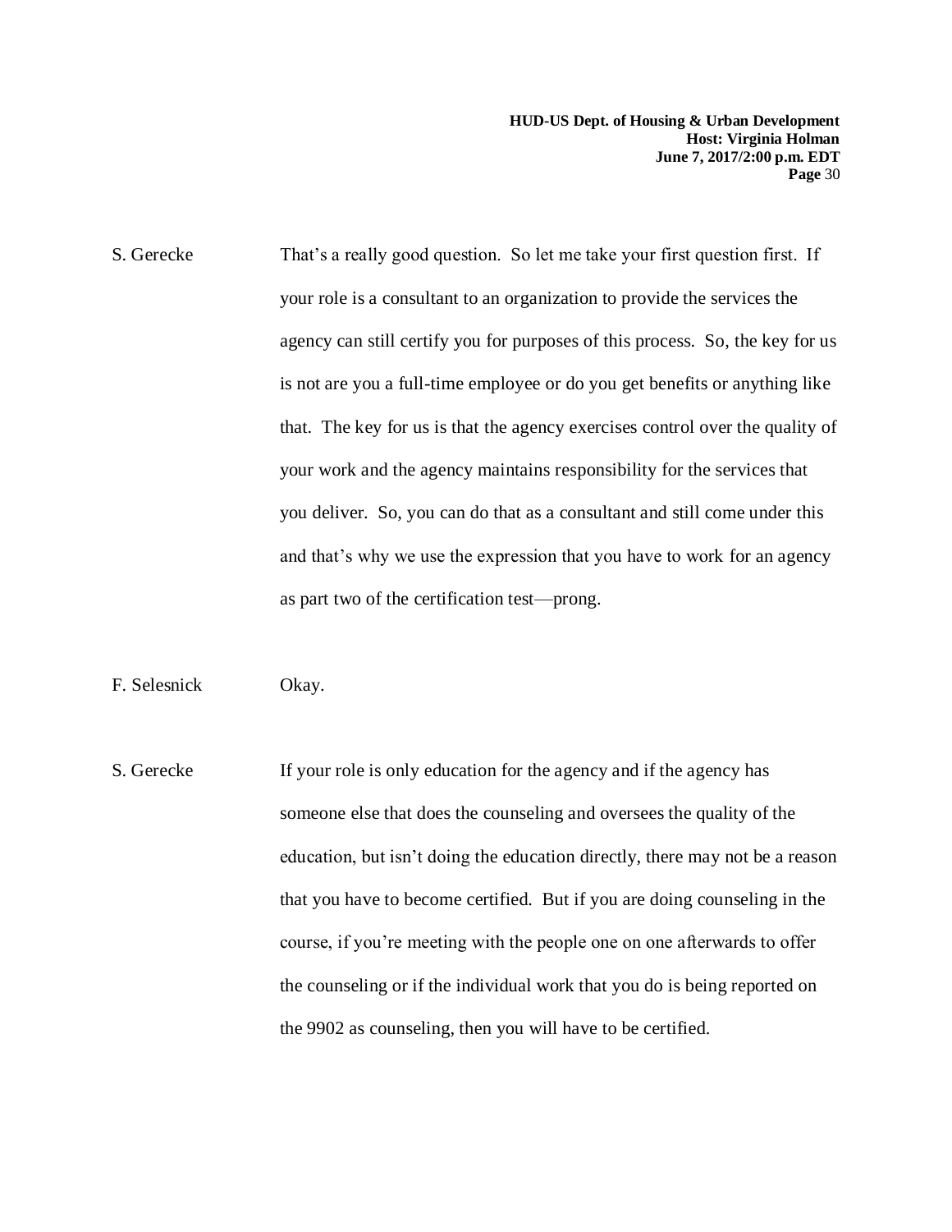S. Gerecke That's a really good question. So let me take your first question first. If your role is a consultant to an organization to provide the services the agency can still certify you for purposes of this process. So, the key for us is not are you a full-time employee or do you get benefits or anything like that. The key for us is that the agency exercises control over the quality of your work and the agency maintains responsibility for the services that you deliver. So, you can do that as a consultant and still come under this and that's why we use the expression that you have to work for an agency as part two of the certification test—prong.

F. Selesnick Okay.

S. Gerecke If your role is only education for the agency and if the agency has someone else that does the counseling and oversees the quality of the education, but isn't doing the education directly, there may not be a reason that you have to become certified. But if you are doing counseling in the course, if you're meeting with the people one on one afterwards to offer the counseling or if the individual work that you do is being reported on the 9902 as counseling, then you will have to be certified.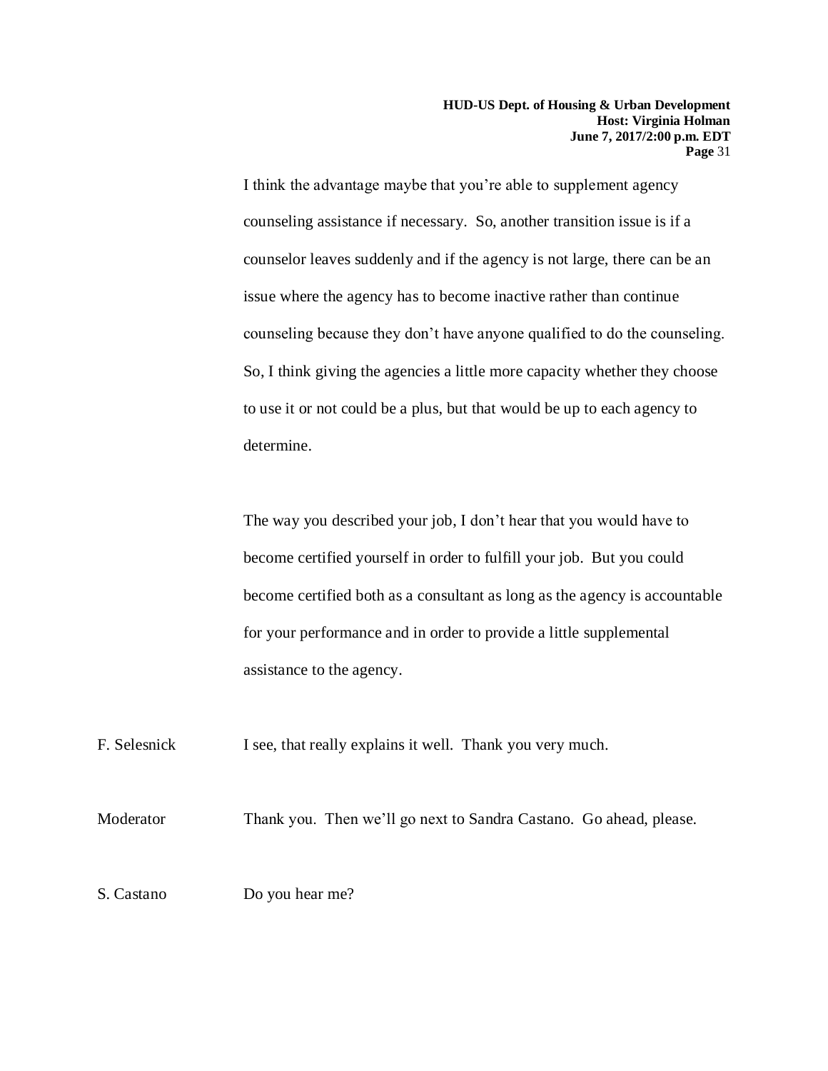I think the advantage maybe that you're able to supplement agency counseling assistance if necessary. So, another transition issue is if a counselor leaves suddenly and if the agency is not large, there can be an issue where the agency has to become inactive rather than continue counseling because they don't have anyone qualified to do the counseling. So, I think giving the agencies a little more capacity whether they choose to use it or not could be a plus, but that would be up to each agency to determine.

The way you described your job, I don't hear that you would have to become certified yourself in order to fulfill your job. But you could become certified both as a consultant as long as the agency is accountable for your performance and in order to provide a little supplemental assistance to the agency.

F. Selesnick I see, that really explains it well. Thank you very much.

Moderator Thank you. Then we'll go next to Sandra Castano. Go ahead, please.

S. Castano Do you hear me?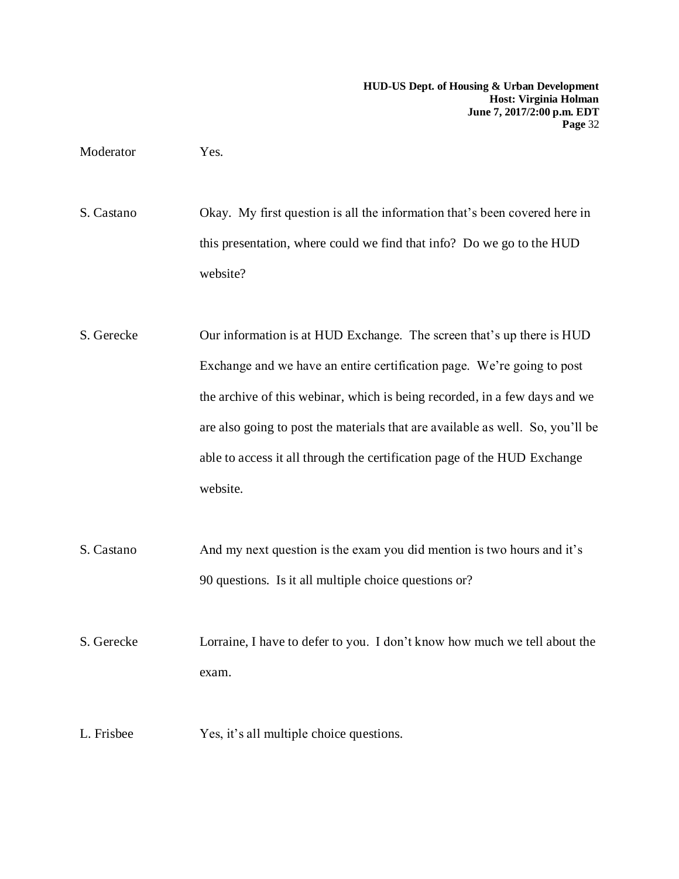Moderator Yes.

S. Castano Okay. My first question is all the information that's been covered here in this presentation, where could we find that info? Do we go to the HUD website?

S. Gerecke Our information is at HUD Exchange. The screen that's up there is HUD Exchange and we have an entire certification page. We're going to post the archive of this webinar, which is being recorded, in a few days and we are also going to post the materials that are available as well. So, you'll be able to access it all through the certification page of the HUD Exchange website.

S. Castano And my next question is the exam you did mention is two hours and it's 90 questions. Is it all multiple choice questions or?

S. Gerecke Lorraine, I have to defer to you. I don't know how much we tell about the exam.

L. Frisbee Yes, it's all multiple choice questions.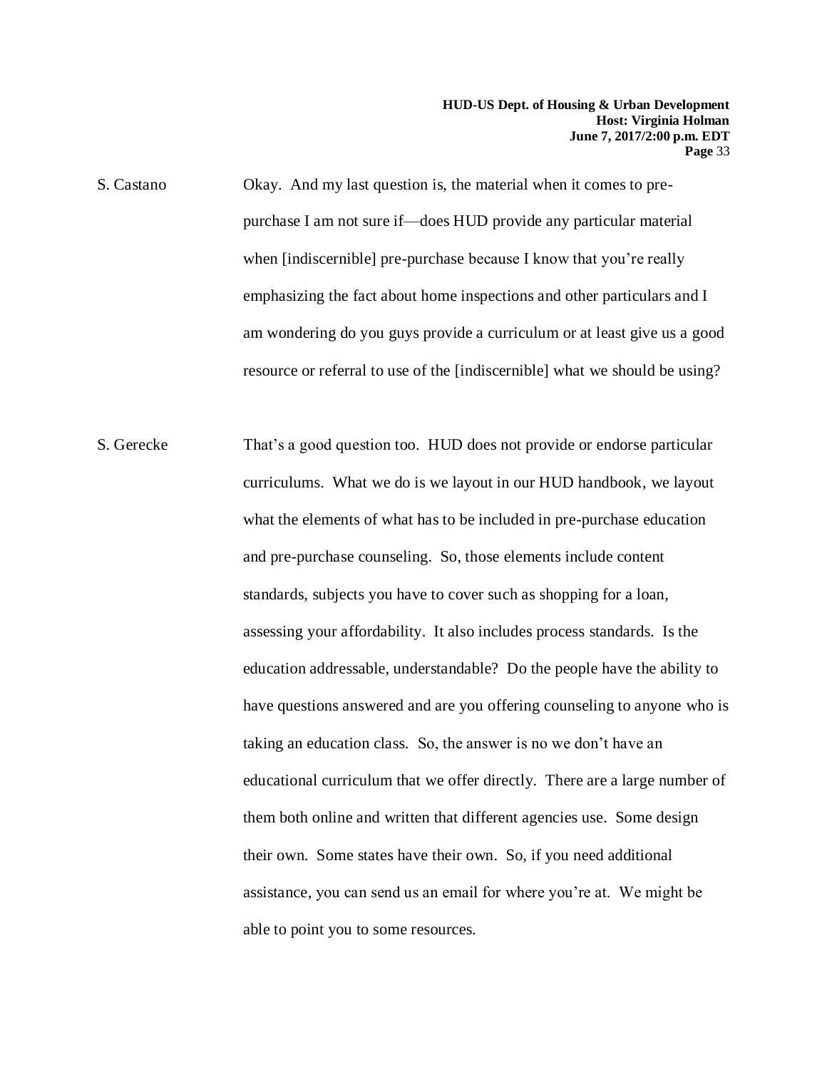S. Castano Okay. And my last question is, the material when it comes to pre-purchase I am not sure if—does HUD provide any particular material when [indiscernible] pre-purchase because I know that you're really emphasizing the fact about home inspections and other particulars and I am wondering do you guys provide a curriculum or at least give us a good resource or referral to use of the [indiscernible] what we should be using?

S. Gerecke That's a good question too. HUD does not provide or endorse particular curriculums. What we do is we layout in our HUD handbook, we layout what the elements of what has to be included in pre-purchase education and pre-purchase counseling. So, those elements include content standards, subjects you have to cover such as shopping for a loan, assessing your affordability. It also includes process standards. Is the education addressable, understandable? Do the people have the ability to have questions answered and are you offering counseling to anyone who is taking an education class. So, the answer is no we don't have an educational curriculum that we offer directly. There are a large number of them both online and written that different agencies use. Some design their own. Some states have their own. So, if you need additional assistance, you can send us an email for where you're at. We might be able to point you to some resources.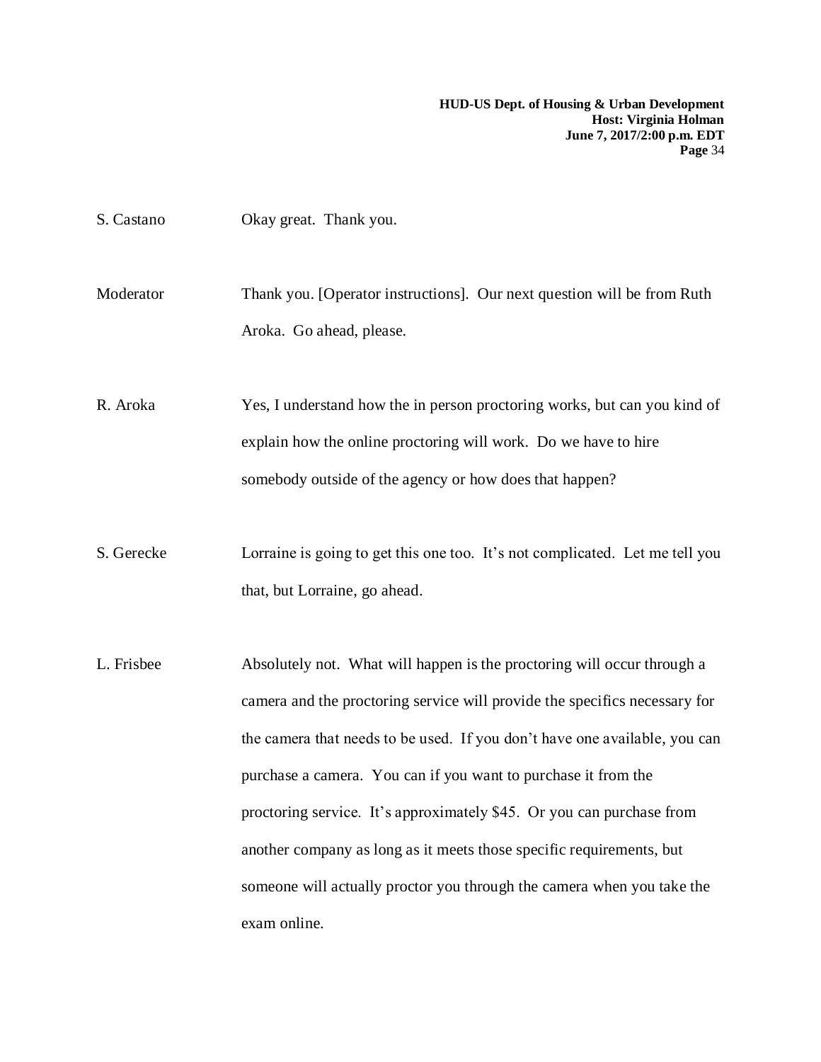S. Castano Okay great. Thank you.

Moderator Thank you. [Operator instructions]. Our next question will be from Ruth Aroka. Go ahead, please.

R. Aroka Yes, I understand how the in person proctoring works, but can you kind of explain how the online proctoring will work. Do we have to hire somebody outside of the agency or how does that happen?

S. Gerecke Lorraine is going to get this one too. It's not complicated. Let me tell you that, but Lorraine, go ahead.

L. Frisbee Absolutely not. What will happen is the proctoring will occur through a camera and the proctoring service will provide the specifics necessary for the camera that needs to be used. If you don't have one available, you can purchase a camera. You can if you want to purchase it from the proctoring service. It's approximately $45. Or you can purchase from another company as long as it meets those specific requirements, but someone will actually proctor you through the camera when you take the exam online.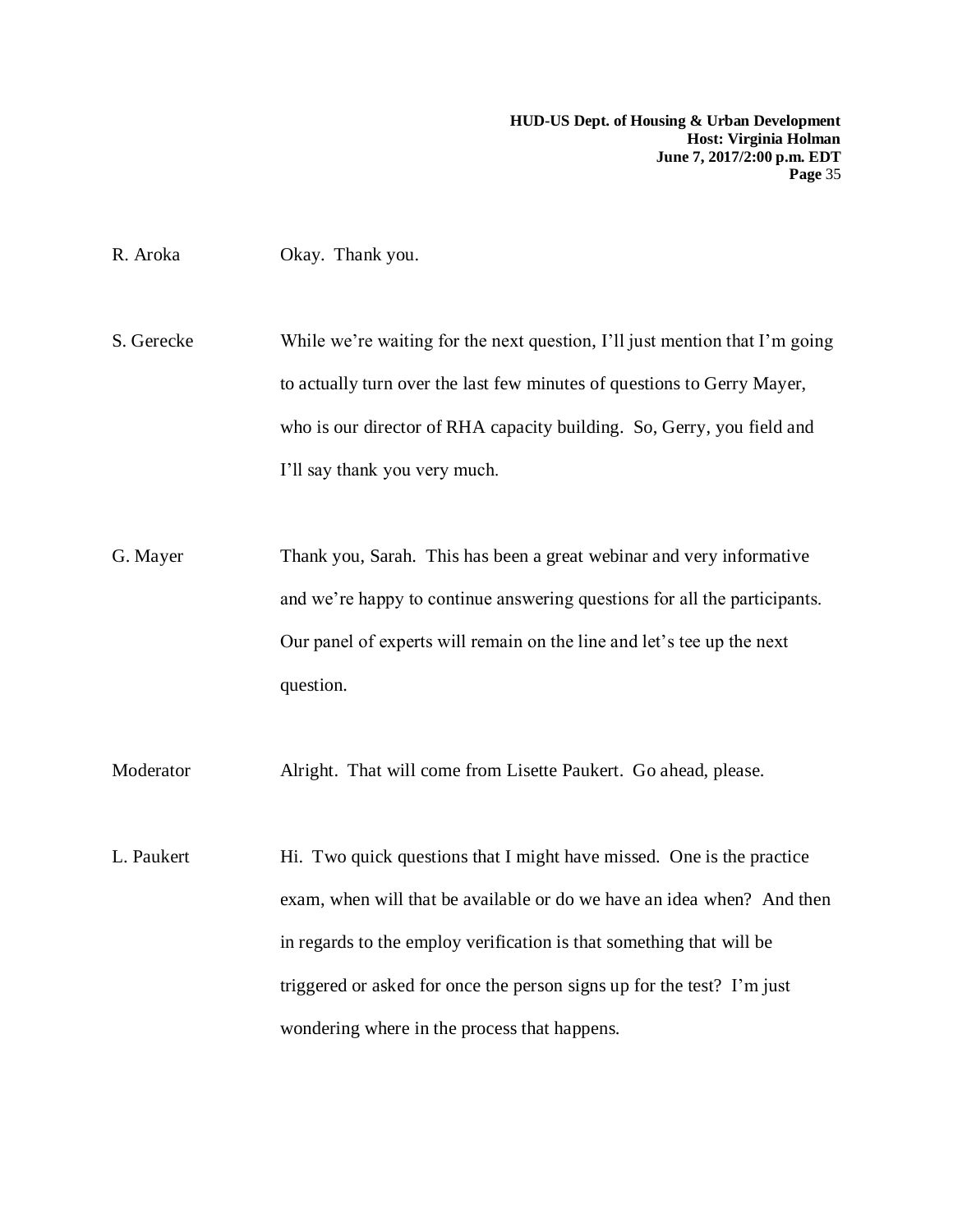R. Aroka Okay. Thank you.

S. Gerecke While we're waiting for the next question, I'll just mention that I'm going to actually turn over the last few minutes of questions to Gerry Mayer, who is our director of RHA capacity building. So, Gerry, you field and I'll say thank you very much.

G. Mayer Thank you, Sarah. This has been a great webinar and very informative and we're happy to continue answering questions for all the participants. Our panel of experts will remain on the line and let's tee up the next question.

Moderator Alright. That will come from Lisette Paukert. Go ahead, please.

L. Paukert Hi. Two quick questions that I might have missed. One is the practice exam, when will that be available or do we have an idea when? And then in regards to the employ verification is that something that will be triggered or asked for once the person signs up for the test? I'm just wondering where in the process that happens.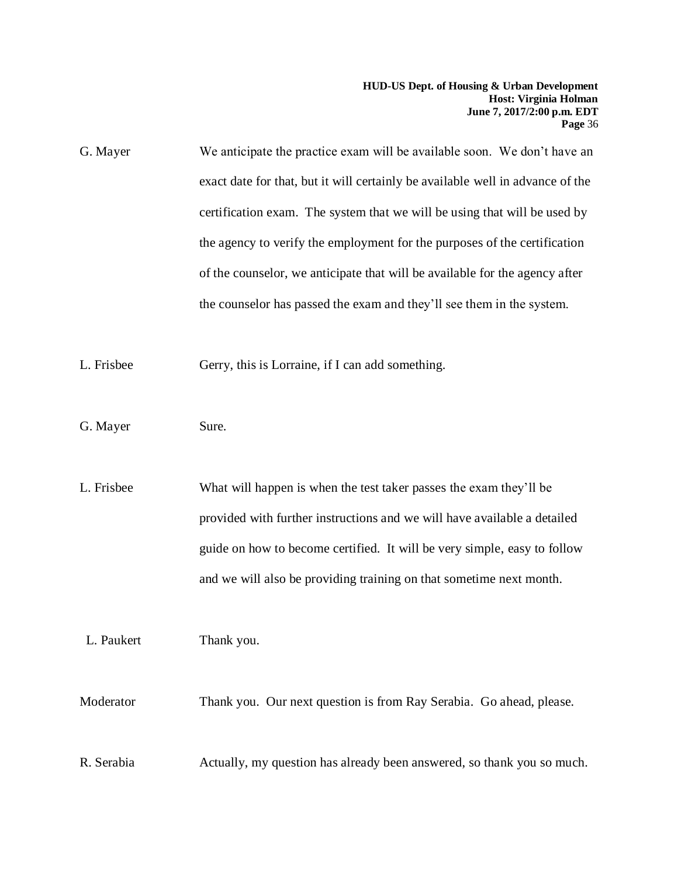G. Mayer We anticipate the practice exam will be available soon. We don't have an exact date for that, but it will certainly be available well in advance of the certification exam. The system that we will be using that will be used by the agency to verify the employment for the purposes of the certification of the counselor, we anticipate that will be available for the agency after the counselor has passed the exam and they'll see them in the system.

L. Frisbee Gerry, this is Lorraine, if I can add something.

G. Mayer Sure.

L. Frisbee What will happen is when the test taker passes the exam they'll be provided with further instructions and we will have available a detailed guide on how to become certified. It will be very simple, easy to follow and we will also be providing training on that sometime next month.

L. Paukert Thank you.

Moderator Thank you. Our next question is from Ray Serabia. Go ahead, please.

R. Serabia Actually, my question has already been answered, so thank you so much.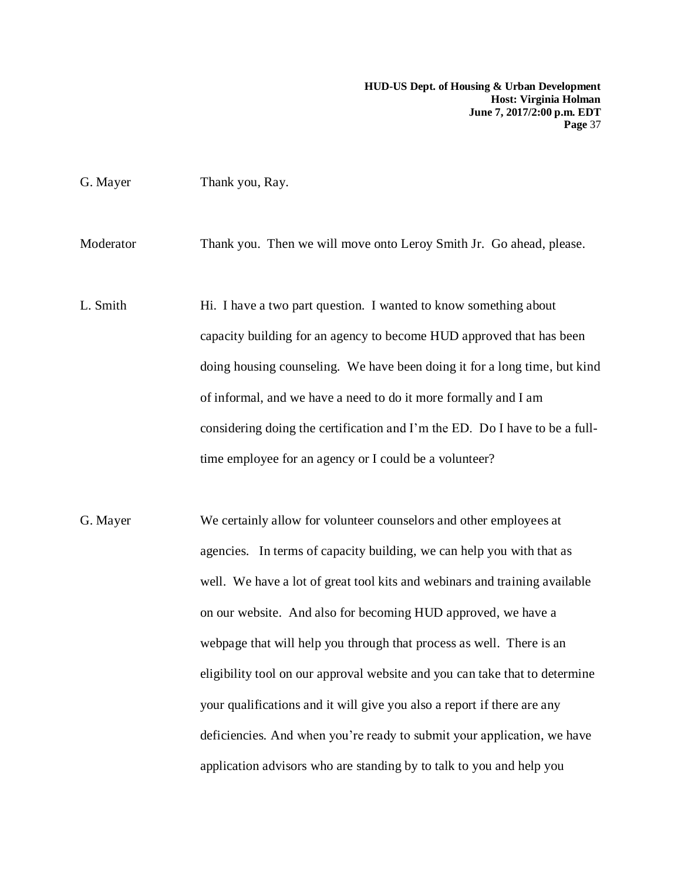G. Mayer Thank you, Ray.

Moderator Thank you. Then we will move onto Leroy Smith Jr. Go ahead, please.

L. Smith Hi. I have a two part question. I wanted to know something about capacity building for an agency to become HUD approved that has been doing housing counseling. We have been doing it for a long time, but kind of informal, and we have a need to do it more formally and I am considering doing the certification and I'm the ED. Do I have to be a full-time employee for an agency or I could be a volunteer?

G. Mayer We certainly allow for volunteer counselors and other employees at agencies. In terms of capacity building, we can help you with that as well. We have a lot of great tool kits and webinars and training available on our website. And also for becoming HUD approved, we have a webpage that will help you through that process as well. There is an eligibility tool on our approval website and you can take that to determine your qualifications and it will give you also a report if there are any deficiencies. And when you're ready to submit your application, we have application advisors who are standing by to talk to you and help you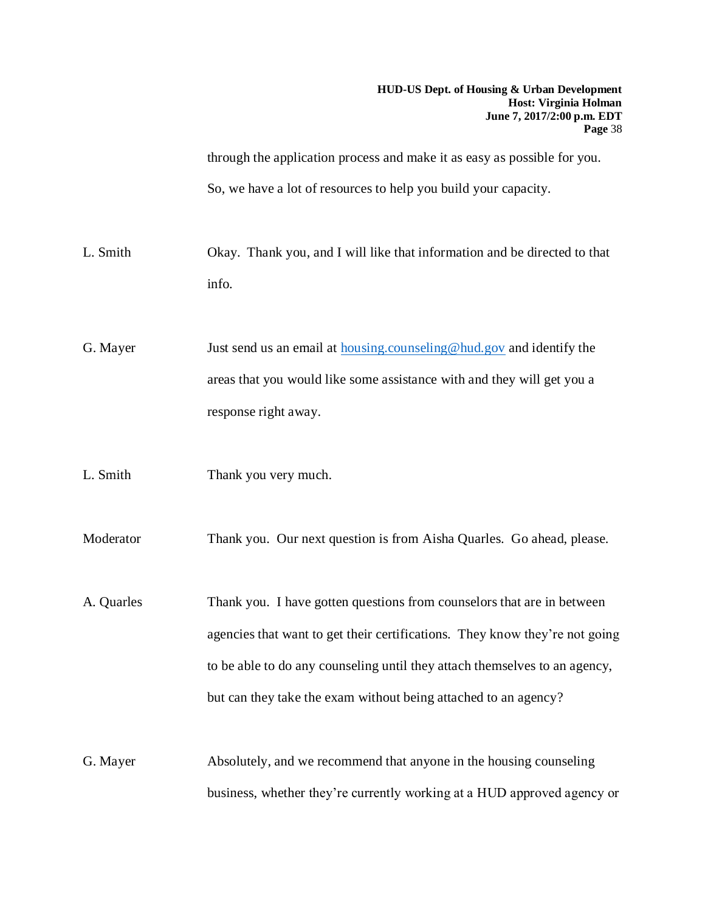through the application process and make it as easy as possible for you. So, we have a lot of resources to help you build your capacity.

L. Smith Okay. Thank you, and I will like that information and be directed to that info.

G. Mayer Just send us an email at [housing.counseling@hud.gov](mailto:housing.counseling@hud.gov) and identify the areas that you would like some assistance with and they will get you a response right away.

L. Smith Thank you very much.

Moderator Thank you. Our next question is from Aisha Quarles. Go ahead, please.

A. Quarles Thank you. I have gotten questions from counselors that are in between agencies that want to get their certifications. They know they're not going to be able to do any counseling until they attach themselves to an agency, but can they take the exam without being attached to an agency?

G. Mayer Absolutely, and we recommend that anyone in the housing counseling business, whether they're currently working at a HUD approved agency or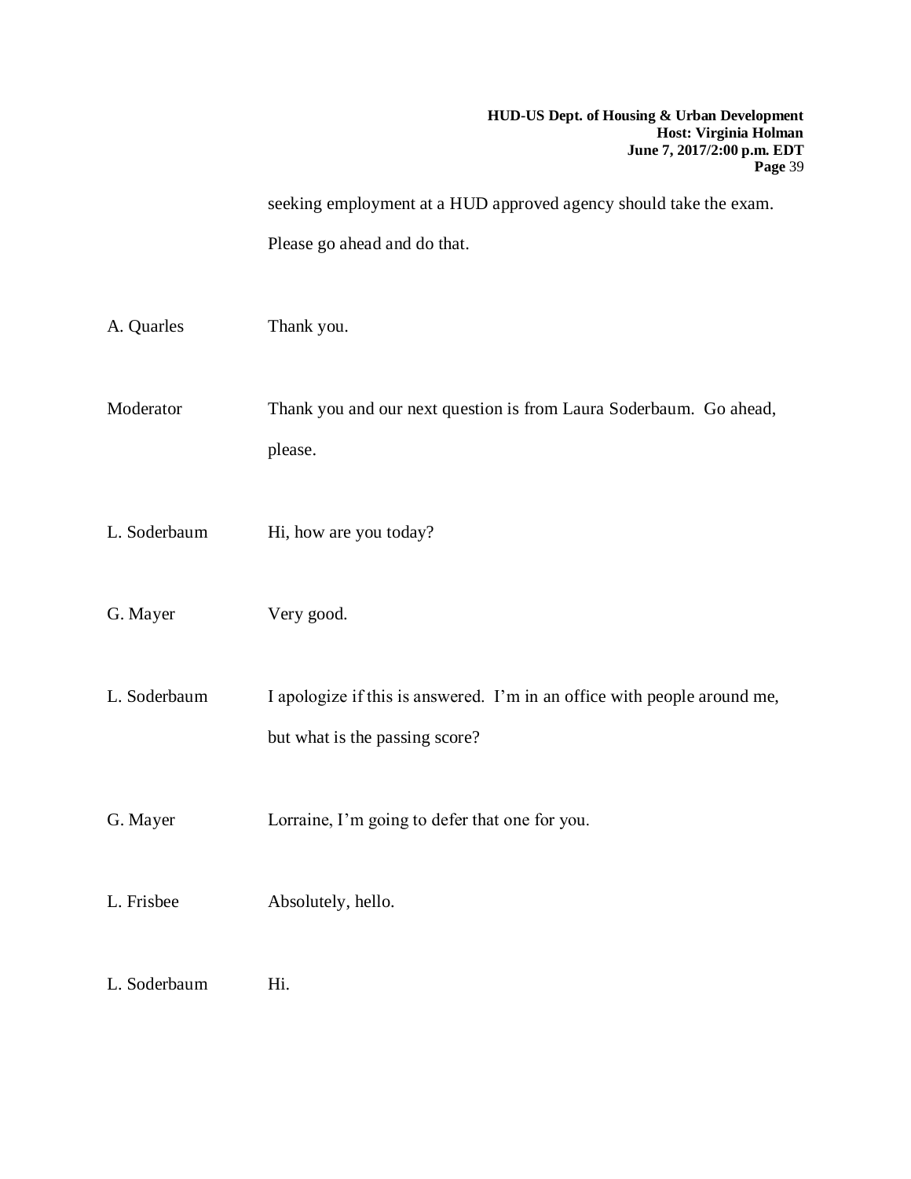seeking employment at a HUD approved agency should take the exam. Please go ahead and do that.

A. Quarles Thank you.

Moderator Thank you and our next question is from Laura Soderbaum. Go ahead, please.

L. Soderbaum Hi, how are you today?

G. Mayer Very good.

L. Soderbaum I apologize if this is answered. I'm in an office with people around me, but what is the passing score?

G. Mayer Lorraine, I'm going to defer that one for you.

L. Frisbee Absolutely, hello.

L. Soderbaum Hi.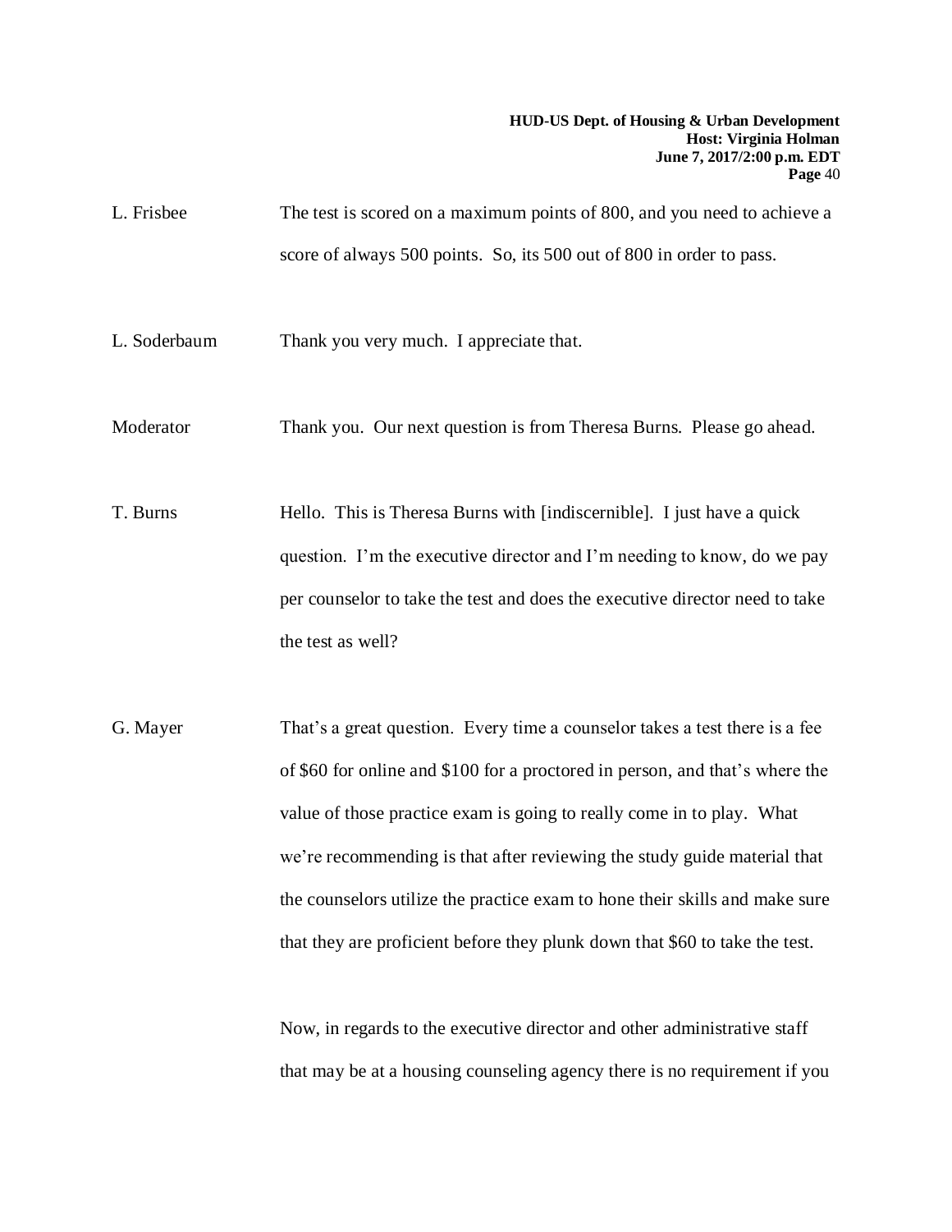L. Frisbee The test is scored on a maximum points of 800, and you need to achieve a score of always 500 points. So, its 500 out of 800 in order to pass.

L. Soderbaum Thank you very much. I appreciate that.

Moderator Thank you. Our next question is from Theresa Burns. Please go ahead.

T. Burns Hello. This is Theresa Burns with [indiscernible]. I just have a quick question. I'm the executive director and I'm needing to know, do we pay per counselor to take the test and does the executive director need to take the test as well?

G. Mayer That's a great question. Every time a counselor takes a test there is a fee of $60 for online and $100 for a proctored in person, and that's where the value of those practice exam is going to really come in to play. What we're recommending is that after reviewing the study guide material that the counselors utilize the practice exam to hone their skills and make sure that they are proficient before they plunk down that $60 to take the test.

Now, in regards to the executive director and other administrative staff that may be at a housing counseling agency there is no requirement if you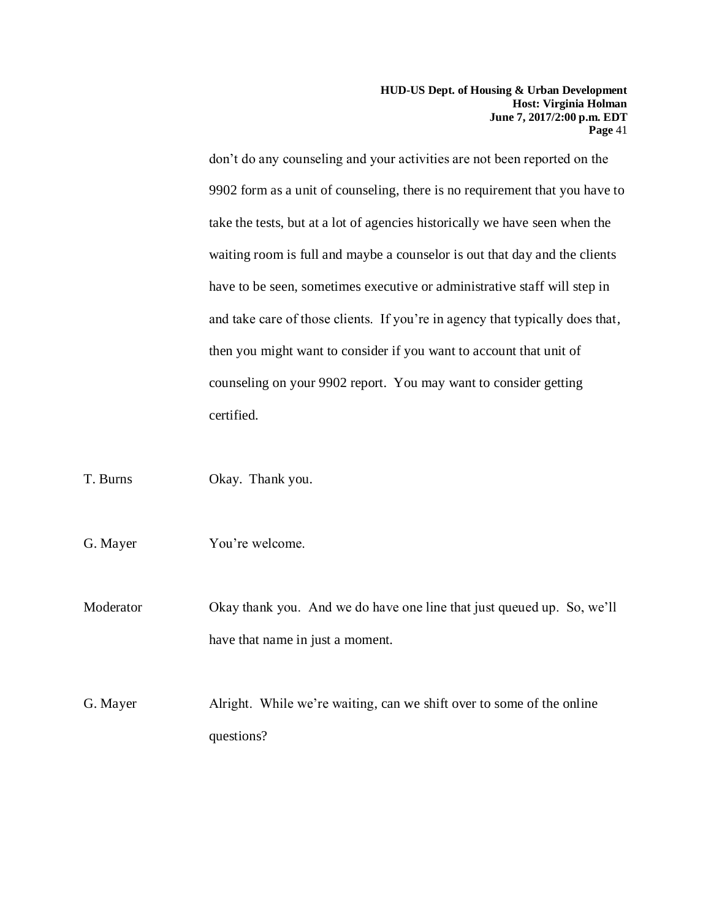don't do any counseling and your activities are not been reported on the 9902 form as a unit of counseling, there is no requirement that you have to take the tests, but at a lot of agencies historically we have seen when the waiting room is full and maybe a counselor is out that day and the clients have to be seen, sometimes executive or administrative staff will step in and take care of those clients. If you're in agency that typically does that, then you might want to consider if you want to account that unit of counseling on your 9902 report. You may want to consider getting certified.

T. Burns Okay. Thank you.

G. Mayer You're welcome.

Moderator Okay thank you. And we do have one line that just queued up. So, we'll have that name in just a moment.

G. Mayer Alright. While we're waiting, can we shift over to some of the online questions?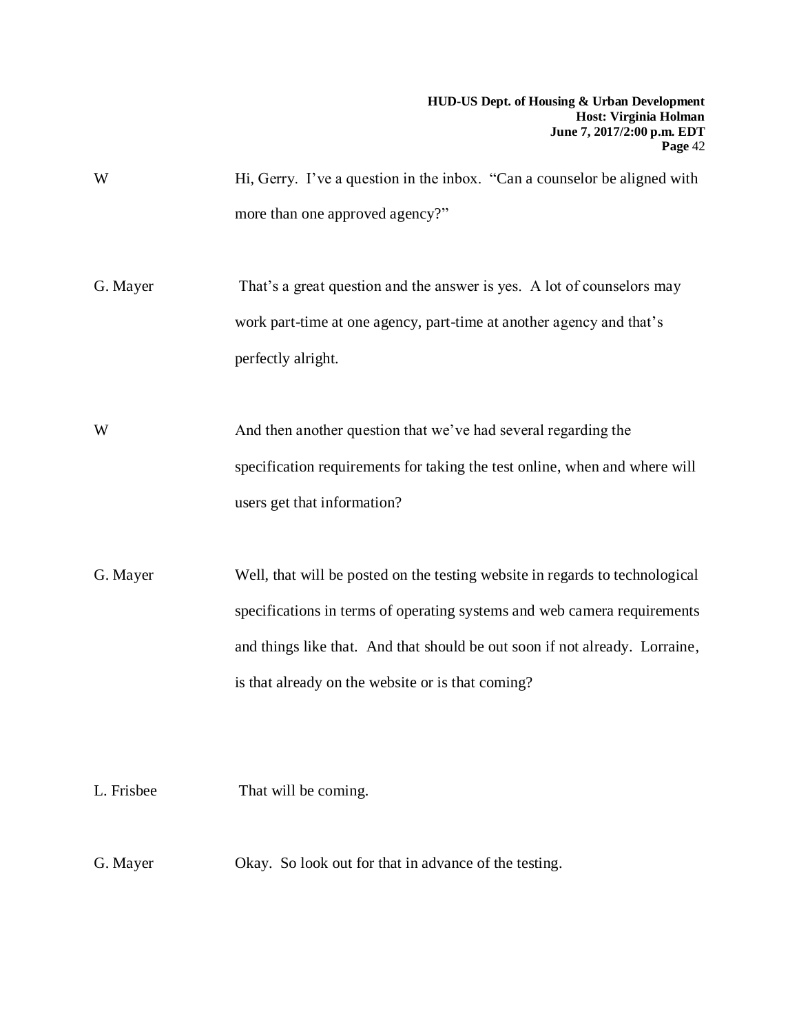W Hi, Gerry. I've a question in the inbox. "Can a counselor be aligned with more than one approved agency?"

G. Mayer That's a great question and the answer is yes. A lot of counselors may work part-time at one agency, part-time at another agency and that's perfectly alright.

W And then another question that we've had several regarding the specification requirements for taking the test online, when and where will users get that information?

G. Mayer Well, that will be posted on the testing website in regards to technological specifications in terms of operating systems and web camera requirements and things like that. And that should be out soon if not already. Lorraine, is that already on the website or is that coming?

L. Frisbee That will be coming.

G. Mayer Okay. So look out for that in advance of the testing.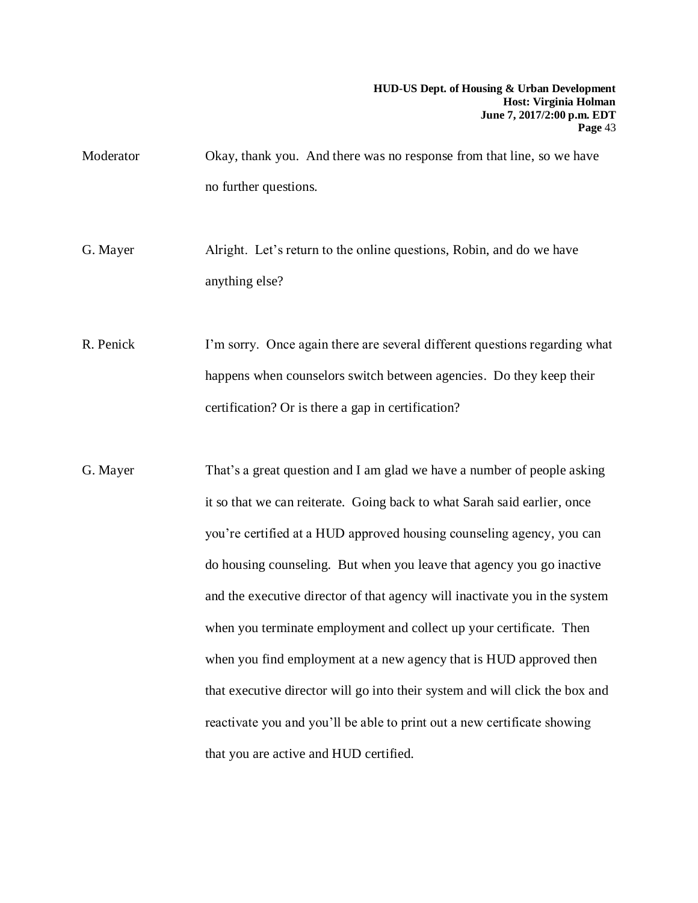Moderator Okay, thank you. And there was no response from that line, so we have no further questions.

G. Mayer Alright. Let's return to the online questions, Robin, and do we have anything else?

R. Penick I'm sorry. Once again there are several different questions regarding what happens when counselors switch between agencies. Do they keep their certification? Or is there a gap in certification?

G. Mayer That's a great question and I am glad we have a number of people asking it so that we can reiterate. Going back to what Sarah said earlier, once you're certified at a HUD approved housing counseling agency, you can do housing counseling. But when you leave that agency you go inactive and the executive director of that agency will inactivate you in the system when you terminate employment and collect up your certificate. Then when you find employment at a new agency that is HUD approved then that executive director will go into their system and will click the box and reactivate you and you'll be able to print out a new certificate showing that you are active and HUD certified.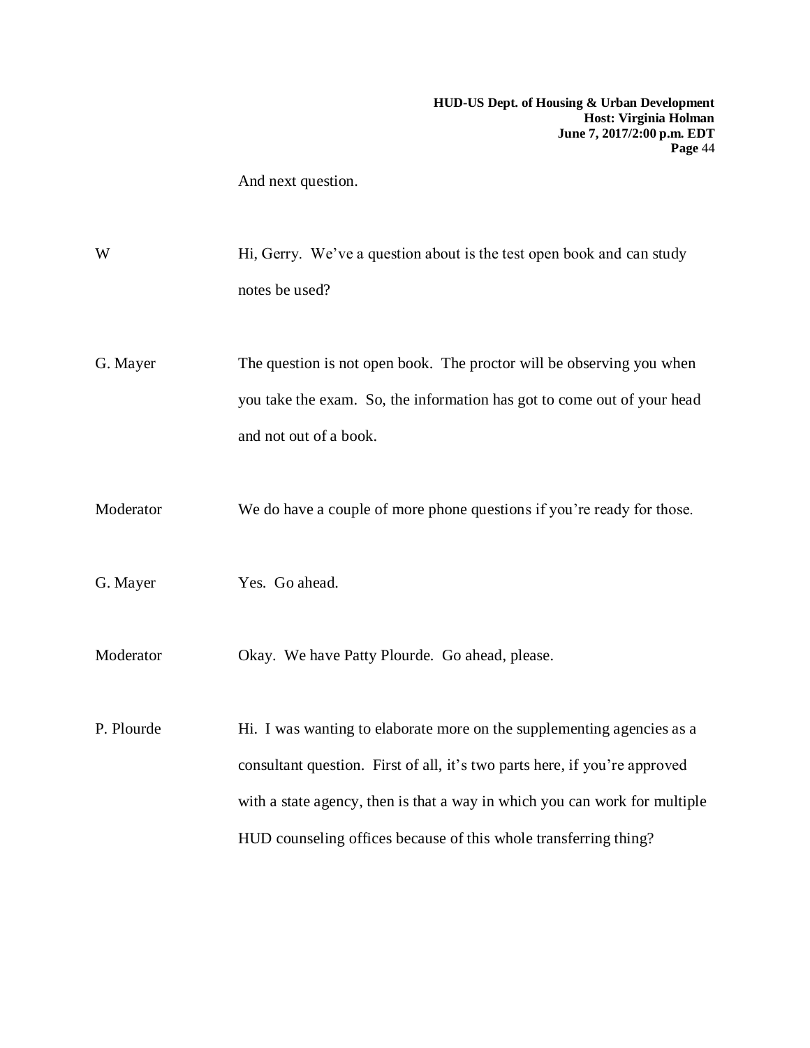And next question.

W Hi, Gerry. We've a question about is the test open book and can study notes be used?

G. Mayer The question is not open book. The proctor will be observing you when you take the exam. So, the information has got to come out of your head and not out of a book.

Moderator We do have a couple of more phone questions if you're ready for those.

G. Mayer Yes. Go ahead.

Moderator Okay. We have Patty Plourde. Go ahead, please.

P. Plourde Hi. I was wanting to elaborate more on the supplementing agencies as a consultant question. First of all, it's two parts here, if you're approved with a state agency, then is that a way in which you can work for multiple HUD counseling offices because of this whole transferring thing?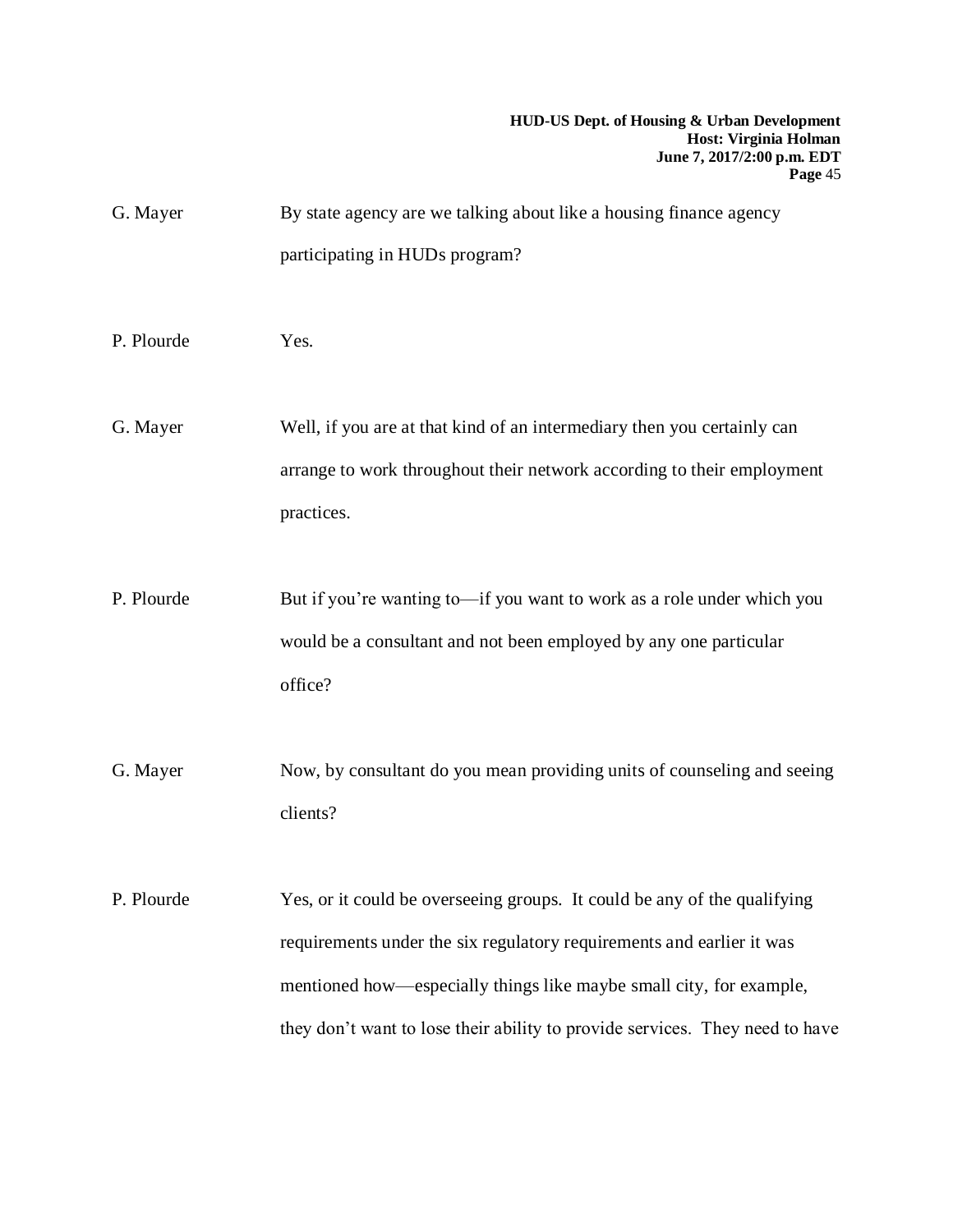G. Mayer By state agency are we talking about like a housing finance agency participating in HUDs program?

P. Plourde Yes.

G. Mayer Well, if you are at that kind of an intermediary then you certainly can arrange to work throughout their network according to their employment practices.

P. Plourde But if you're wanting to—if you want to work as a role under which you would be a consultant and not been employed by any one particular office?

G. Mayer Now, by consultant do you mean providing units of counseling and seeing clients?

P. Plourde Yes, or it could be overseeing groups. It could be any of the qualifying requirements under the six regulatory requirements and earlier it was mentioned how—especially things like maybe small city, for example, they don't want to lose their ability to provide services. They need to have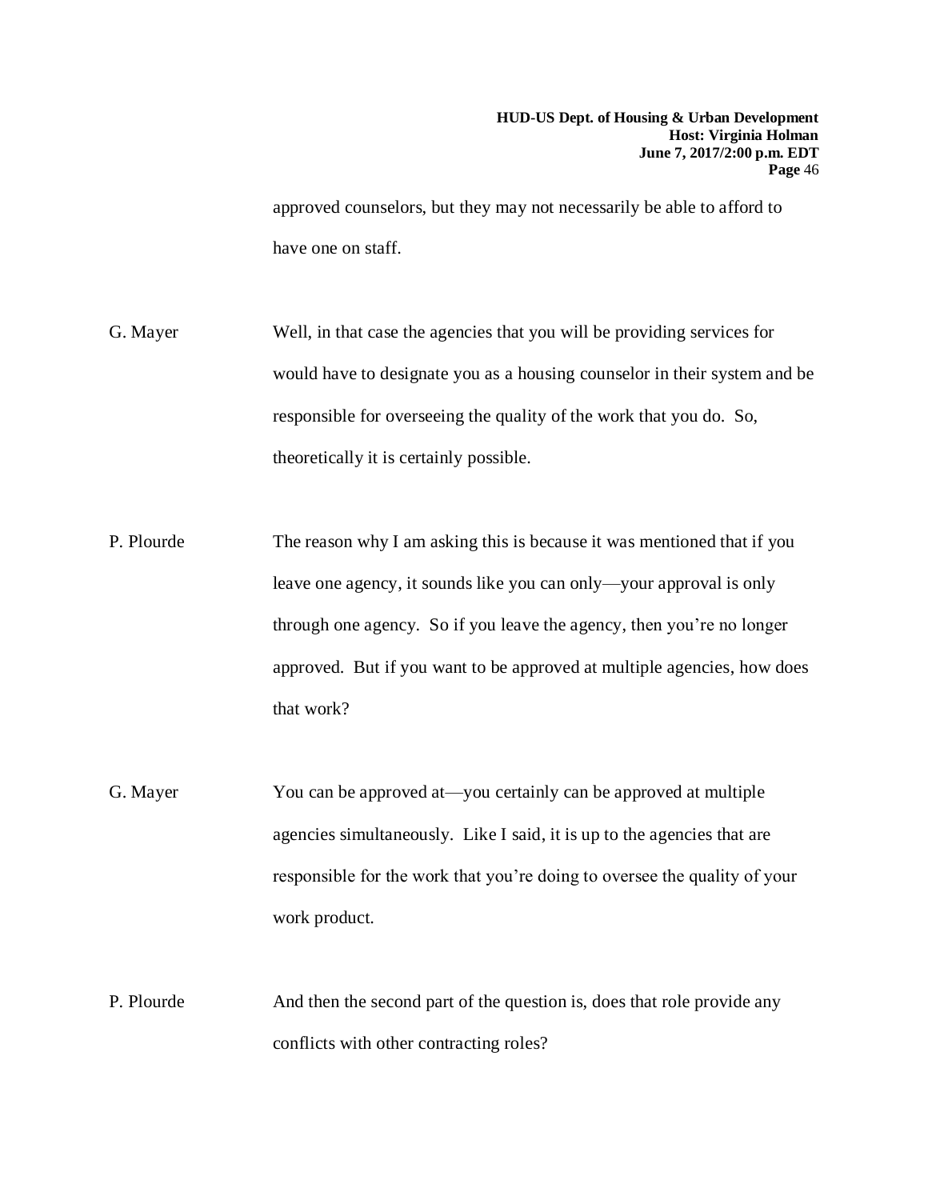approved counselors, but they may not necessarily be able to afford to have one on staff.

G. Mayer Well, in that case the agencies that you will be providing services for would have to designate you as a housing counselor in their system and be responsible for overseeing the quality of the work that you do. So, theoretically it is certainly possible.

P. Plourde The reason why I am asking this is because it was mentioned that if you leave one agency, it sounds like you can only—your approval is only through one agency. So if you leave the agency, then you're no longer approved. But if you want to be approved at multiple agencies, how does that work?

G. Mayer You can be approved at—you certainly can be approved at multiple agencies simultaneously. Like I said, it is up to the agencies that are responsible for the work that you're doing to oversee the quality of your work product.

P. Plourde And then the second part of the question is, does that role provide any conflicts with other contracting roles?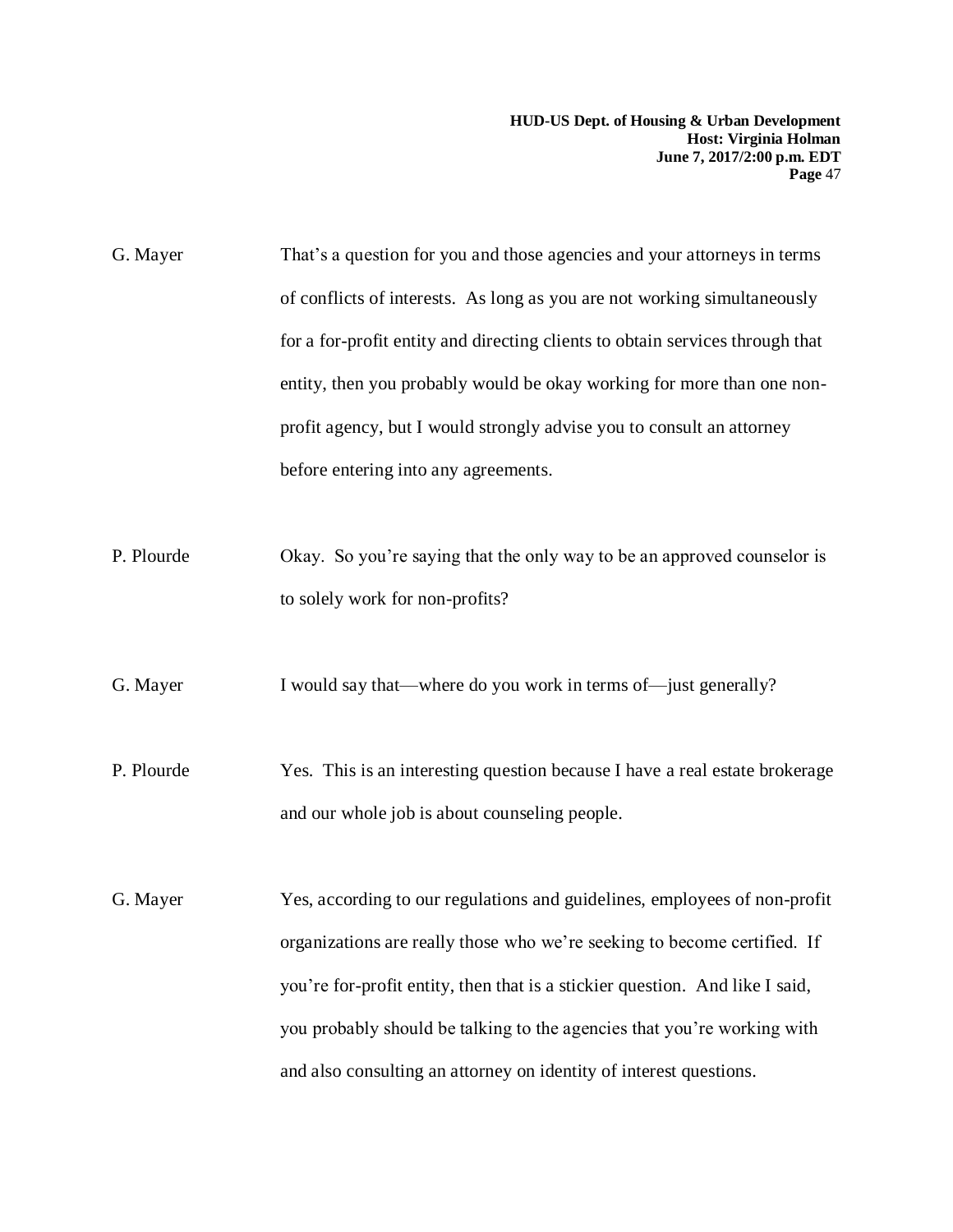G. Mayer That's a question for you and those agencies and your attorneys in terms of conflicts of interests. As long as you are not working simultaneously for a for-profit entity and directing clients to obtain services through that entity, then you probably would be okay working for more than one non-profit agency, but I would strongly advise you to consult an attorney before entering into any agreements.

P. Plourde Okay. So you're saying that the only way to be an approved counselor is to solely work for non-profits?

G. Mayer I would say that—where do you work in terms of—just generally?

P. Plourde Yes. This is an interesting question because I have a real estate brokerage and our whole job is about counseling people.

G. Mayer Yes, according to our regulations and guidelines, employees of non-profit organizations are really those who we're seeking to become certified. If you're for-profit entity, then that is a stickier question. And like I said, you probably should be talking to the agencies that you're working with and also consulting an attorney on identity of interest questions.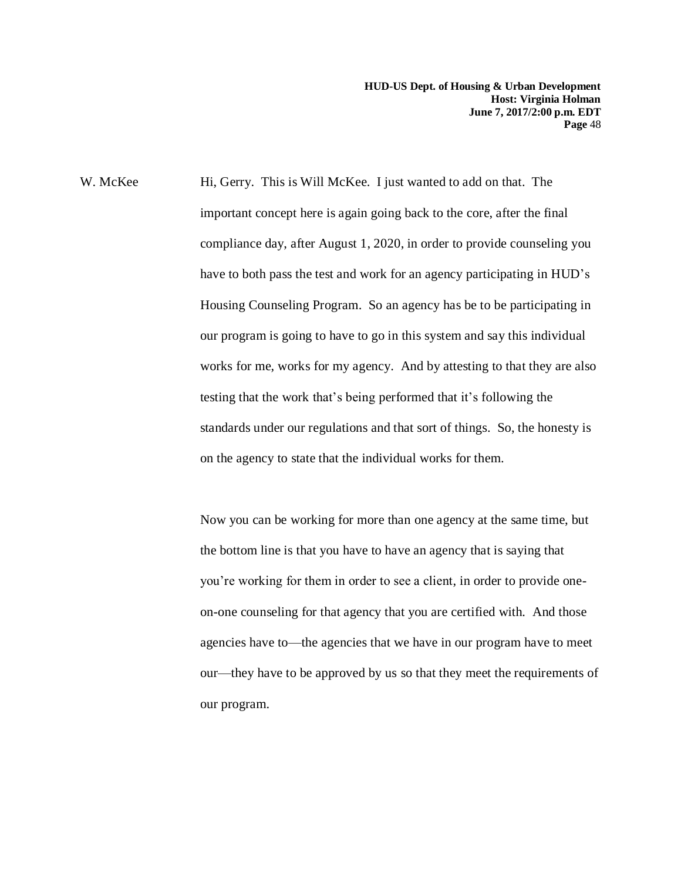W. McKee Hi, Gerry. This is Will McKee. I just wanted to add on that. The important concept here is again going back to the core, after the final compliance day, after August 1, 2020, in order to provide counseling you have to both pass the test and work for an agency participating in HUD's Housing Counseling Program. So an agency has be to be participating in our program is going to have to go in this system and say this individual works for me, works for my agency. And by attesting to that they are also testing that the work that's being performed that it's following the standards under our regulations and that sort of things. So, the honesty is on the agency to state that the individual works for them.

Now you can be working for more than one agency at the same time, but the bottom line is that you have to have an agency that is saying that you're working for them in order to see a client, in order to provide one-on-one counseling for that agency that you are certified with. And those agencies have to—the agencies that we have in our program have to meet our—they have to be approved by us so that they meet the requirements of our program.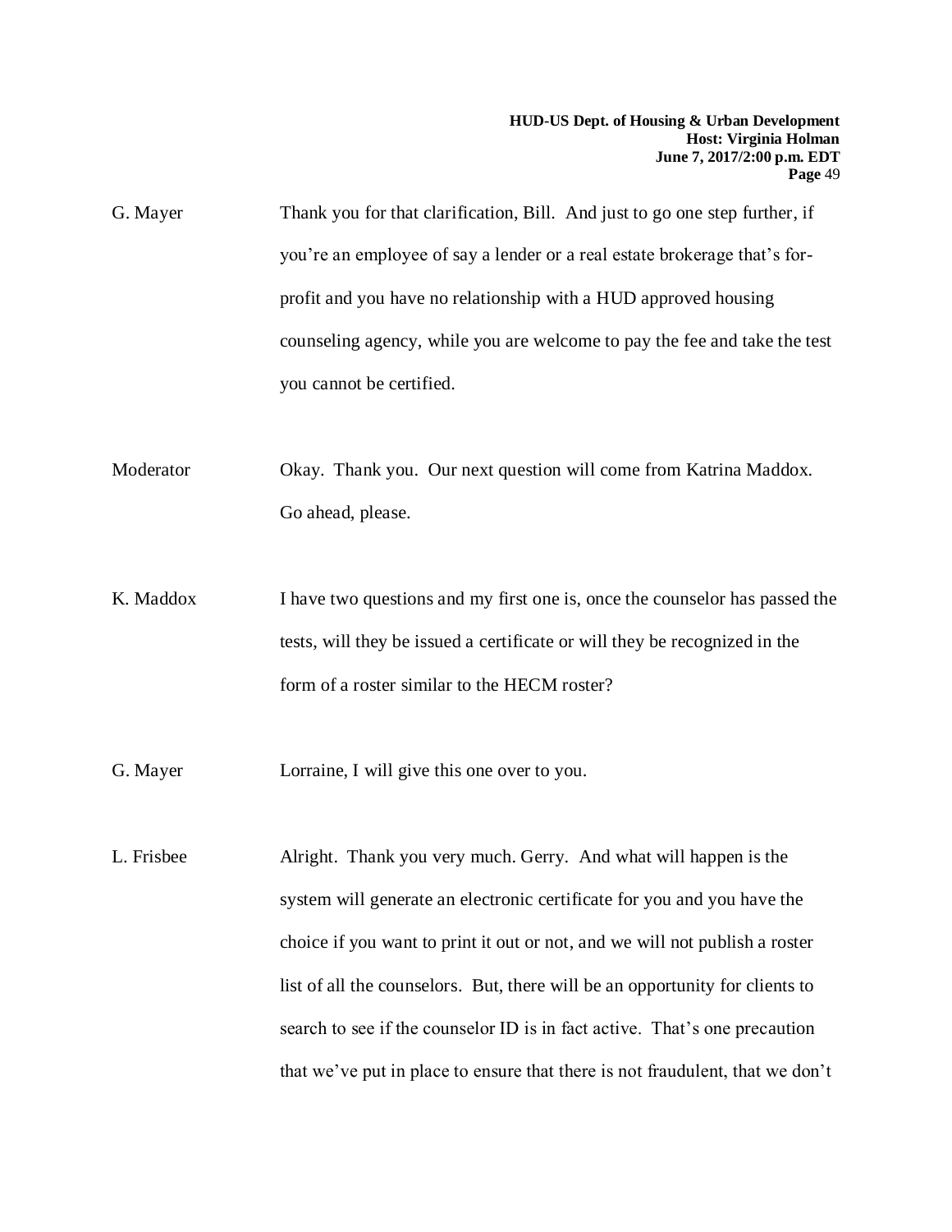G. Mayer Thank you for that clarification, Bill. And just to go one step further, if you're an employee of say a lender or a real estate brokerage that's for-profit and you have no relationship with a HUD approved housing counseling agency, while you are welcome to pay the fee and take the test you cannot be certified.

Moderator Okay. Thank you. Our next question will come from Katrina Maddox. Go ahead, please.

K. Maddox I have two questions and my first one is, once the counselor has passed the tests, will they be issued a certificate or will they be recognized in the form of a roster similar to the HECM roster?

G. Mayer Lorraine, I will give this one over to you.

L. Frisbee Alright. Thank you very much. Gerry. And what will happen is the system will generate an electronic certificate for you and you have the choice if you want to print it out or not, and we will not publish a roster list of all the counselors. But, there will be an opportunity for clients to search to see if the counselor ID is in fact active. That's one precaution that we've put in place to ensure that there is not fraudulent, that we don't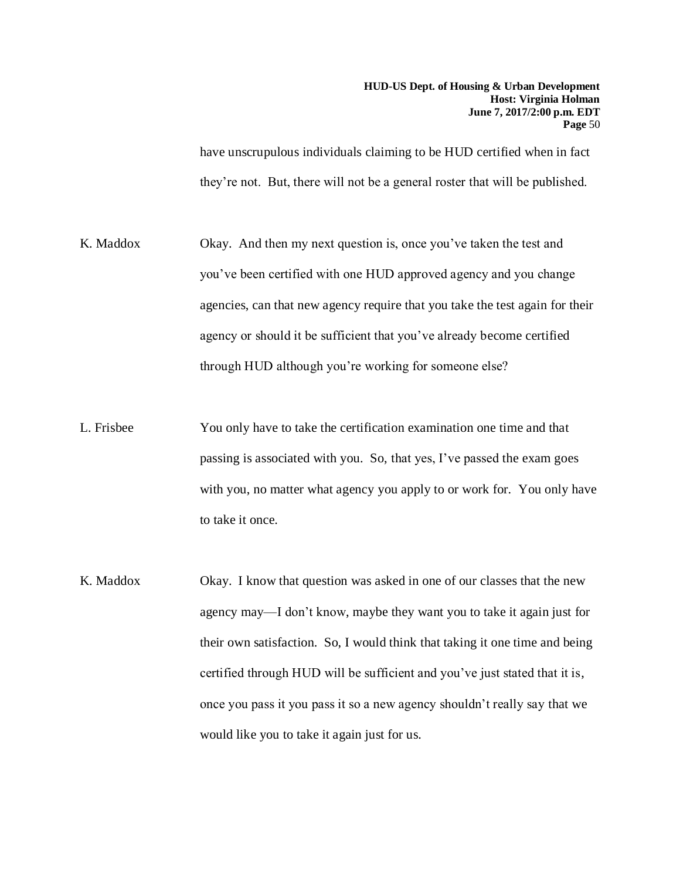have unscrupulous individuals claiming to be HUD certified when in fact they're not. But, there will not be a general roster that will be published.

K. Maddox Okay. And then my next question is, once you've taken the test and you've been certified with one HUD approved agency and you change agencies, can that new agency require that you take the test again for their agency or should it be sufficient that you've already become certified through HUD although you're working for someone else?

L. Frisbee You only have to take the certification examination one time and that passing is associated with you. So, that yes, I've passed the exam goes with you, no matter what agency you apply to or work for. You only have to take it once.

K. Maddox Okay. I know that question was asked in one of our classes that the new agency may—I don't know, maybe they want you to take it again just for their own satisfaction. So, I would think that taking it one time and being certified through HUD will be sufficient and you've just stated that it is, once you pass it you pass it so a new agency shouldn't really say that we would like you to take it again just for us.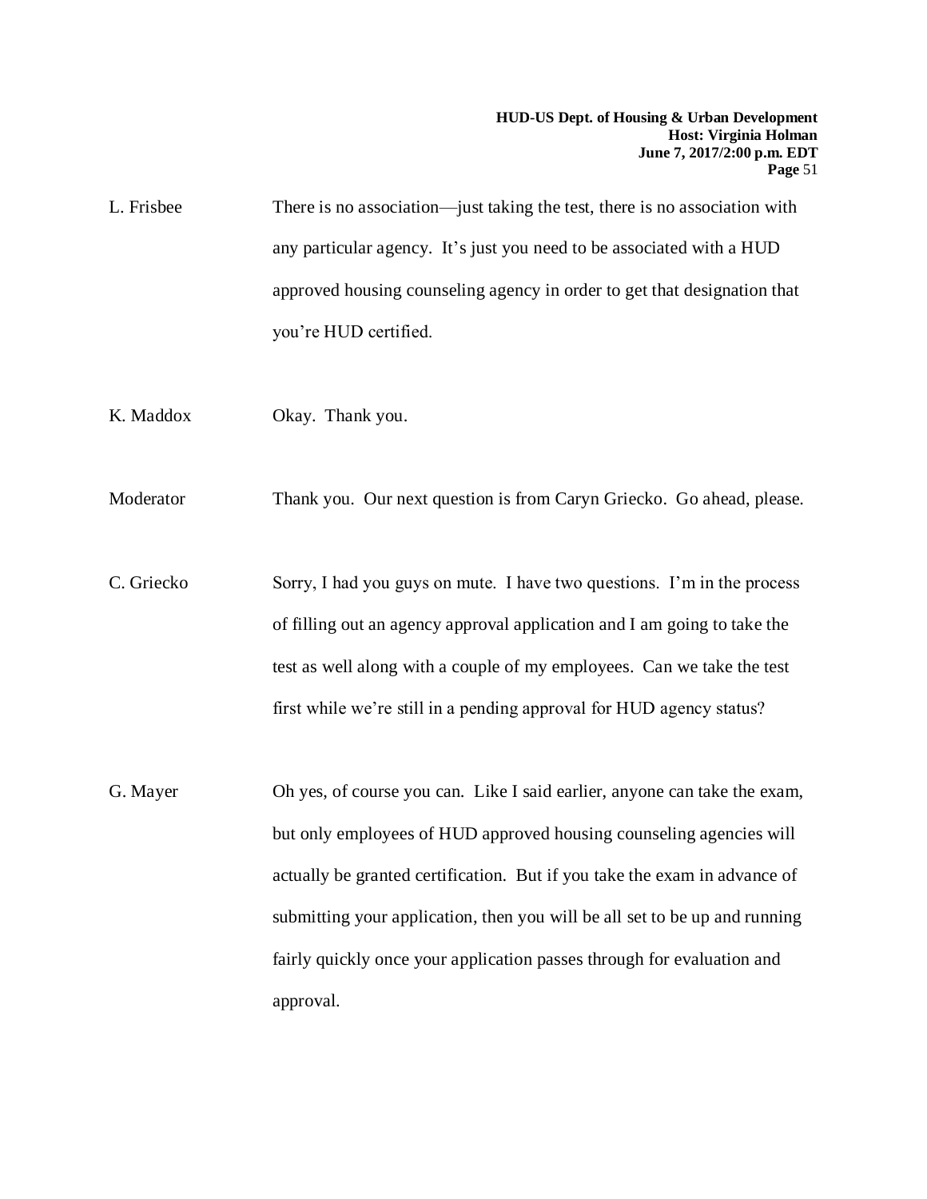L. Frisbee There is no association—just taking the test, there is no association with any particular agency. It's just you need to be associated with a HUD approved housing counseling agency in order to get that designation that you're HUD certified.

K. Maddox Okay. Thank you.

Moderator Thank you. Our next question is from Caryn Griecko. Go ahead, please.

C. Griecko Sorry, I had you guys on mute. I have two questions. I'm in the process of filling out an agency approval application and I am going to take the test as well along with a couple of my employees. Can we take the test first while we're still in a pending approval for HUD agency status?

G. Mayer Oh yes, of course you can. Like I said earlier, anyone can take the exam, but only employees of HUD approved housing counseling agencies will actually be granted certification. But if you take the exam in advance of submitting your application, then you will be all set to be up and running fairly quickly once your application passes through for evaluation and approval.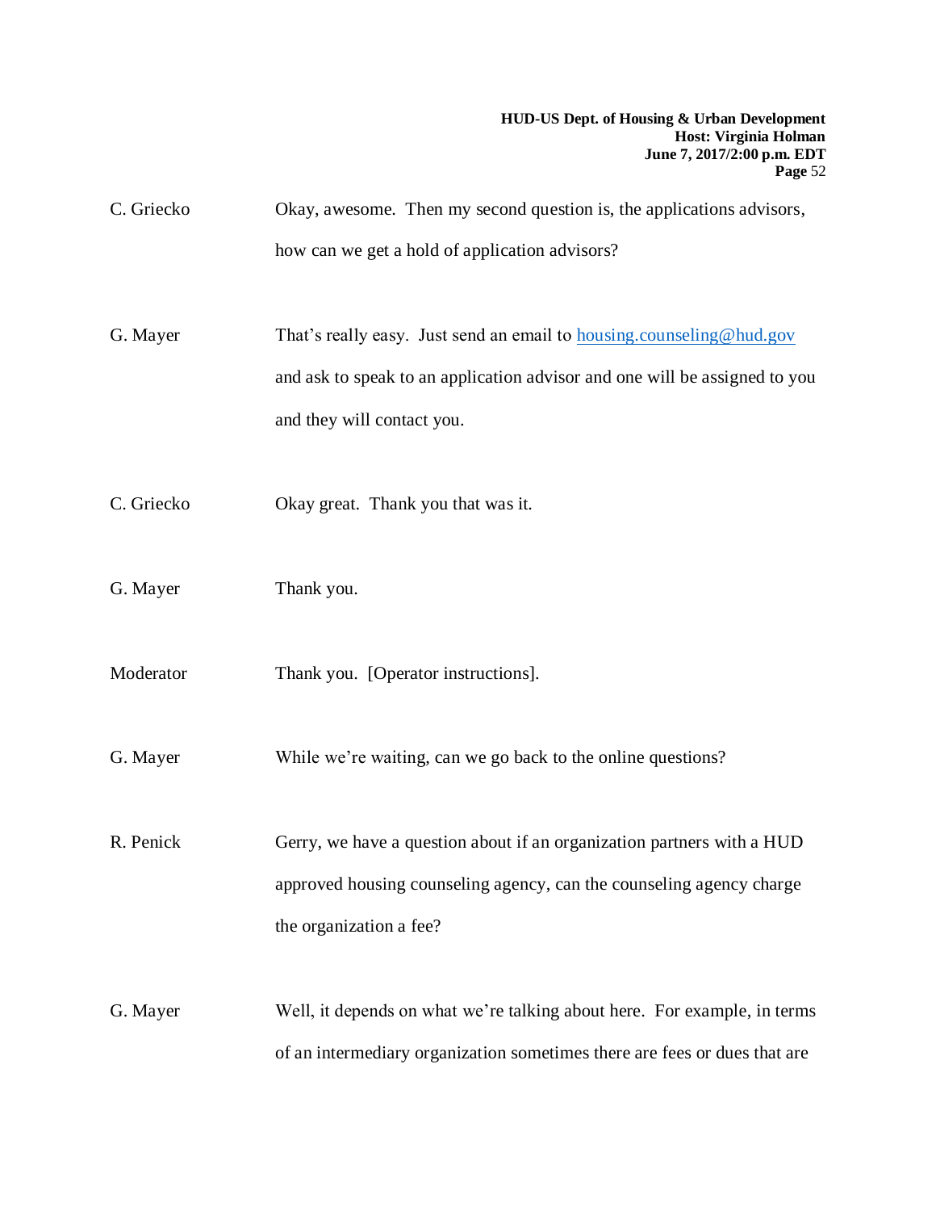C. Griecko Okay, awesome. Then my second question is, the applications advisors, how can we get a hold of application advisors?

G. Mayer That's really easy. Just send an email to housing.counseling@hud.gov and ask to speak to an application advisor and one will be assigned to you and they will contact you.

C. Griecko Okay great. Thank you that was it.

G. Mayer Thank you.

Moderator Thank you. [Operator instructions].

G. Mayer While we're waiting, can we go back to the online questions?

R. Penick Gerry, we have a question about if an organization partners with a HUD approved housing counseling agency, can the counseling agency charge the organization a fee?

G. Mayer Well, it depends on what we're talking about here. For example, in terms of an intermediary organization sometimes there are fees or dues that are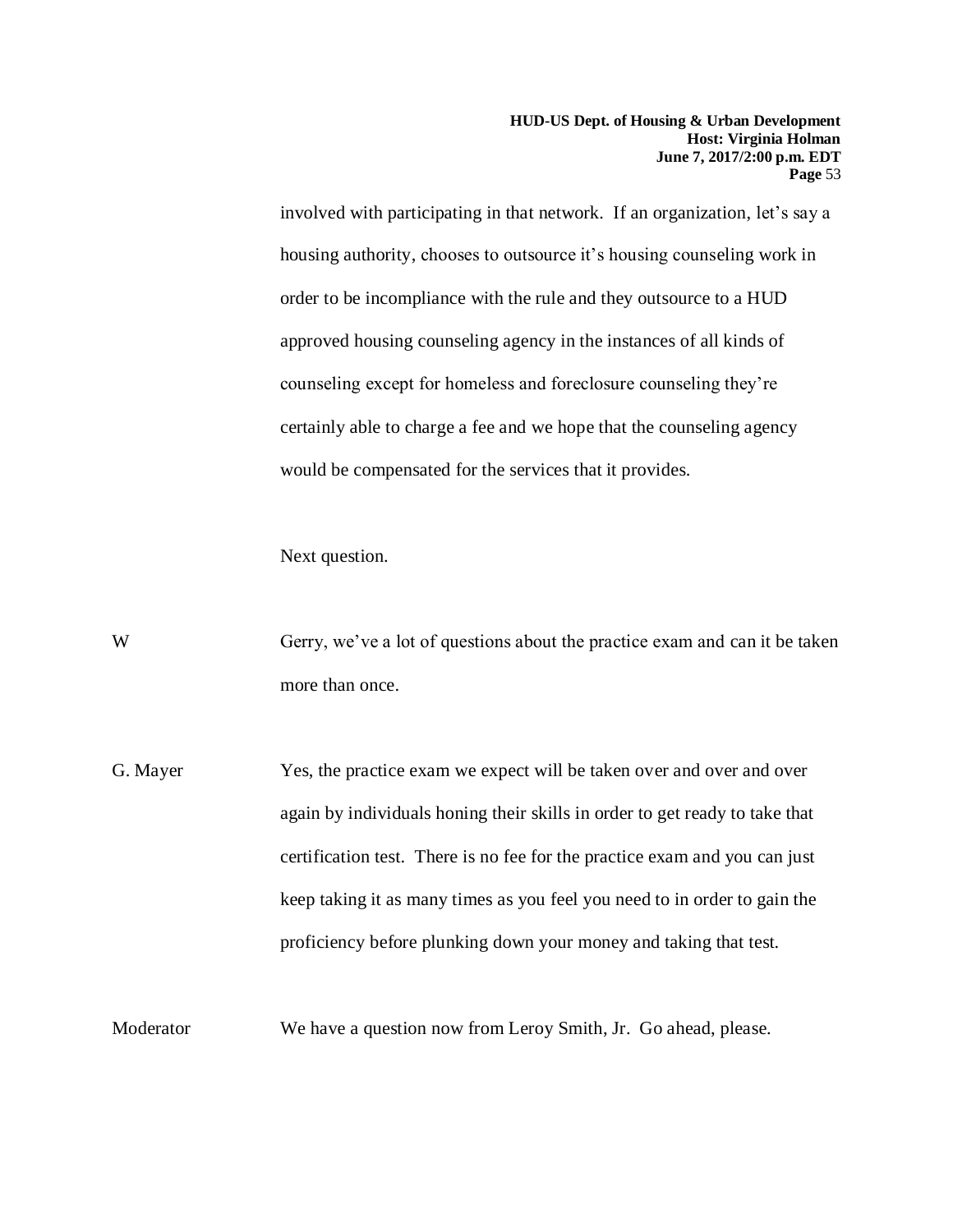involved with participating in that network. If an organization, let's say a housing authority, chooses to outsource it's housing counseling work in order to be incompliance with the rule and they outsource to a HUD approved housing counseling agency in the instances of all kinds of counseling except for homeless and foreclosure counseling they're certainly able to charge a fee and we hope that the counseling agency would be compensated for the services that it provides.

Next question.

W	Gerry, we've a lot of questions about the practice exam and can it be taken more than once.

G. Mayer	Yes, the practice exam we expect will be taken over and over and over again by individuals honing their skills in order to get ready to take that certification test. There is no fee for the practice exam and you can just keep taking it as many times as you feel you need to in order to gain the proficiency before plunking down your money and taking that test.

Moderator	We have a question now from Leroy Smith, Jr. Go ahead, please.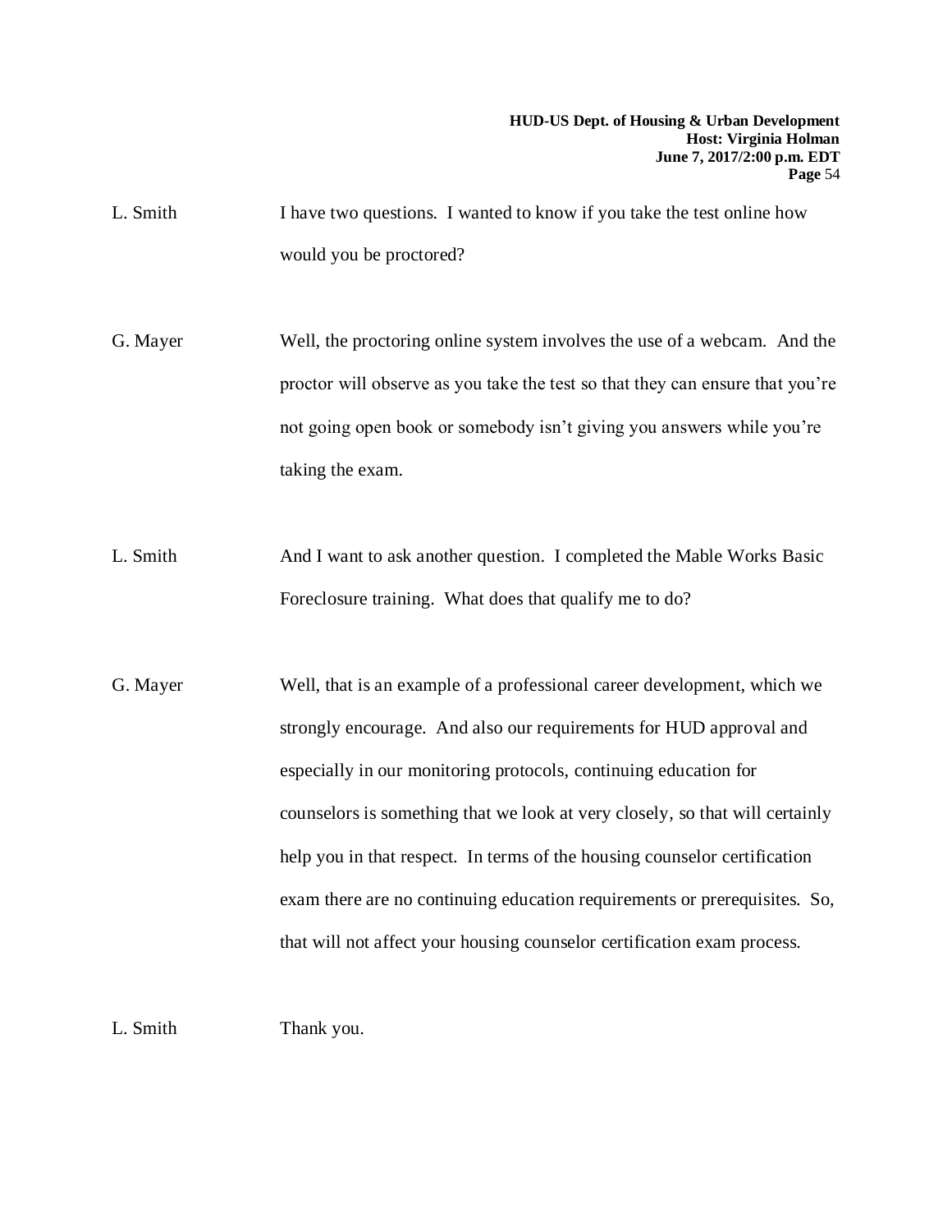L. Smith I have two questions. I wanted to know if you take the test online how would you be proctored?

G. Mayer Well, the proctoring online system involves the use of a webcam. And the proctor will observe as you take the test so that they can ensure that you're not going open book or somebody isn't giving you answers while you're taking the exam.

L. Smith And I want to ask another question. I completed the Mable Works Basic Foreclosure training. What does that qualify me to do?

G. Mayer Well, that is an example of a professional career development, which we strongly encourage. And also our requirements for HUD approval and especially in our monitoring protocols, continuing education for counselors is something that we look at very closely, so that will certainly help you in that respect. In terms of the housing counselor certification exam there are no continuing education requirements or prerequisites. So, that will not affect your housing counselor certification exam process.

L. Smith Thank you.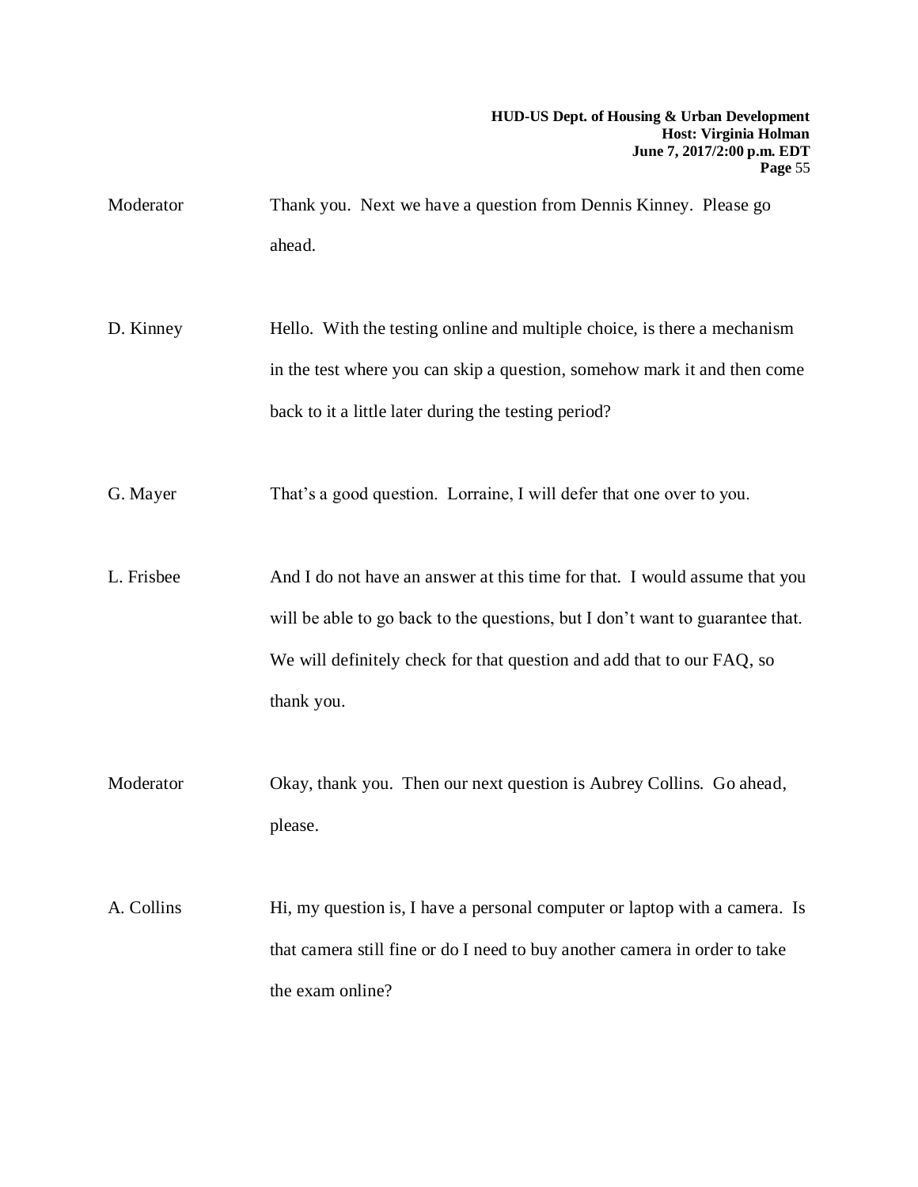Moderator Thank you. Next we have a question from Dennis Kinney. Please go ahead.

D. Kinney Hello. With the testing online and multiple choice, is there a mechanism in the test where you can skip a question, somehow mark it and then come back to it a little later during the testing period?

G. Mayer That's a good question. Lorraine, I will defer that one over to you.

L. Frisbee And I do not have an answer at this time for that. I would assume that you will be able to go back to the questions, but I don't want to guarantee that. We will definitely check for that question and add that to our FAQ, so thank you.

Moderator Okay, thank you. Then our next question is Aubrey Collins. Go ahead, please.

A. Collins Hi, my question is, I have a personal computer or laptop with a camera. Is that camera still fine or do I need to buy another camera in order to take the exam online?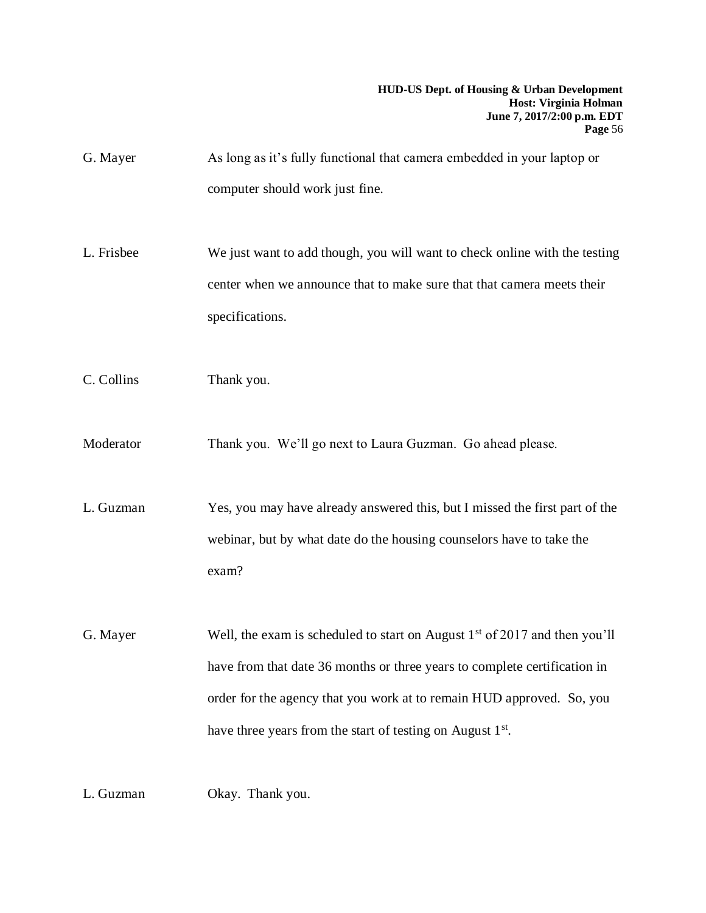G. Mayer As long as it's fully functional that camera embedded in your laptop or computer should work just fine.

L. Frisbee We just want to add though, you will want to check online with the testing center when we announce that to make sure that that camera meets their specifications.

C. Collins Thank you.

Moderator Thank you. We'll go next to Laura Guzman. Go ahead please.

L. Guzman Yes, you may have already answered this, but I missed the first part of the webinar, but by what date do the housing counselors have to take the exam?

G. Mayer Well, the exam is scheduled to start on August 1st of 2017 and then you'll have from that date 36 months or three years to complete certification in order for the agency that you work at to remain HUD approved. So, you have three years from the start of testing on August 1st.

L. Guzman Okay. Thank you.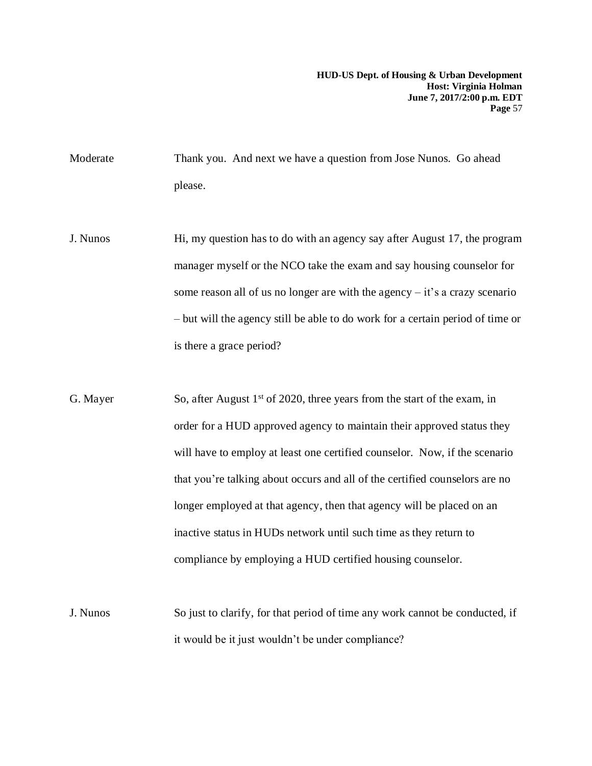Moderate Thank you. And next we have a question from Jose Nunos. Go ahead please.

J. Nunos Hi, my question has to do with an agency say after August 17, the program manager myself or the NCO take the exam and say housing counselor for some reason all of us no longer are with the agency – it's a crazy scenario – but will the agency still be able to do work for a certain period of time or is there a grace period?

G. Mayer So, after August 1st of 2020, three years from the start of the exam, in order for a HUD approved agency to maintain their approved status they will have to employ at least one certified counselor. Now, if the scenario that you're talking about occurs and all of the certified counselors are no longer employed at that agency, then that agency will be placed on an inactive status in HUDs network until such time as they return to compliance by employing a HUD certified housing counselor.

J. Nunos So just to clarify, for that period of time any work cannot be conducted, if it would be it just wouldn't be under compliance?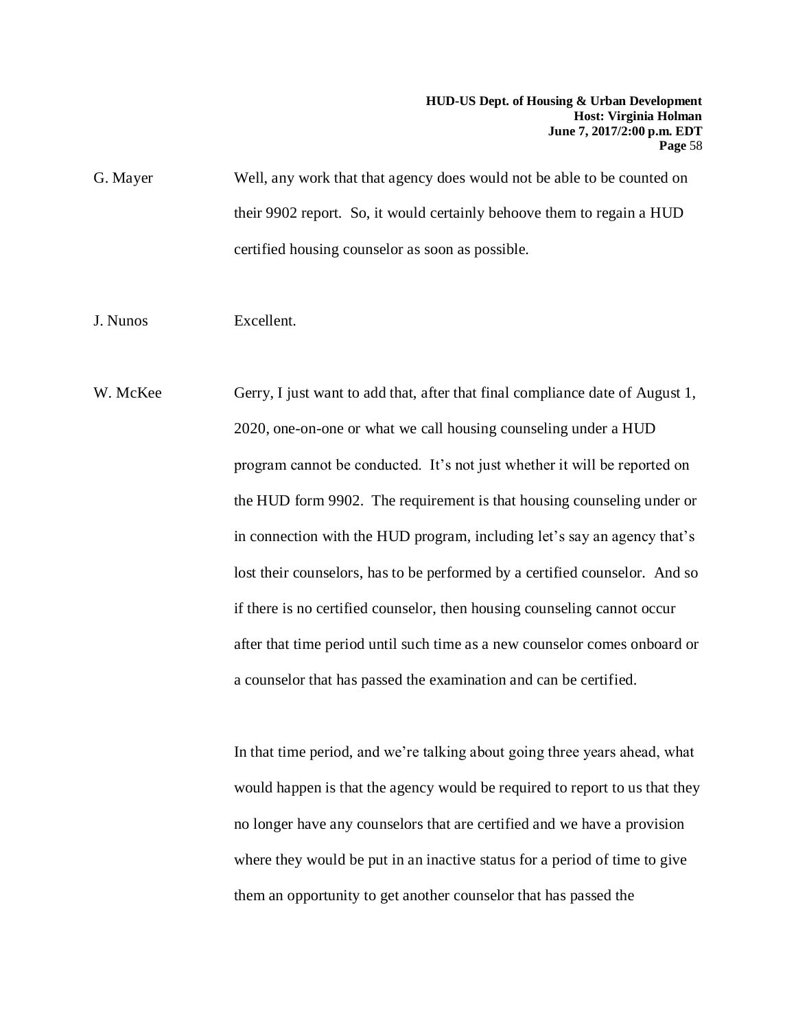G. Mayer Well, any work that that agency does would not be able to be counted on their 9902 report. So, it would certainly behoove them to regain a HUD certified housing counselor as soon as possible.

J. Nunos Excellent.

W. McKee Gerry, I just want to add that, after that final compliance date of August 1, 2020, one-on-one or what we call housing counseling under a HUD program cannot be conducted. It's not just whether it will be reported on the HUD form 9902. The requirement is that housing counseling under or in connection with the HUD program, including let's say an agency that's lost their counselors, has to be performed by a certified counselor. And so if there is no certified counselor, then housing counseling cannot occur after that time period until such time as a new counselor comes onboard or a counselor that has passed the examination and can be certified.

In that time period, and we're talking about going three years ahead, what would happen is that the agency would be required to report to us that they no longer have any counselors that are certified and we have a provision where they would be put in an inactive status for a period of time to give them an opportunity to get another counselor that has passed the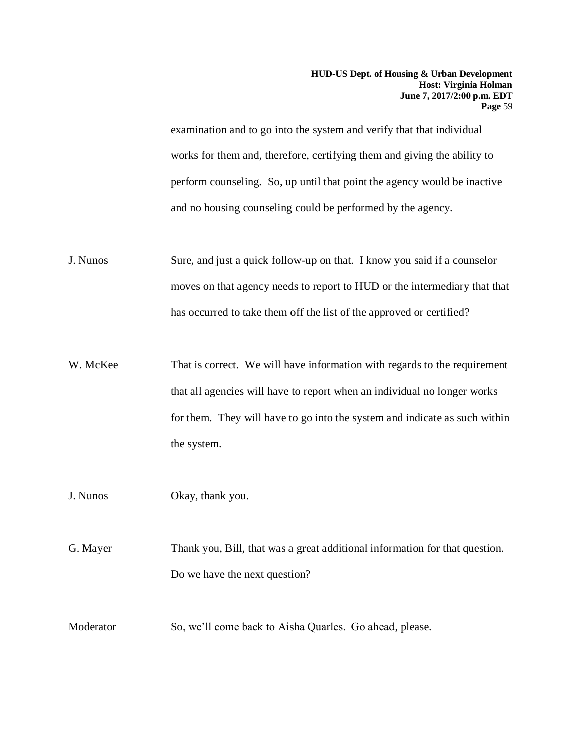examination and to go into the system and verify that that individual works for them and, therefore, certifying them and giving the ability to perform counseling. So, up until that point the agency would be inactive and no housing counseling could be performed by the agency.

J. Nunos: Sure, and just a quick follow-up on that. I know you said if a counselor moves on that agency needs to report to HUD or the intermediary that that has occurred to take them off the list of the approved or certified?

W. McKee: That is correct. We will have information with regards to the requirement that all agencies will have to report when an individual no longer works for them. They will have to go into the system and indicate as such within the system.

J. Nunos: Okay, thank you.

G. Mayer: Thank you, Bill, that was a great additional information for that question. Do we have the next question?

Moderator: So, we'll come back to Aisha Quarles. Go ahead, please.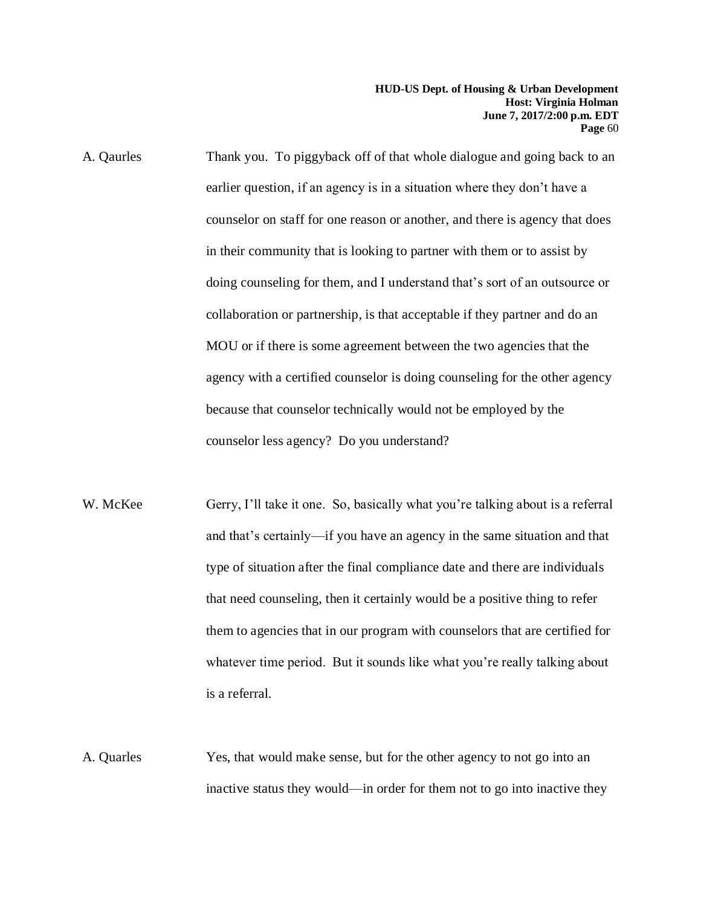A. Qaurles Thank you. To piggyback off of that whole dialogue and going back to an earlier question, if an agency is in a situation where they don't have a counselor on staff for one reason or another, and there is agency that does in their community that is looking to partner with them or to assist by doing counseling for them, and I understand that's sort of an outsource or collaboration or partnership, is that acceptable if they partner and do an MOU or if there is some agreement between the two agencies that the agency with a certified counselor is doing counseling for the other agency because that counselor technically would not be employed by the counselor less agency? Do you understand?

W. McKee Gerry, I'll take it one. So, basically what you're talking about is a referral and that's certainly—if you have an agency in the same situation and that type of situation after the final compliance date and there are individuals that need counseling, then it certainly would be a positive thing to refer them to agencies that in our program with counselors that are certified for whatever time period. But it sounds like what you're really talking about is a referral.

A. Quarles Yes, that would make sense, but for the other agency to not go into an inactive status they would—in order for them not to go into inactive they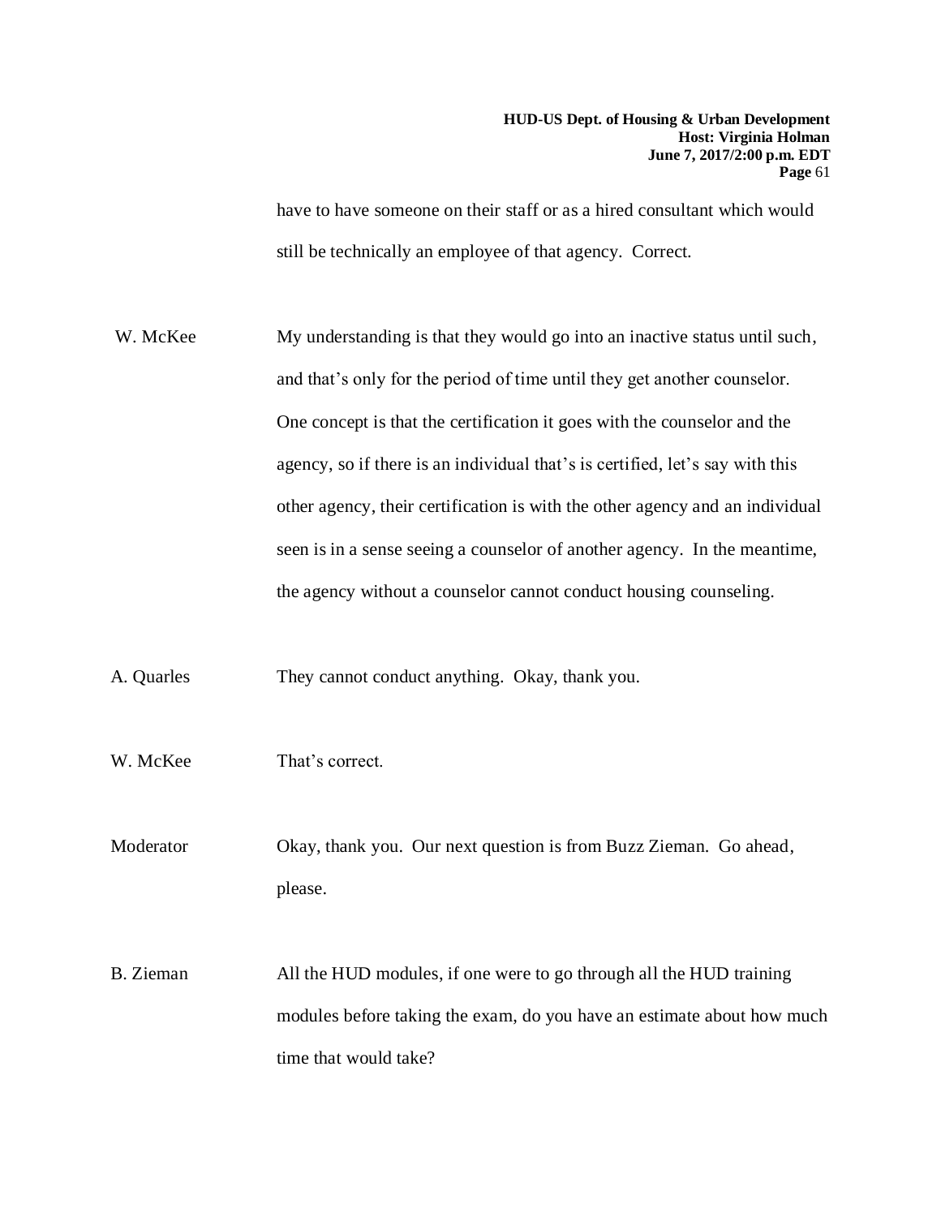have to have someone on their staff or as a hired consultant which would still be technically an employee of that agency. Correct.

W. McKee My understanding is that they would go into an inactive status until such, and that's only for the period of time until they get another counselor. One concept is that the certification it goes with the counselor and the agency, so if there is an individual that's is certified, let's say with this other agency, their certification is with the other agency and an individual seen is in a sense seeing a counselor of another agency. In the meantime, the agency without a counselor cannot conduct housing counseling.

A. Quarles They cannot conduct anything. Okay, thank you.

W. McKee That's correct.

Moderator Okay, thank you. Our next question is from Buzz Zieman. Go ahead, please.

B. Zieman All the HUD modules, if one were to go through all the HUD training modules before taking the exam, do you have an estimate about how much time that would take?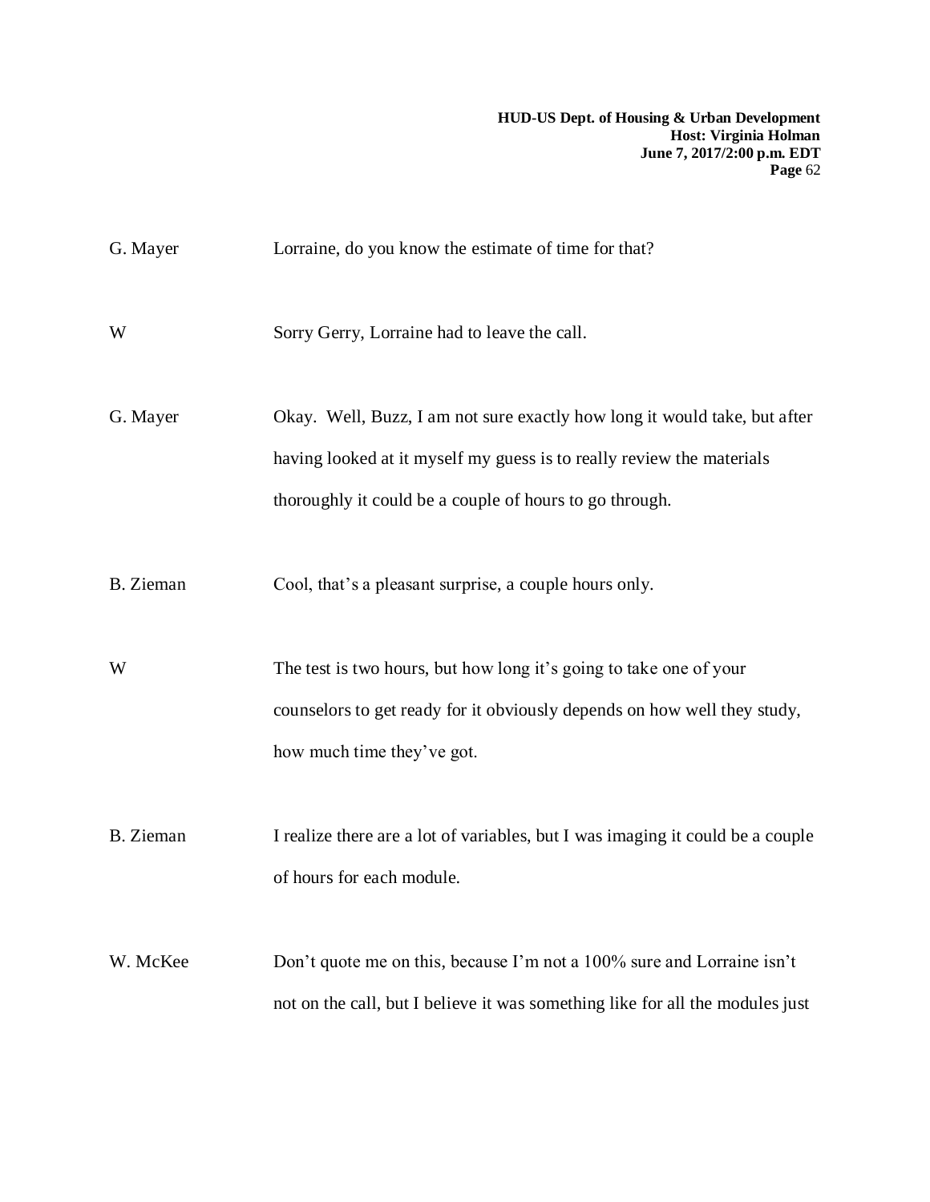G. Mayer Lorraine, do you know the estimate of time for that?

W Sorry Gerry, Lorraine had to leave the call.

G. Mayer Okay. Well, Buzz, I am not sure exactly how long it would take, but after having looked at it myself my guess is to really review the materials thoroughly it could be a couple of hours to go through.

B. Zieman Cool, that's a pleasant surprise, a couple hours only.

W The test is two hours, but how long it's going to take one of your counselors to get ready for it obviously depends on how well they study, how much time they've got.

B. Zieman I realize there are a lot of variables, but I was imaging it could be a couple of hours for each module.

W. McKee Don't quote me on this, because I'm not a 100% sure and Lorraine isn't not on the call, but I believe it was something like for all the modules just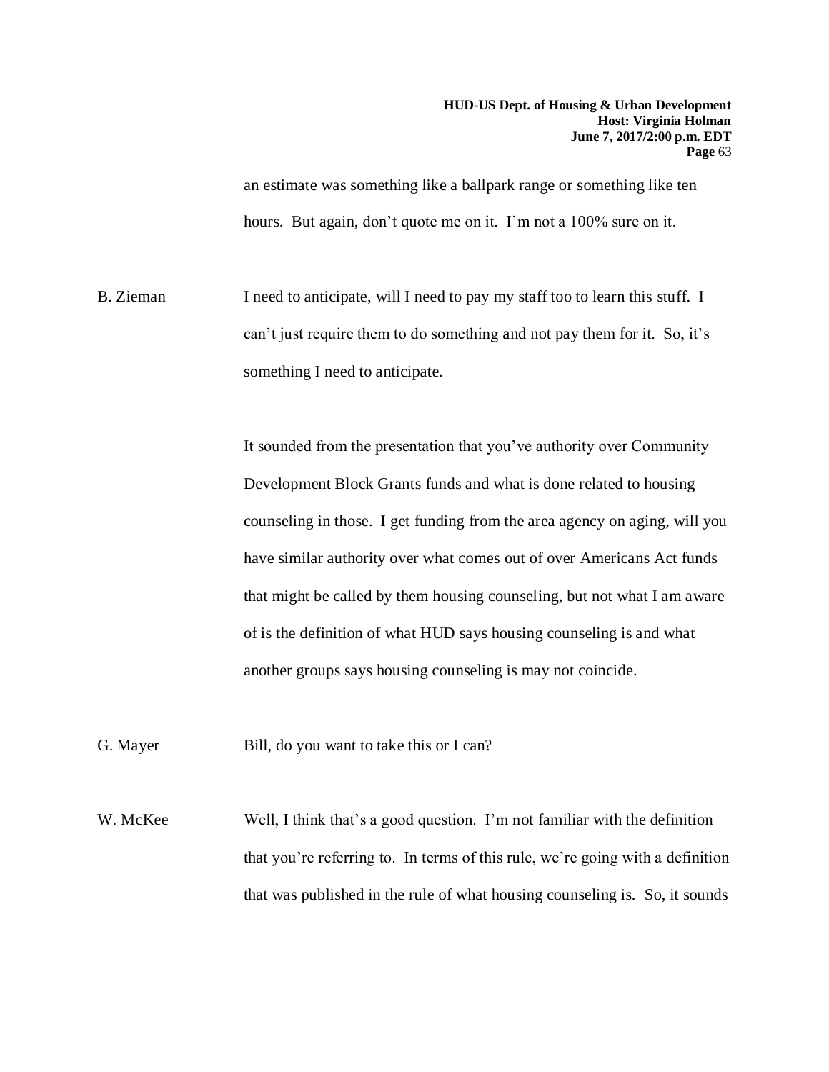an estimate was something like a ballpark range or something like ten hours. But again, don't quote me on it. I'm not a 100% sure on it.

B. Zieman I need to anticipate, will I need to pay my staff too to learn this stuff. I can't just require them to do something and not pay them for it. So, it's something I need to anticipate.

It sounded from the presentation that you've authority over Community Development Block Grants funds and what is done related to housing counseling in those. I get funding from the area agency on aging, will you have similar authority over what comes out of over Americans Act funds that might be called by them housing counseling, but not what I am aware of is the definition of what HUD says housing counseling is and what another groups says housing counseling is may not coincide.

G. Mayer Bill, do you want to take this or I can?

W. McKee Well, I think that's a good question. I'm not familiar with the definition that you're referring to. In terms of this rule, we're going with a definition that was published in the rule of what housing counseling is. So, it sounds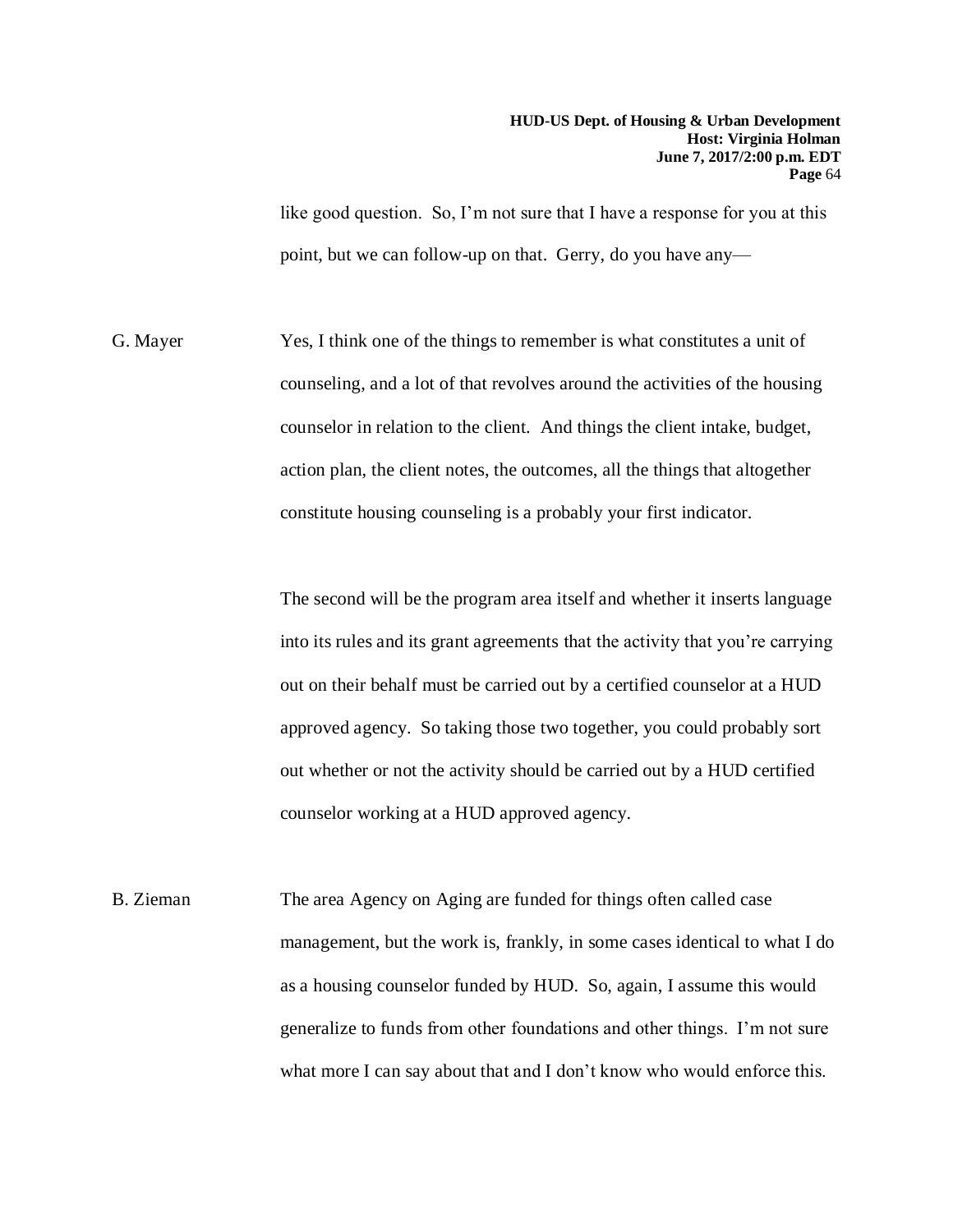like good question. So, I'm not sure that I have a response for you at this point, but we can follow-up on that. Gerry, do you have any—

G. Mayer Yes, I think one of the things to remember is what constitutes a unit of counseling, and a lot of that revolves around the activities of the housing counselor in relation to the client. And things the client intake, budget, action plan, the client notes, the outcomes, all the things that altogether constitute housing counseling is a probably your first indicator.

The second will be the program area itself and whether it inserts language into its rules and its grant agreements that the activity that you're carrying out on their behalf must be carried out by a certified counselor at a HUD approved agency. So taking those two together, you could probably sort out whether or not the activity should be carried out by a HUD certified counselor working at a HUD approved agency.

B. Zieman The area Agency on Aging are funded for things often called case management, but the work is, frankly, in some cases identical to what I do as a housing counselor funded by HUD. So, again, I assume this would generalize to funds from other foundations and other things. I'm not sure what more I can say about that and I don't know who would enforce this.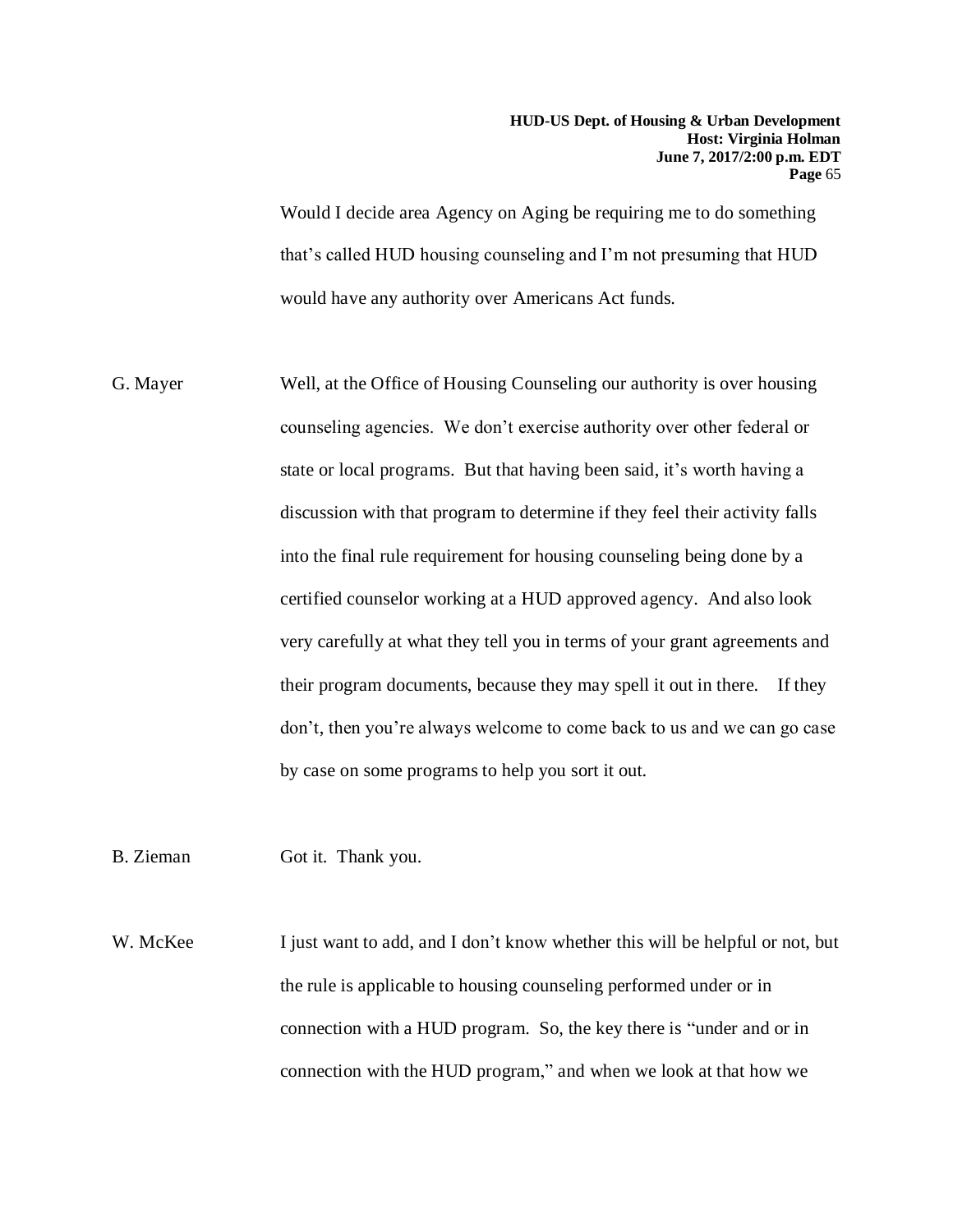Would I decide area Agency on Aging be requiring me to do something that's called HUD housing counseling and I'm not presuming that HUD would have any authority over Americans Act funds.

G. Mayer Well, at the Office of Housing Counseling our authority is over housing counseling agencies. We don't exercise authority over other federal or state or local programs. But that having been said, it's worth having a discussion with that program to determine if they feel their activity falls into the final rule requirement for housing counseling being done by a certified counselor working at a HUD approved agency. And also look very carefully at what they tell you in terms of your grant agreements and their program documents, because they may spell it out in there. If they don't, then you're always welcome to come back to us and we can go case by case on some programs to help you sort it out.

B. Zieman Got it. Thank you.

W. McKee I just want to add, and I don't know whether this will be helpful or not, but the rule is applicable to housing counseling performed under or in connection with a HUD program. So, the key there is "under and or in connection with the HUD program," and when we look at that how we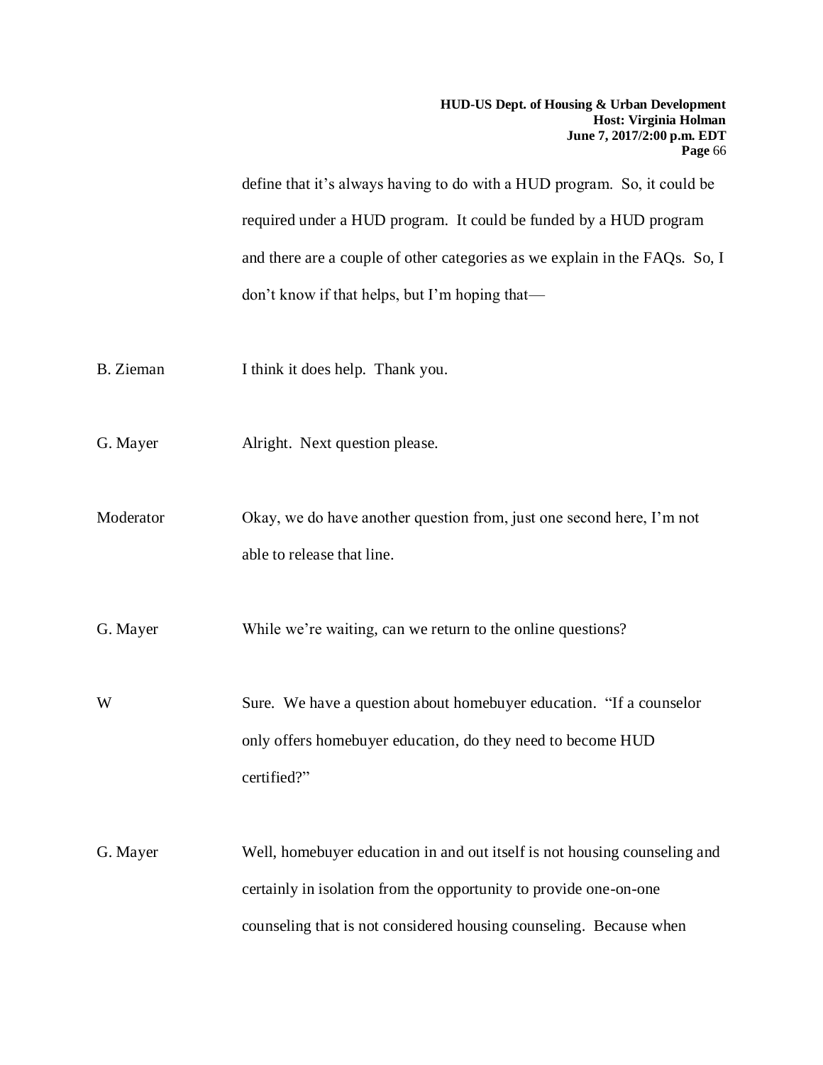define that it's always having to do with a HUD program. So, it could be required under a HUD program. It could be funded by a HUD program and there are a couple of other categories as we explain in the FAQs. So, I don't know if that helps, but I'm hoping that—

B. Zieman I think it does help. Thank you.

G. Mayer Alright. Next question please.

Moderator Okay, we do have another question from, just one second here, I'm not able to release that line.

G. Mayer While we're waiting, can we return to the online questions?

W Sure. We have a question about homebuyer education. "If a counselor only offers homebuyer education, do they need to become HUD certified?"

G. Mayer Well, homebuyer education in and out itself is not housing counseling and certainly in isolation from the opportunity to provide one-on-one counseling that is not considered housing counseling. Because when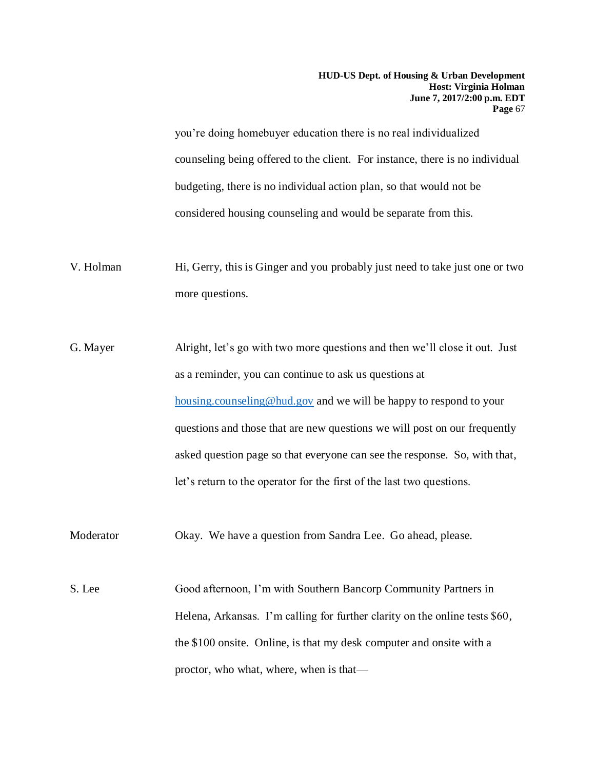you're doing homebuyer education there is no real individualized counseling being offered to the client. For instance, there is no individual budgeting, there is no individual action plan, so that would not be considered housing counseling and would be separate from this.

V. Holman Hi, Gerry, this is Ginger and you probably just need to take just one or two more questions.

G. Mayer Alright, let's go with two more questions and then we'll close it out. Just as a reminder, you can continue to ask us questions at housing.counseling@hud.gov and we will be happy to respond to your questions and those that are new questions we will post on our frequently asked question page so that everyone can see the response. So, with that, let's return to the operator for the first of the last two questions.

Moderator Okay. We have a question from Sandra Lee. Go ahead, please.

S. Lee Good afternoon, I'm with Southern Bancorp Community Partners in Helena, Arkansas. I'm calling for further clarity on the online tests $60, the $100 onsite. Online, is that my desk computer and onsite with a proctor, who what, where, when is that—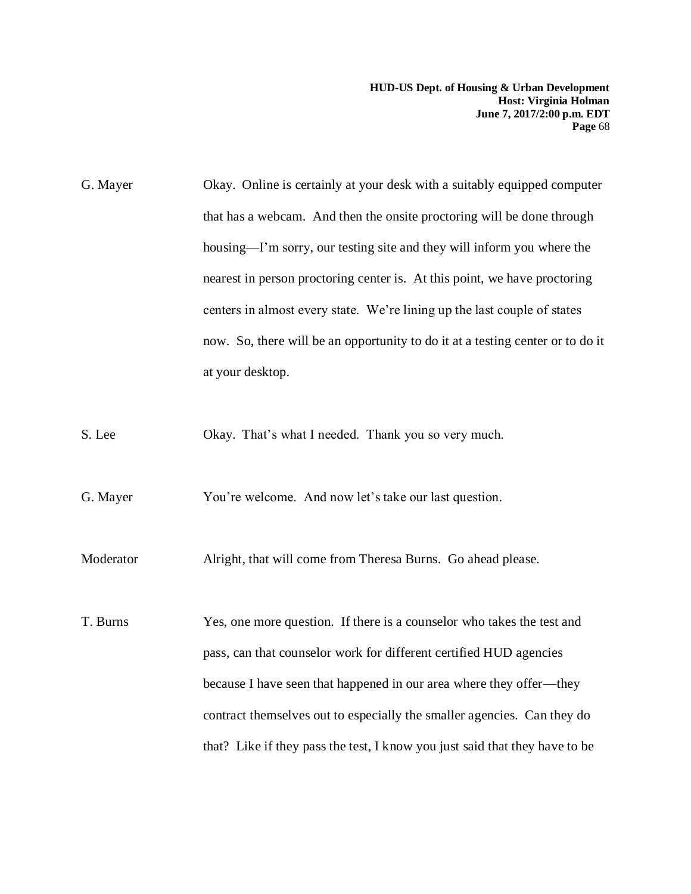G. Mayer Okay. Online is certainly at your desk with a suitably equipped computer that has a webcam. And then the onsite proctoring will be done through housing—I'm sorry, our testing site and they will inform you where the nearest in person proctoring center is. At this point, we have proctoring centers in almost every state. We're lining up the last couple of states now. So, there will be an opportunity to do it at a testing center or to do it at your desktop.

S. Lee Okay. That's what I needed. Thank you so very much.

G. Mayer You're welcome. And now let's take our last question.

Moderator Alright, that will come from Theresa Burns. Go ahead please.

T. Burns Yes, one more question. If there is a counselor who takes the test and pass, can that counselor work for different certified HUD agencies because I have seen that happened in our area where they offer—they contract themselves out to especially the smaller agencies. Can they do that? Like if they pass the test, I know you just said that they have to be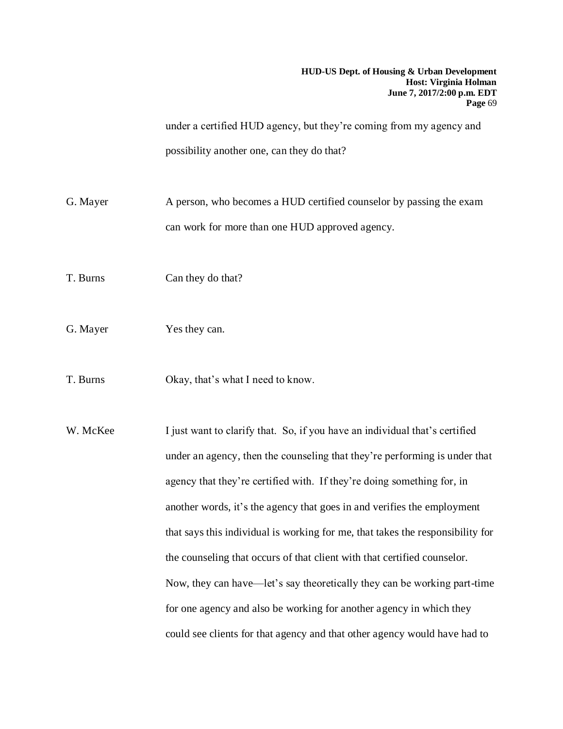under a certified HUD agency, but they're coming from my agency and possibility another one, can they do that?

G. Mayer A person, who becomes a HUD certified counselor by passing the exam can work for more than one HUD approved agency.

T. Burns Can they do that?

G. Mayer Yes they can.

T. Burns Okay, that's what I need to know.

W. McKee I just want to clarify that. So, if you have an individual that's certified under an agency, then the counseling that they're performing is under that agency that they're certified with. If they're doing something for, in another words, it's the agency that goes in and verifies the employment that says this individual is working for me, that takes the responsibility for the counseling that occurs of that client with that certified counselor. Now, they can have—let's say theoretically they can be working part-time for one agency and also be working for another agency in which they could see clients for that agency and that other agency would have had to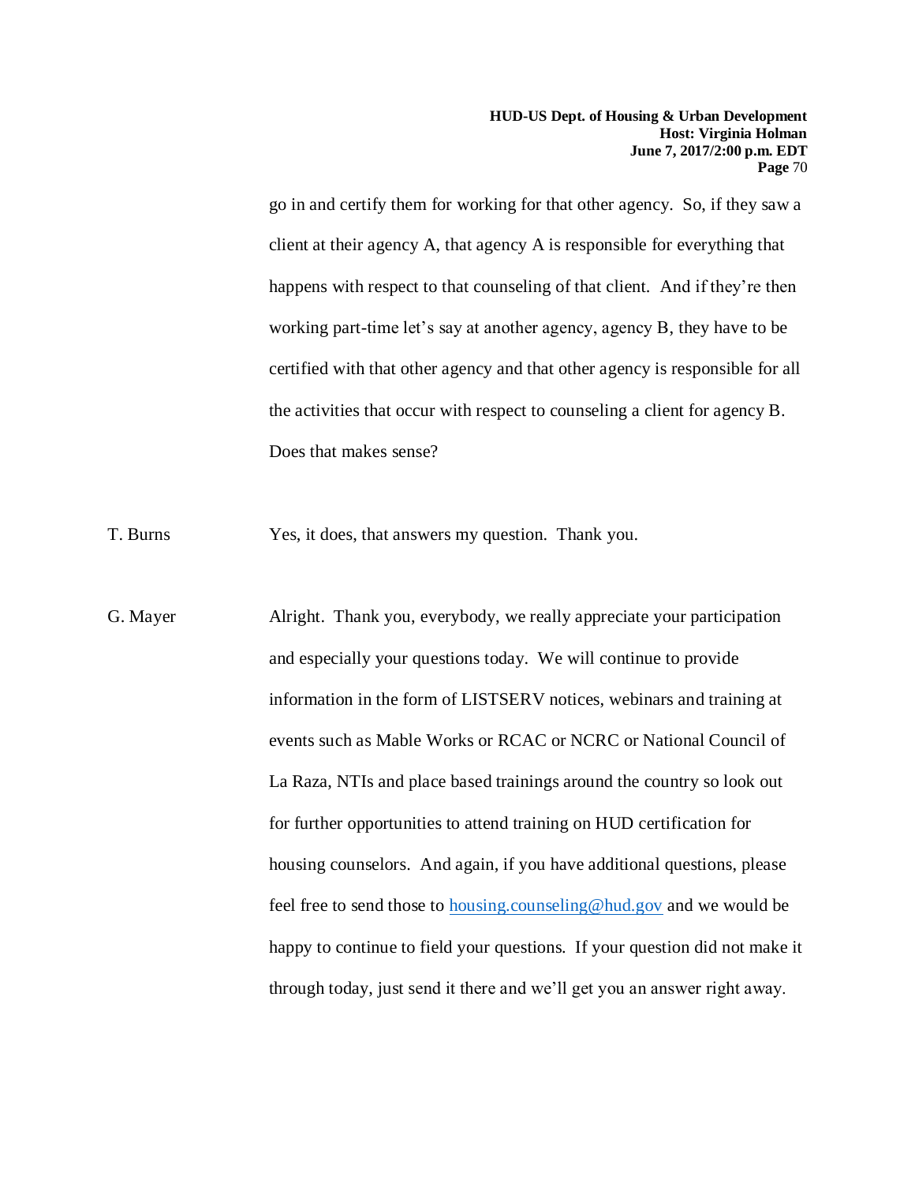go in and certify them for working for that other agency. So, if they saw a client at their agency A, that agency A is responsible for everything that happens with respect to that counseling of that client. And if they're then working part-time let's say at another agency, agency B, they have to be certified with that other agency and that other agency is responsible for all the activities that occur with respect to counseling a client for agency B. Does that makes sense?

T. Burns Yes, it does, that answers my question. Thank you.

G. Mayer Alright. Thank you, everybody, we really appreciate your participation and especially your questions today. We will continue to provide information in the form of LISTSERV notices, webinars and training at events such as Mable Works or RCAC or NCRC or National Council of La Raza, NTIs and place based trainings around the country so look out for further opportunities to attend training on HUD certification for housing counselors. And again, if you have additional questions, please feel free to send those to housing.counseling@hud.gov and we would be happy to continue to field your questions. If your question did not make it through today, just send it there and we'll get you an answer right away.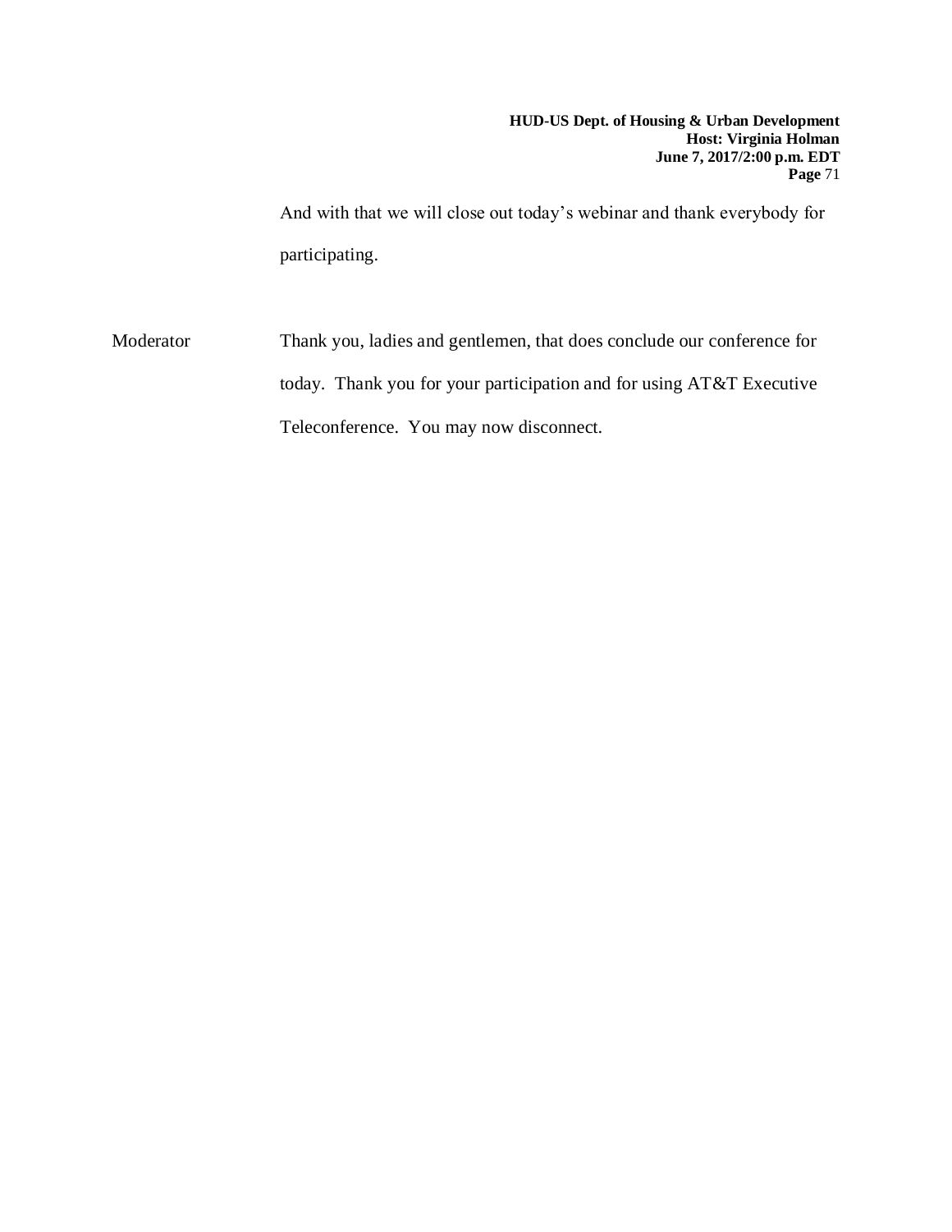And with that we will close out today's webinar and thank everybody for participating.

Moderator Thank you, ladies and gentlemen, that does conclude our conference for today. Thank you for your participation and for using AT&T Executive Teleconference. You may now disconnect.